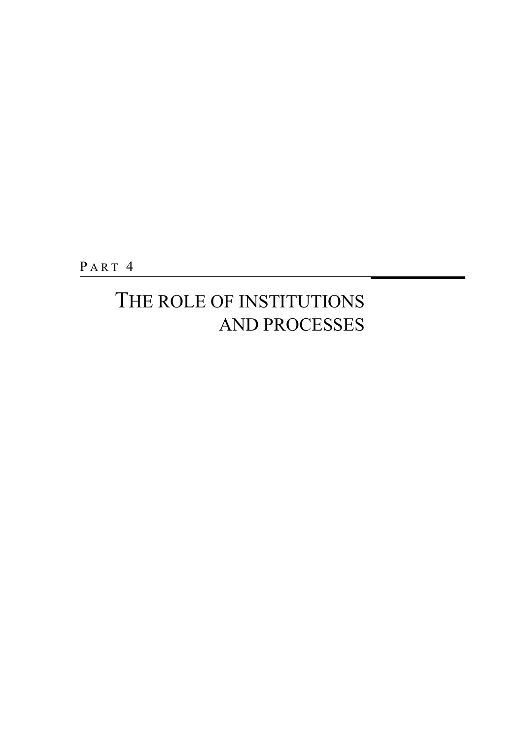PART 4

# THE ROLE OF INSTITUTIONS AND PROCESSES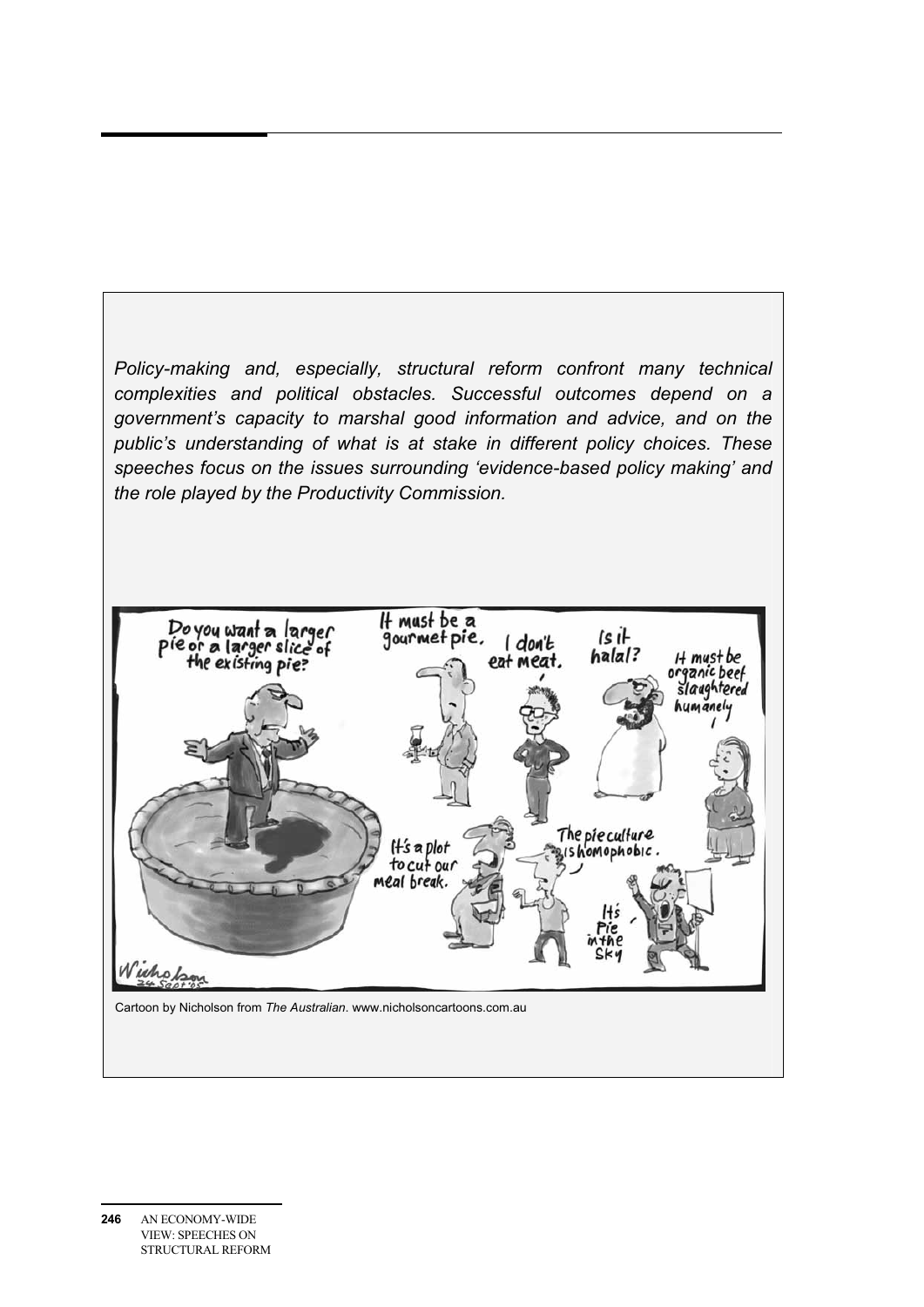*Policy-making and, especially, structural reform confront many technical complexities and political obstacles. Successful outcomes depend on a government's capacity to marshal good information and advice, and on the public's understanding of what is at stake in different policy choices. These speeches focus on the issues surrounding 'evidence-based policy making' and the role played by the Productivity Commission.*

Cartoon by Nicholson from *The Australian*. www.nicholsoncartoons.com.au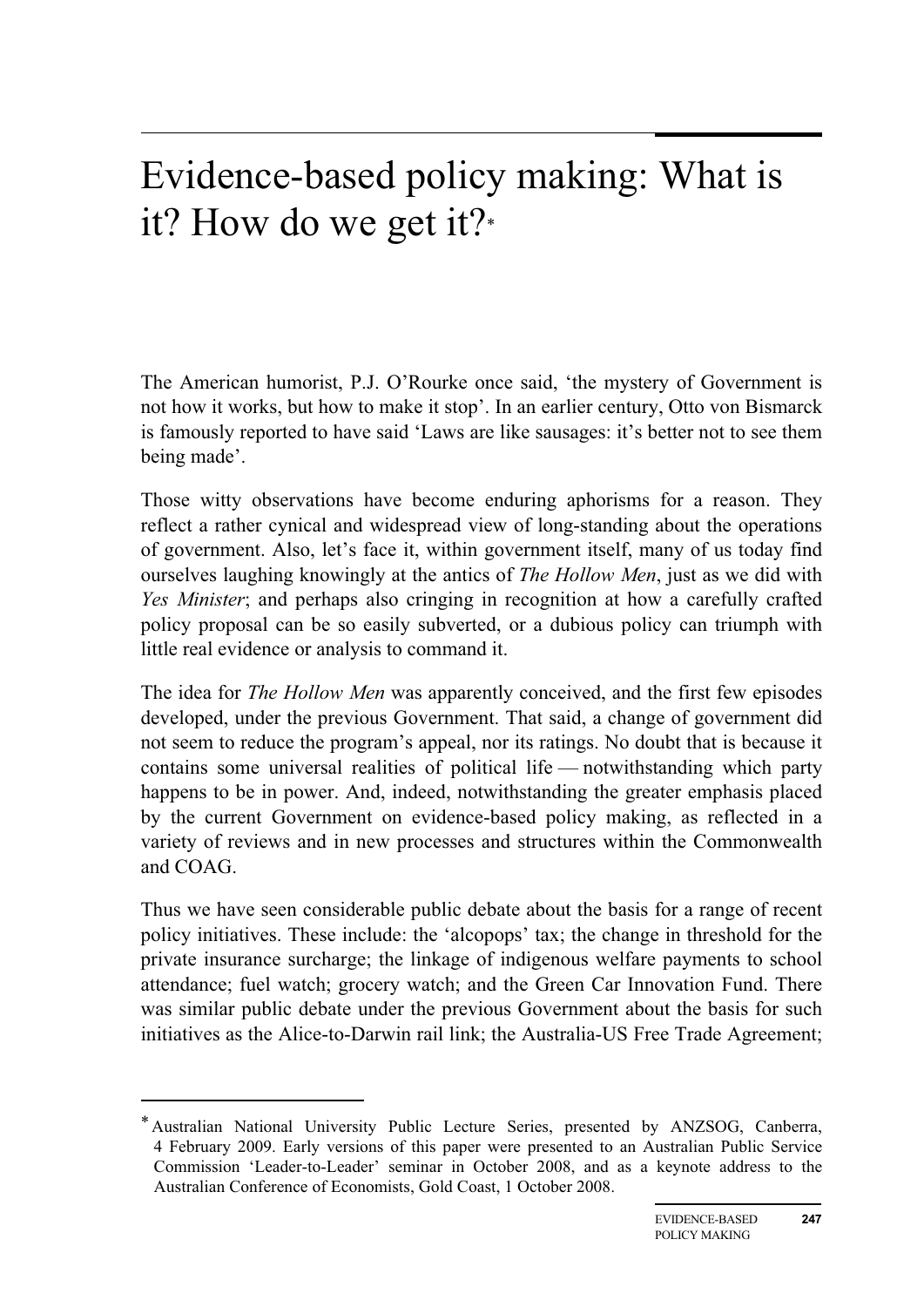# Evidence-based policy making: What is it? How do we get it?*

The American humorist, P.J. O'Rourke once said, 'the mystery of Government is not how it works, but how to make it stop'. In an earlier century, Otto von Bismarck is famously reported to have said 'Laws are like sausages: it's better not to see them being made'.

Those witty observations have become enduring aphorisms for a reason. They reflect a rather cynical and widespread view of long-standing about the operations of government. Also, let's face it, within government itself, many of us today find ourselves laughing knowingly at the antics of *The Hollow Men*, just as we did with *Yes Minister*; and perhaps also cringing in recognition at how a carefully crafted policy proposal can be so easily subverted, or a dubious policy can triumph with little real evidence or analysis to command it.

The idea for *The Hollow Men* was apparently conceived, and the first few episodes developed, under the previous Government. That said, a change of government did not seem to reduce the program's appeal, nor its ratings. No doubt that is because it contains some universal realities of political life — notwithstanding which party happens to be in power. And, indeed, notwithstanding the greater emphasis placed by the current Government on evidence-based policy making, as reflected in a variety of reviews and in new processes and structures within the Commonwealth and COAG.

Thus we have seen considerable public debate about the basis for a range of recent policy initiatives. These include: the 'alcopops' tax; the change in threshold for the private insurance surcharge; the linkage of indigenous welfare payments to school attendance; fuel watch; grocery watch; and the Green Car Innovation Fund. There was similar public debate under the previous Government about the basis for such initiatives as the Alice-to-Darwin rail link; the Australia-US Free Trade Agreement;

---

* Australian National University Public Lecture Series, presented by ANZSOG, Canberra, 4 February 2009. Early versions of this paper were presented to an Australian Public Service Commission 'Leader-to-Leader' seminar in October 2008, and as a keynote address to the Australian Conference of Economists, Gold Coast, 1 October 2008.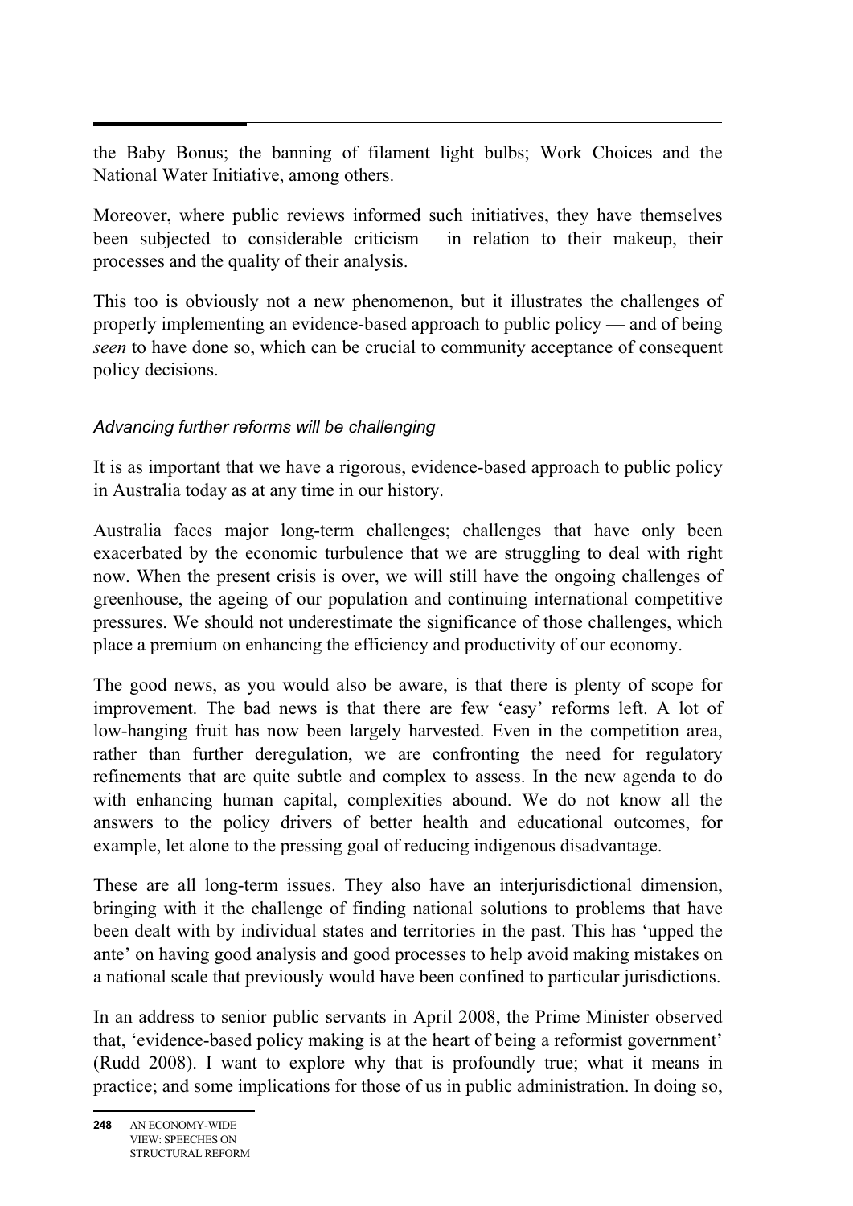the Baby Bonus; the banning of filament light bulbs; Work Choices and the National Water Initiative, among others.

Moreover, where public reviews informed such initiatives, they have themselves been subjected to considerable criticism — in relation to their makeup, their processes and the quality of their analysis.

This too is obviously not a new phenomenon, but it illustrates the challenges of properly implementing an evidence-based approach to public policy — and of being *seen* to have done so, which can be crucial to community acceptance of consequent policy decisions.

### *Advancing further reforms will be challenging*

It is as important that we have a rigorous, evidence-based approach to public policy in Australia today as at any time in our history.

Australia faces major long-term challenges; challenges that have only been exacerbated by the economic turbulence that we are struggling to deal with right now. When the present crisis is over, we will still have the ongoing challenges of greenhouse, the ageing of our population and continuing international competitive pressures. We should not underestimate the significance of those challenges, which place a premium on enhancing the efficiency and productivity of our economy.

The good news, as you would also be aware, is that there is plenty of scope for improvement. The bad news is that there are few 'easy' reforms left. A lot of low-hanging fruit has now been largely harvested. Even in the competition area, rather than further deregulation, we are confronting the need for regulatory refinements that are quite subtle and complex to assess. In the new agenda to do with enhancing human capital, complexities abound. We do not know all the answers to the policy drivers of better health and educational outcomes, for example, let alone to the pressing goal of reducing indigenous disadvantage.

These are all long-term issues. They also have an interjurisdictional dimension, bringing with it the challenge of finding national solutions to problems that have been dealt with by individual states and territories in the past. This has 'upped the ante' on having good analysis and good processes to help avoid making mistakes on a national scale that previously would have been confined to particular jurisdictions.

In an address to senior public servants in April 2008, the Prime Minister observed that, 'evidence-based policy making is at the heart of being a reformist government' (Rudd 2008). I want to explore why that is profoundly true; what it means in practice; and some implications for those of us in public administration. In doing so,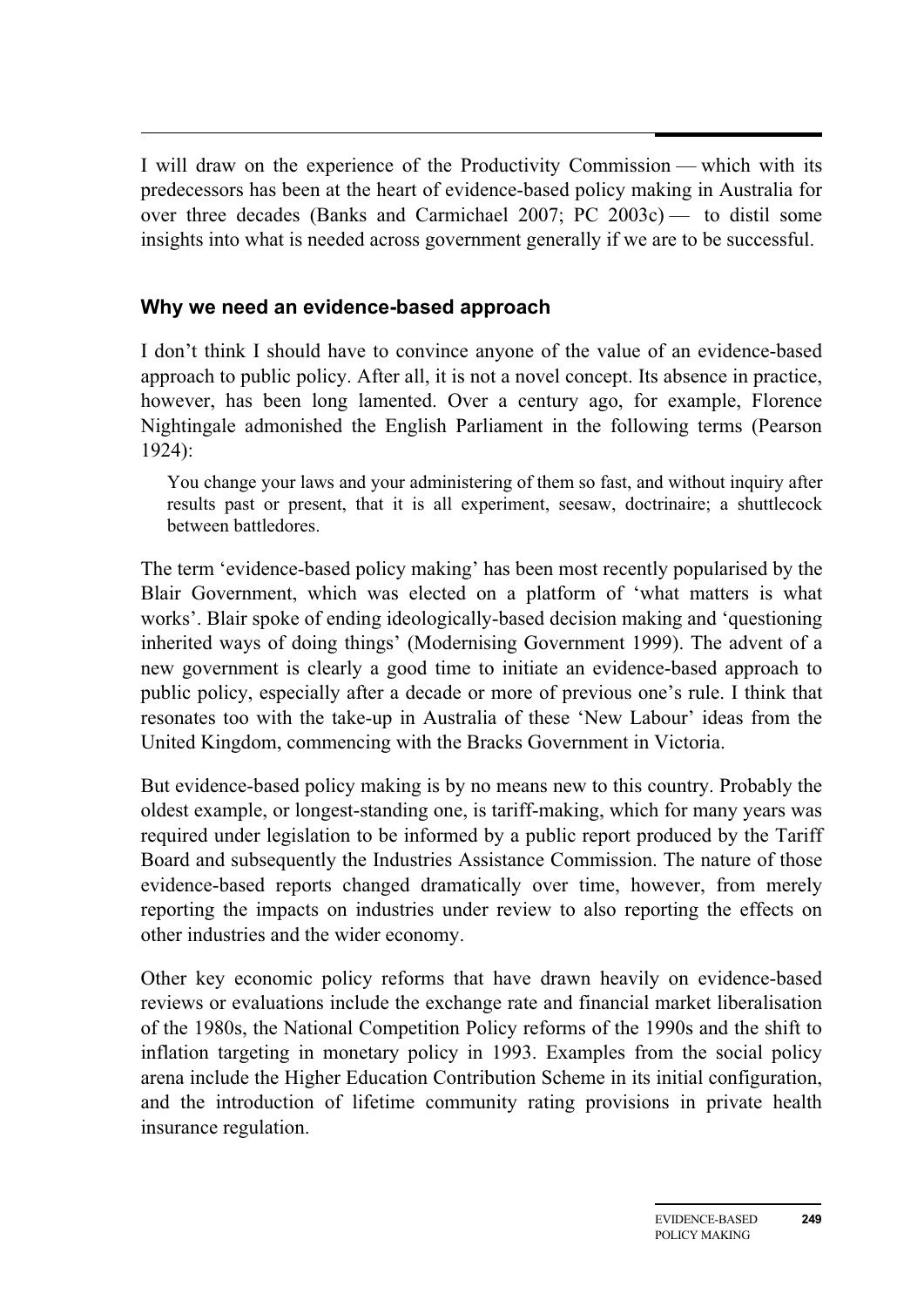I will draw on the experience of the Productivity Commission — which with its predecessors has been at the heart of evidence-based policy making in Australia for over three decades (Banks and Carmichael 2007; PC 2003c) — to distil some insights into what is needed across government generally if we are to be successful.

### Why we need an evidence-based approach

I don't think I should have to convince anyone of the value of an evidence-based approach to public policy. After all, it is not a novel concept. Its absence in practice, however, has been long lamented. Over a century ago, for example, Florence Nightingale admonished the English Parliament in the following terms (Pearson 1924):

> You change your laws and your administering of them so fast, and without inquiry after results past or present, that it is all experiment, seesaw, doctrinaire; a shuttlecock between battledores.

The term 'evidence-based policy making' has been most recently popularised by the Blair Government, which was elected on a platform of 'what matters is what works'. Blair spoke of ending ideologically-based decision making and 'questioning inherited ways of doing things' (Modernising Government 1999). The advent of a new government is clearly a good time to initiate an evidence-based approach to public policy, especially after a decade or more of previous one's rule. I think that resonates too with the take-up in Australia of these 'New Labour' ideas from the United Kingdom, commencing with the Bracks Government in Victoria.

But evidence-based policy making is by no means new to this country. Probably the oldest example, or longest-standing one, is tariff-making, which for many years was required under legislation to be informed by a public report produced by the Tariff Board and subsequently the Industries Assistance Commission. The nature of those evidence-based reports changed dramatically over time, however, from merely reporting the impacts on industries under review to also reporting the effects on other industries and the wider economy.

Other key economic policy reforms that have drawn heavily on evidence-based reviews or evaluations include the exchange rate and financial market liberalisation of the 1980s, the National Competition Policy reforms of the 1990s and the shift to inflation targeting in monetary policy in 1993. Examples from the social policy arena include the Higher Education Contribution Scheme in its initial configuration, and the introduction of lifetime community rating provisions in private health insurance regulation.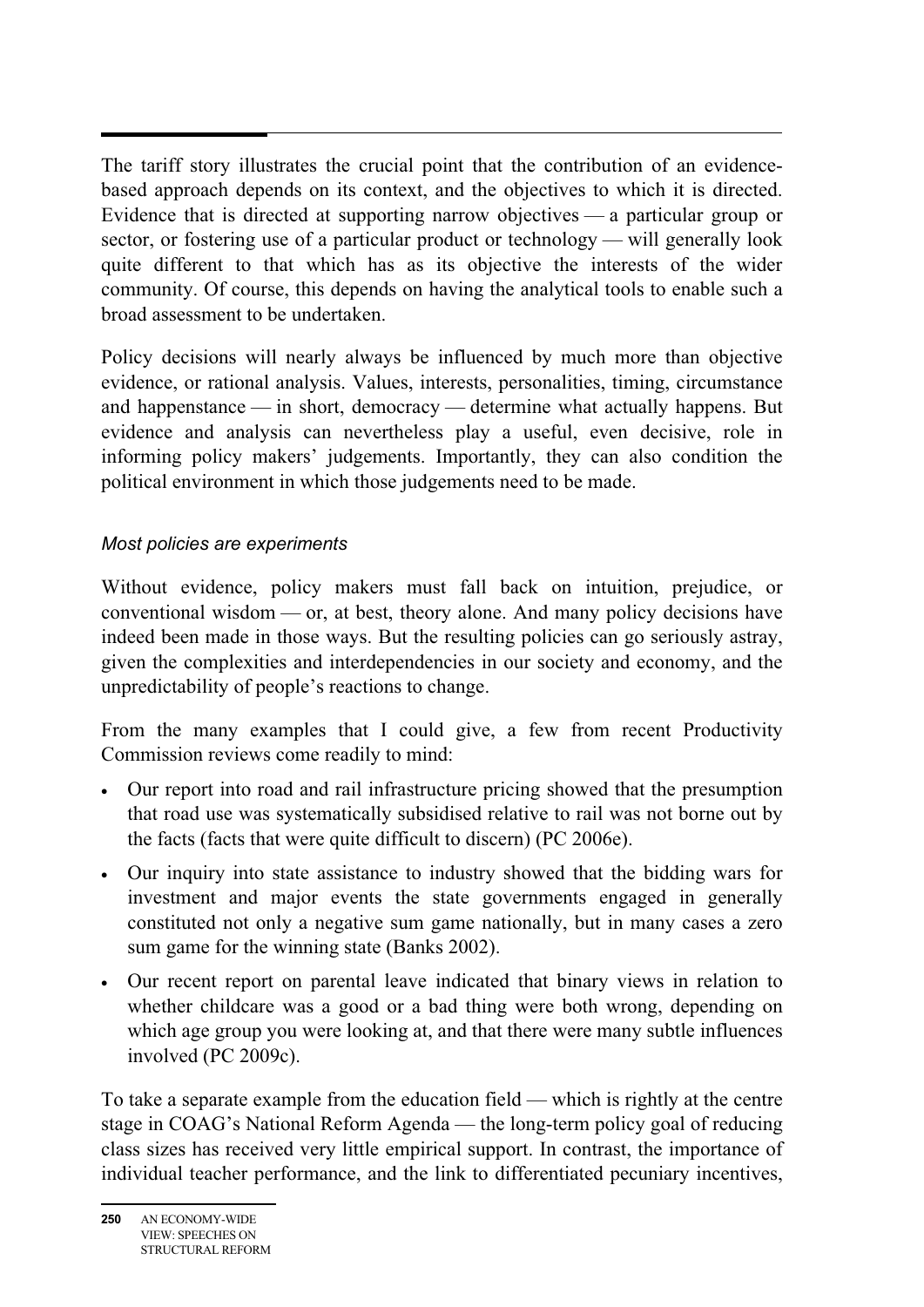The tariff story illustrates the crucial point that the contribution of an evidence-based approach depends on its context, and the objectives to which it is directed. Evidence that is directed at supporting narrow objectives — a particular group or sector, or fostering use of a particular product or technology — will generally look quite different to that which has as its objective the interests of the wider community. Of course, this depends on having the analytical tools to enable such a broad assessment to be undertaken.

Policy decisions will nearly always be influenced by much more than objective evidence, or rational analysis. Values, interests, personalities, timing, circumstance and happenstance — in short, democracy — determine what actually happens. But evidence and analysis can nevertheless play a useful, even decisive, role in informing policy makers' judgements. Importantly, they can also condition the political environment in which those judgements need to be made.

### *Most policies are experiments*

Without evidence, policy makers must fall back on intuition, prejudice, or conventional wisdom — or, at best, theory alone. And many policy decisions have indeed been made in those ways. But the resulting policies can go seriously astray, given the complexities and interdependencies in our society and economy, and the unpredictability of people's reactions to change.

From the many examples that I could give, a few from recent Productivity Commission reviews come readily to mind:

- Our report into road and rail infrastructure pricing showed that the presumption that road use was systematically subsidised relative to rail was not borne out by the facts (facts that were quite difficult to discern) (PC 2006e).
- Our inquiry into state assistance to industry showed that the bidding wars for investment and major events the state governments engaged in generally constituted not only a negative sum game nationally, but in many cases a zero sum game for the winning state (Banks 2002).
- Our recent report on parental leave indicated that binary views in relation to whether childcare was a good or a bad thing were both wrong, depending on which age group you were looking at, and that there were many subtle influences involved (PC 2009c).

To take a separate example from the education field — which is rightly at the centre stage in COAG's National Reform Agenda — the long-term policy goal of reducing class sizes has received very little empirical support. In contrast, the importance of individual teacher performance, and the link to differentiated pecuniary incentives,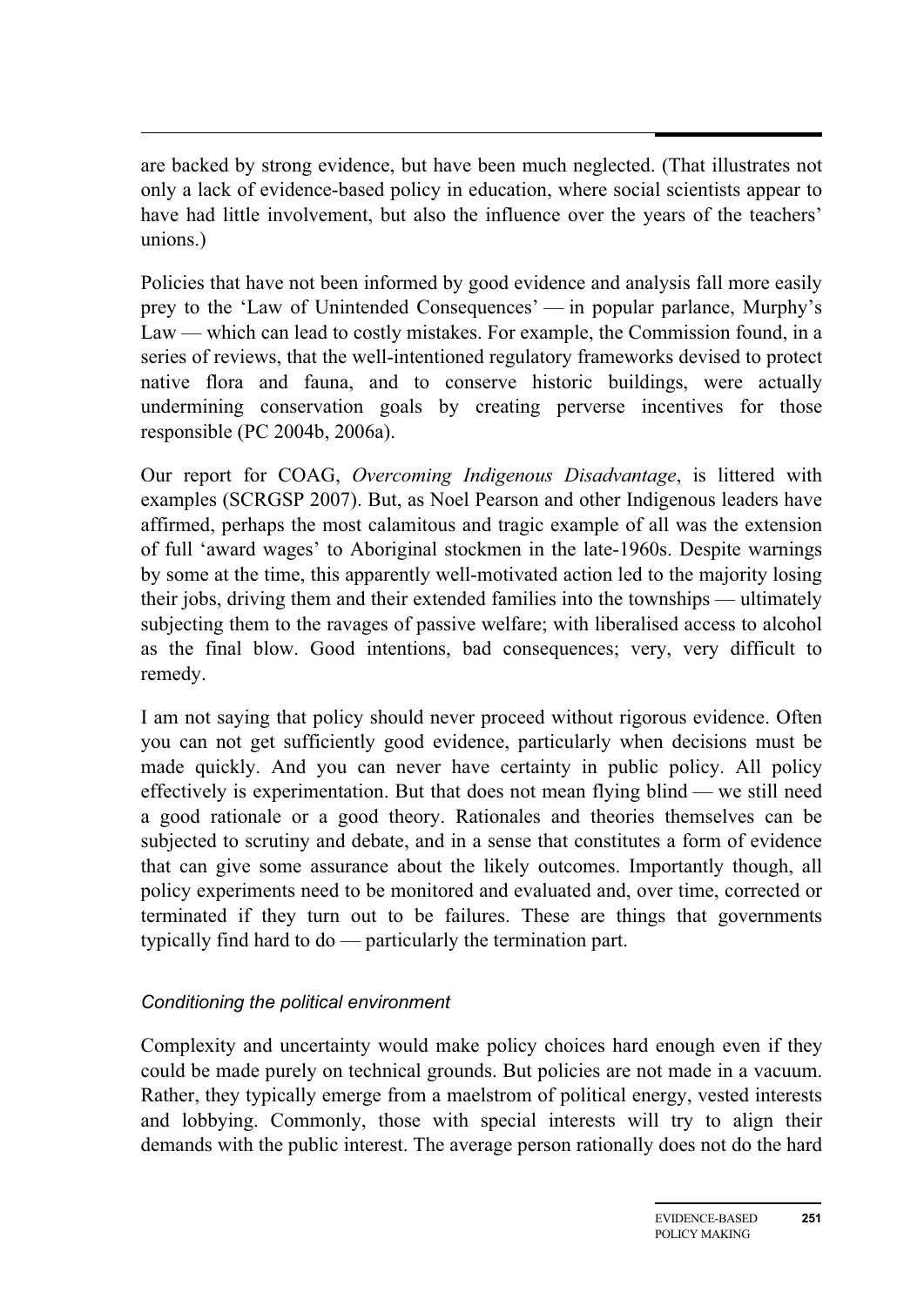are backed by strong evidence, but have been much neglected. (That illustrates not only a lack of evidence-based policy in education, where social scientists appear to have had little involvement, but also the influence over the years of the teachers' unions.)

Policies that have not been informed by good evidence and analysis fall more easily prey to the 'Law of Unintended Consequences' — in popular parlance, Murphy's Law — which can lead to costly mistakes. For example, the Commission found, in a series of reviews, that the well-intentioned regulatory frameworks devised to protect native flora and fauna, and to conserve historic buildings, were actually undermining conservation goals by creating perverse incentives for those responsible (PC 2004b, 2006a).

Our report for COAG, *Overcoming Indigenous Disadvantage*, is littered with examples (SCRGSP 2007). But, as Noel Pearson and other Indigenous leaders have affirmed, perhaps the most calamitous and tragic example of all was the extension of full 'award wages' to Aboriginal stockmen in the late-1960s. Despite warnings by some at the time, this apparently well-motivated action led to the majority losing their jobs, driving them and their extended families into the townships — ultimately subjecting them to the ravages of passive welfare; with liberalised access to alcohol as the final blow. Good intentions, bad consequences; very, very difficult to remedy.

I am not saying that policy should never proceed without rigorous evidence. Often you can not get sufficiently good evidence, particularly when decisions must be made quickly. And you can never have certainty in public policy. All policy effectively is experimentation. But that does not mean flying blind — we still need a good rationale or a good theory. Rationales and theories themselves can be subjected to scrutiny and debate, and in a sense that constitutes a form of evidence that can give some assurance about the likely outcomes. Importantly though, all policy experiments need to be monitored and evaluated and, over time, corrected or terminated if they turn out to be failures. These are things that governments typically find hard to do — particularly the termination part.

### *Conditioning the political environment*

Complexity and uncertainty would make policy choices hard enough even if they could be made purely on technical grounds. But policies are not made in a vacuum. Rather, they typically emerge from a maelstrom of political energy, vested interests and lobbying. Commonly, those with special interests will try to align their demands with the public interest. The average person rationally does not do the hard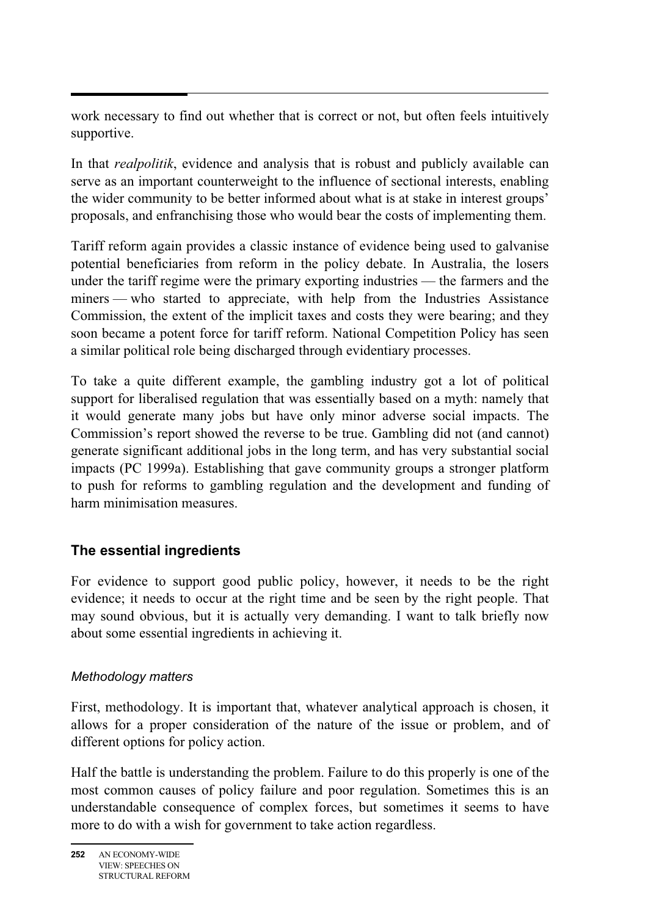work necessary to find out whether that is correct or not, but often feels intuitively supportive.

In that *realpolitik*, evidence and analysis that is robust and publicly available can serve as an important counterweight to the influence of sectional interests, enabling the wider community to be better informed about what is at stake in interest groups' proposals, and enfranchising those who would bear the costs of implementing them.

Tariff reform again provides a classic instance of evidence being used to galvanise potential beneficiaries from reform in the policy debate. In Australia, the losers under the tariff regime were the primary exporting industries — the farmers and the miners — who started to appreciate, with help from the Industries Assistance Commission, the extent of the implicit taxes and costs they were bearing; and they soon became a potent force for tariff reform. National Competition Policy has seen a similar political role being discharged through evidentiary processes.

To take a quite different example, the gambling industry got a lot of political support for liberalised regulation that was essentially based on a myth: namely that it would generate many jobs but have only minor adverse social impacts. The Commission's report showed the reverse to be true. Gambling did not (and cannot) generate significant additional jobs in the long term, and has very substantial social impacts (PC 1999a). Establishing that gave community groups a stronger platform to push for reforms to gambling regulation and the development and funding of harm minimisation measures.

## The essential ingredients

For evidence to support good public policy, however, it needs to be the right evidence; it needs to occur at the right time and be seen by the right people. That may sound obvious, but it is actually very demanding. I want to talk briefly now about some essential ingredients in achieving it.

### *Methodology matters*

First, methodology. It is important that, whatever analytical approach is chosen, it allows for a proper consideration of the nature of the issue or problem, and of different options for policy action.

Half the battle is understanding the problem. Failure to do this properly is one of the most common causes of policy failure and poor regulation. Sometimes this is an understandable consequence of complex forces, but sometimes it seems to have more to do with a wish for government to take action regardless.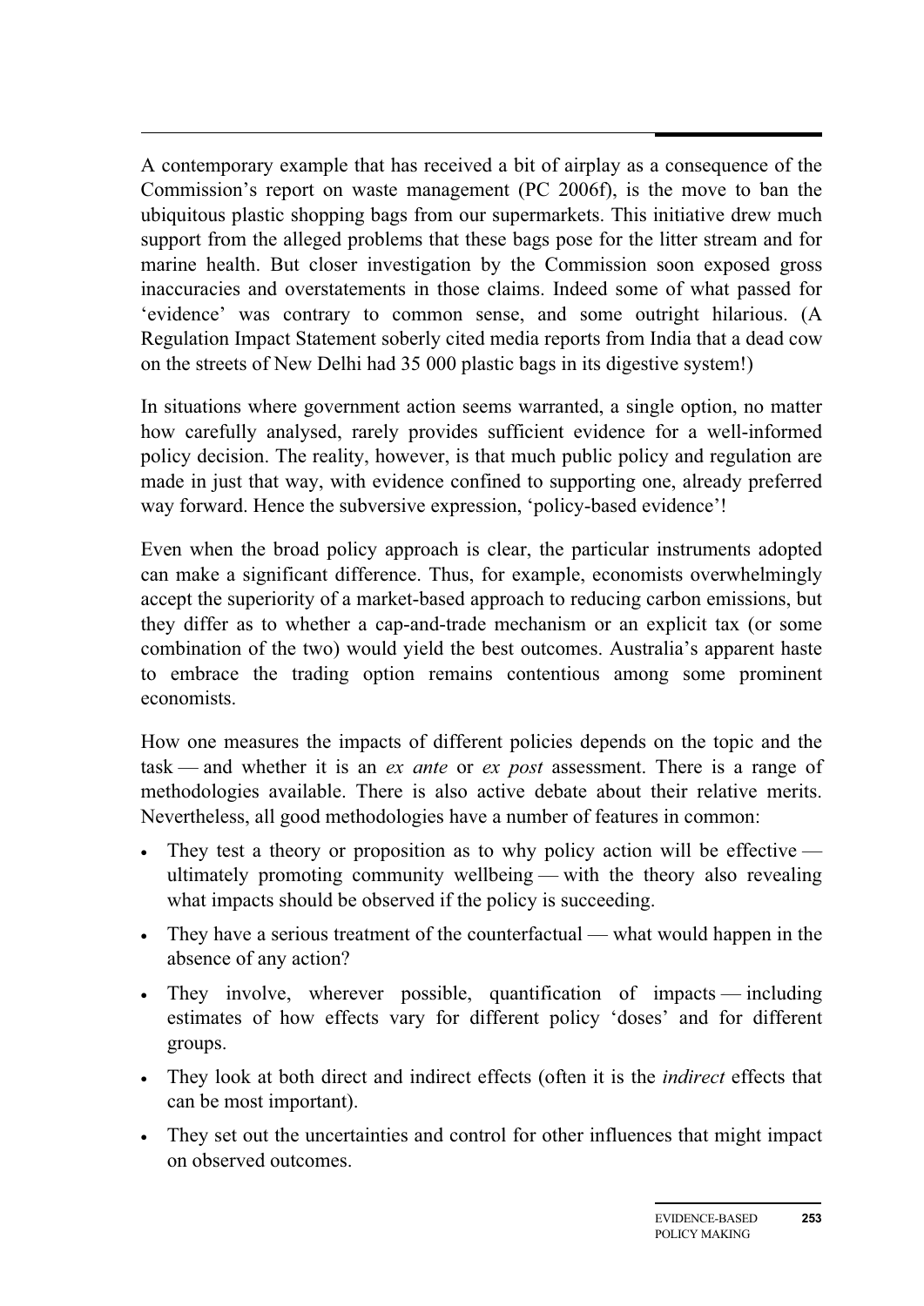A contemporary example that has received a bit of airplay as a consequence of the Commission's report on waste management (PC 2006f), is the move to ban the ubiquitous plastic shopping bags from our supermarkets. This initiative drew much support from the alleged problems that these bags pose for the litter stream and for marine health. But closer investigation by the Commission soon exposed gross inaccuracies and overstatements in those claims. Indeed some of what passed for 'evidence' was contrary to common sense, and some outright hilarious. (A Regulation Impact Statement soberly cited media reports from India that a dead cow on the streets of New Delhi had 35 000 plastic bags in its digestive system!)

In situations where government action seems warranted, a single option, no matter how carefully analysed, rarely provides sufficient evidence for a well-informed policy decision. The reality, however, is that much public policy and regulation are made in just that way, with evidence confined to supporting one, already preferred way forward. Hence the subversive expression, 'policy-based evidence'!

Even when the broad policy approach is clear, the particular instruments adopted can make a significant difference. Thus, for example, economists overwhelmingly accept the superiority of a market-based approach to reducing carbon emissions, but they differ as to whether a cap-and-trade mechanism or an explicit tax (or some combination of the two) would yield the best outcomes. Australia's apparent haste to embrace the trading option remains contentious among some prominent economists.

How one measures the impacts of different policies depends on the topic and the task — and whether it is an *ex ante* or *ex post* assessment. There is a range of methodologies available. There is also active debate about their relative merits. Nevertheless, all good methodologies have a number of features in common:

- They test a theory or proposition as to why policy action will be effective — ultimately promoting community wellbeing — with the theory also revealing what impacts should be observed if the policy is succeeding.
- They have a serious treatment of the counterfactual — what would happen in the absence of any action?
- They involve, wherever possible, quantification of impacts — including estimates of how effects vary for different policy 'doses' and for different groups.
- They look at both direct and indirect effects (often it is the *indirect* effects that can be most important).
- They set out the uncertainties and control for other influences that might impact on observed outcomes.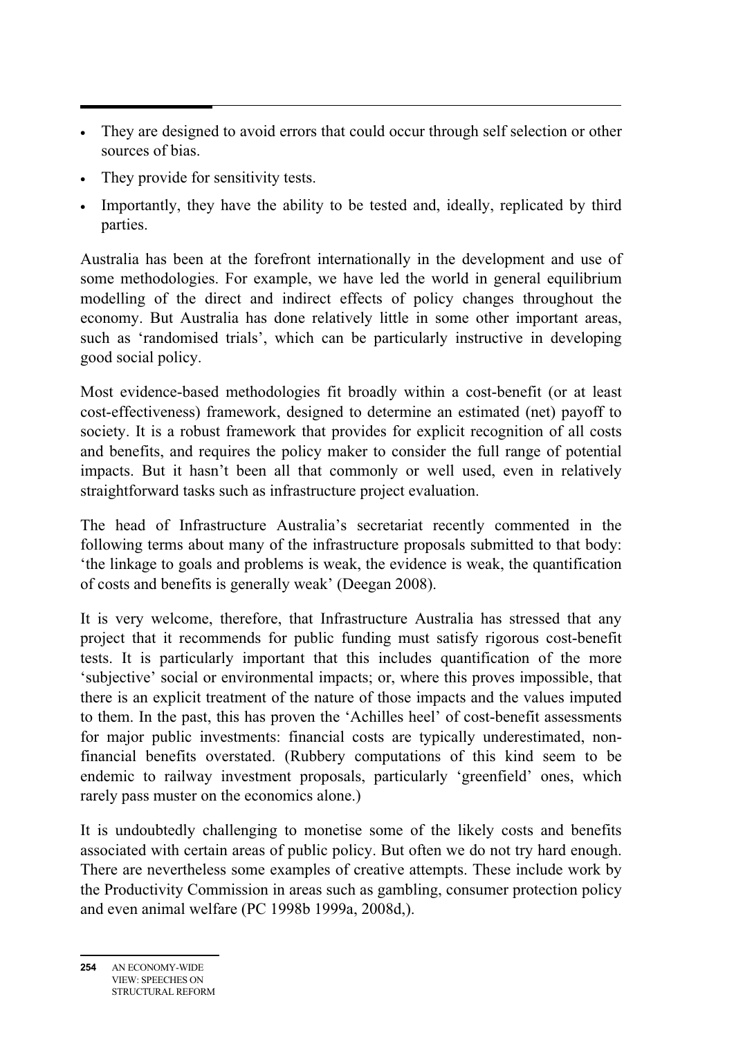- They are designed to avoid errors that could occur through self selection or other sources of bias.
- They provide for sensitivity tests.
- Importantly, they have the ability to be tested and, ideally, replicated by third parties.

Australia has been at the forefront internationally in the development and use of some methodologies. For example, we have led the world in general equilibrium modelling of the direct and indirect effects of policy changes throughout the economy. But Australia has done relatively little in some other important areas, such as 'randomised trials', which can be particularly instructive in developing good social policy.

Most evidence-based methodologies fit broadly within a cost-benefit (or at least cost-effectiveness) framework, designed to determine an estimated (net) payoff to society. It is a robust framework that provides for explicit recognition of all costs and benefits, and requires the policy maker to consider the full range of potential impacts. But it hasn't been all that commonly or well used, even in relatively straightforward tasks such as infrastructure project evaluation.

The head of Infrastructure Australia's secretariat recently commented in the following terms about many of the infrastructure proposals submitted to that body: 'the linkage to goals and problems is weak, the evidence is weak, the quantification of costs and benefits is generally weak' (Deegan 2008).

It is very welcome, therefore, that Infrastructure Australia has stressed that any project that it recommends for public funding must satisfy rigorous cost-benefit tests. It is particularly important that this includes quantification of the more 'subjective' social or environmental impacts; or, where this proves impossible, that there is an explicit treatment of the nature of those impacts and the values imputed to them. In the past, this has proven the 'Achilles heel' of cost-benefit assessments for major public investments: financial costs are typically underestimated, non-financial benefits overstated. (Rubbery computations of this kind seem to be endemic to railway investment proposals, particularly 'greenfield' ones, which rarely pass muster on the economics alone.)

It is undoubtedly challenging to monetise some of the likely costs and benefits associated with certain areas of public policy. But often we do not try hard enough. There are nevertheless some examples of creative attempts. These include work by the Productivity Commission in areas such as gambling, consumer protection policy and even animal welfare (PC 1998b 1999a, 2008d,).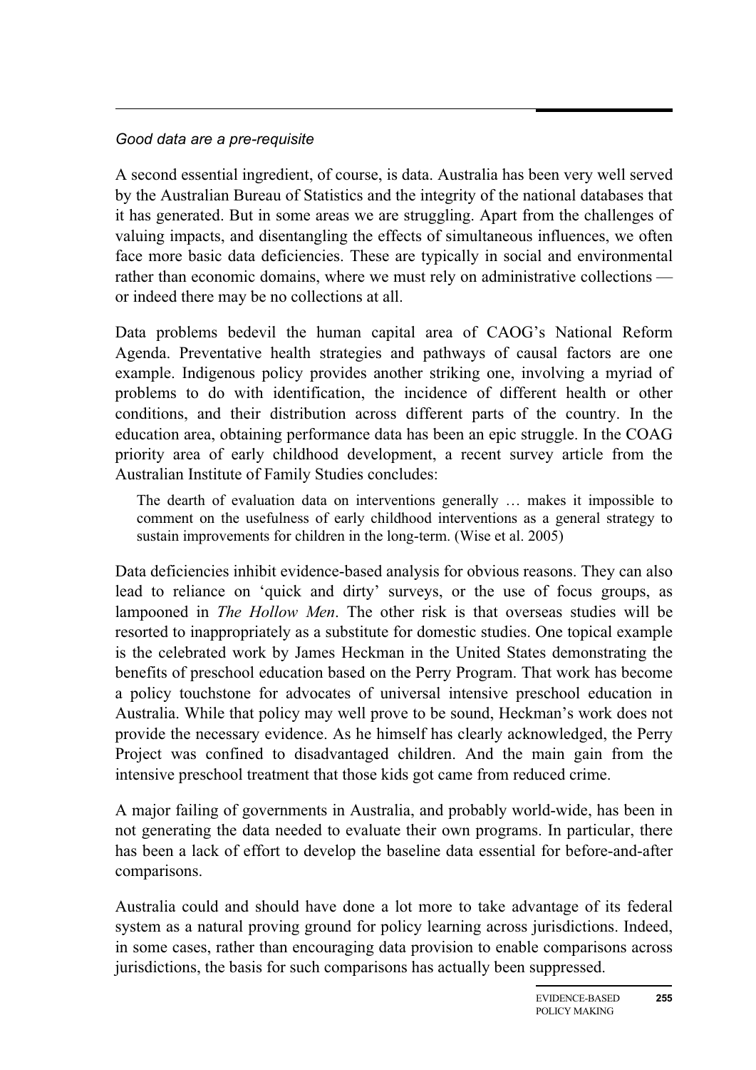*Good data are a pre-requisite*

A second essential ingredient, of course, is data. Australia has been very well served by the Australian Bureau of Statistics and the integrity of the national databases that it has generated. But in some areas we are struggling. Apart from the challenges of valuing impacts, and disentangling the effects of simultaneous influences, we often face more basic data deficiencies. These are typically in social and environmental rather than economic domains, where we must rely on administrative collections — or indeed there may be no collections at all.

Data problems bedevil the human capital area of CAOG's National Reform Agenda. Preventative health strategies and pathways of causal factors are one example. Indigenous policy provides another striking one, involving a myriad of problems to do with identification, the incidence of different health or other conditions, and their distribution across different parts of the country. In the education area, obtaining performance data has been an epic struggle. In the COAG priority area of early childhood development, a recent survey article from the Australian Institute of Family Studies concludes:

> The dearth of evaluation data on interventions generally … makes it impossible to comment on the usefulness of early childhood interventions as a general strategy to sustain improvements for children in the long-term. (Wise et al. 2005)

Data deficiencies inhibit evidence-based analysis for obvious reasons. They can also lead to reliance on 'quick and dirty' surveys, or the use of focus groups, as lampooned in *The Hollow Men*. The other risk is that overseas studies will be resorted to inappropriately as a substitute for domestic studies. One topical example is the celebrated work by James Heckman in the United States demonstrating the benefits of preschool education based on the Perry Program. That work has become a policy touchstone for advocates of universal intensive preschool education in Australia. While that policy may well prove to be sound, Heckman's work does not provide the necessary evidence. As he himself has clearly acknowledged, the Perry Project was confined to disadvantaged children. And the main gain from the intensive preschool treatment that those kids got came from reduced crime.

A major failing of governments in Australia, and probably world-wide, has been in not generating the data needed to evaluate their own programs. In particular, there has been a lack of effort to develop the baseline data essential for before-and-after comparisons.

Australia could and should have done a lot more to take advantage of its federal system as a natural proving ground for policy learning across jurisdictions. Indeed, in some cases, rather than encouraging data provision to enable comparisons across jurisdictions, the basis for such comparisons has actually been suppressed.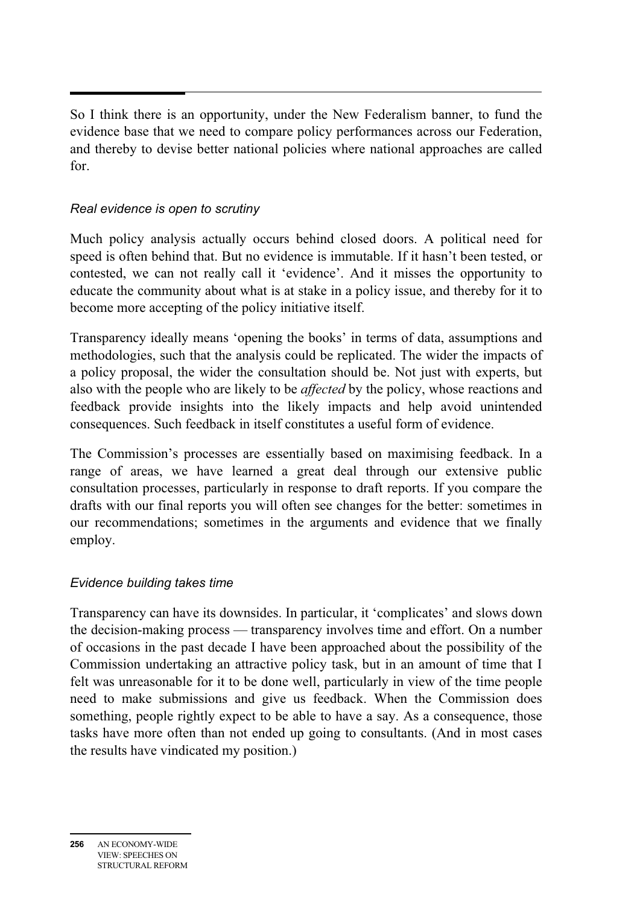So I think there is an opportunity, under the New Federalism banner, to fund the evidence base that we need to compare policy performances across our Federation, and thereby to devise better national policies where national approaches are called for.

### *Real evidence is open to scrutiny*

Much policy analysis actually occurs behind closed doors. A political need for speed is often behind that. But no evidence is immutable. If it hasn't been tested, or contested, we can not really call it 'evidence'. And it misses the opportunity to educate the community about what is at stake in a policy issue, and thereby for it to become more accepting of the policy initiative itself.

Transparency ideally means 'opening the books' in terms of data, assumptions and methodologies, such that the analysis could be replicated. The wider the impacts of a policy proposal, the wider the consultation should be. Not just with experts, but also with the people who are likely to be *affected* by the policy, whose reactions and feedback provide insights into the likely impacts and help avoid unintended consequences. Such feedback in itself constitutes a useful form of evidence.

The Commission's processes are essentially based on maximising feedback. In a range of areas, we have learned a great deal through our extensive public consultation processes, particularly in response to draft reports. If you compare the drafts with our final reports you will often see changes for the better: sometimes in our recommendations; sometimes in the arguments and evidence that we finally employ.

### *Evidence building takes time*

Transparency can have its downsides. In particular, it 'complicates' and slows down the decision-making process — transparency involves time and effort. On a number of occasions in the past decade I have been approached about the possibility of the Commission undertaking an attractive policy task, but in an amount of time that I felt was unreasonable for it to be done well, particularly in view of the time people need to make submissions and give us feedback. When the Commission does something, people rightly expect to be able to have a say. As a consequence, those tasks have more often than not ended up going to consultants. (And in most cases the results have vindicated my position.)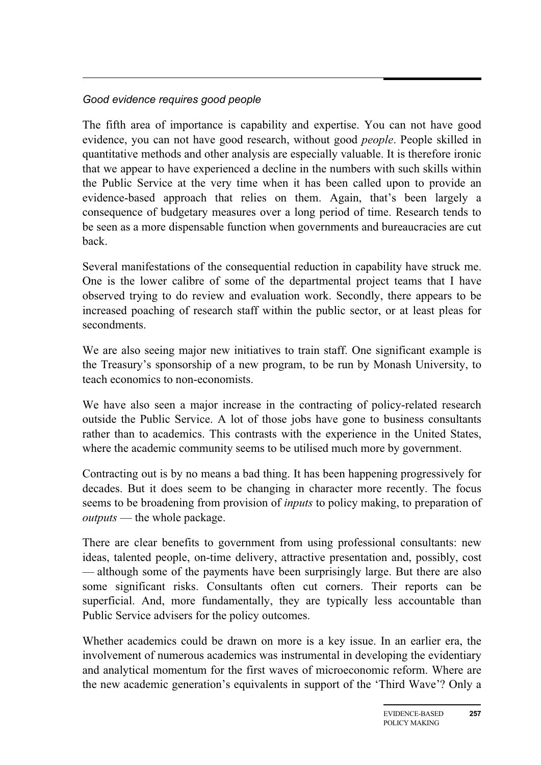*Good evidence requires good people*

The fifth area of importance is capability and expertise. You can not have good evidence, you can not have good research, without good *people*. People skilled in quantitative methods and other analysis are especially valuable. It is therefore ironic that we appear to have experienced a decline in the numbers with such skills within the Public Service at the very time when it has been called upon to provide an evidence-based approach that relies on them. Again, that's been largely a consequence of budgetary measures over a long period of time. Research tends to be seen as a more dispensable function when governments and bureaucracies are cut back.

Several manifestations of the consequential reduction in capability have struck me. One is the lower calibre of some of the departmental project teams that I have observed trying to do review and evaluation work. Secondly, there appears to be increased poaching of research staff within the public sector, or at least pleas for secondments.

We are also seeing major new initiatives to train staff. One significant example is the Treasury's sponsorship of a new program, to be run by Monash University, to teach economics to non-economists.

We have also seen a major increase in the contracting of policy-related research outside the Public Service. A lot of those jobs have gone to business consultants rather than to academics. This contrasts with the experience in the United States, where the academic community seems to be utilised much more by government.

Contracting out is by no means a bad thing. It has been happening progressively for decades. But it does seem to be changing in character more recently. The focus seems to be broadening from provision of *inputs* to policy making, to preparation of *outputs* — the whole package.

There are clear benefits to government from using professional consultants: new ideas, talented people, on-time delivery, attractive presentation and, possibly, cost — although some of the payments have been surprisingly large. But there are also some significant risks. Consultants often cut corners. Their reports can be superficial. And, more fundamentally, they are typically less accountable than Public Service advisers for the policy outcomes.

Whether academics could be drawn on more is a key issue. In an earlier era, the involvement of numerous academics was instrumental in developing the evidentiary and analytical momentum for the first waves of microeconomic reform. Where are the new academic generation's equivalents in support of the 'Third Wave'? Only a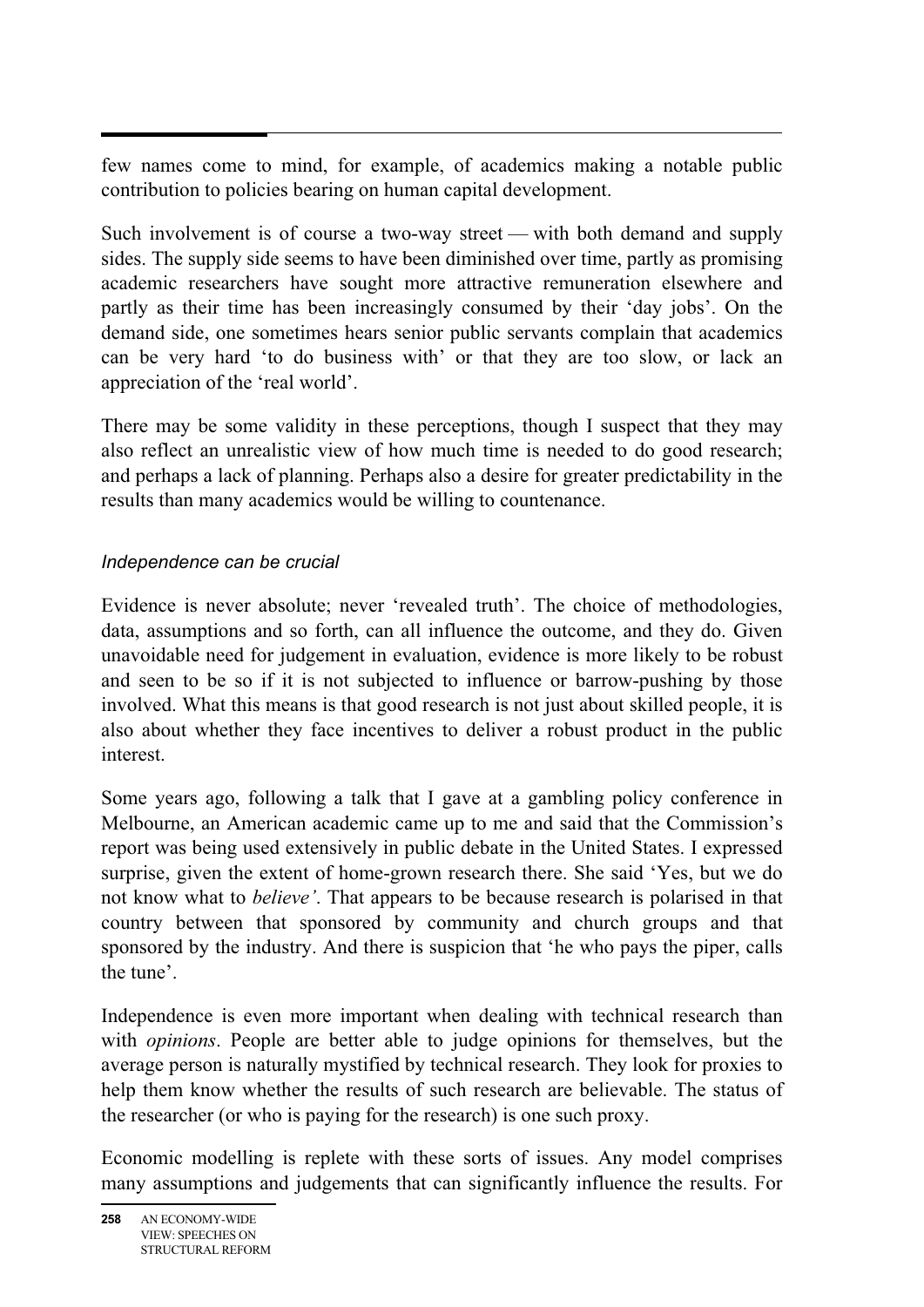few names come to mind, for example, of academics making a notable public contribution to policies bearing on human capital development.

Such involvement is of course a two-way street — with both demand and supply sides. The supply side seems to have been diminished over time, partly as promising academic researchers have sought more attractive remuneration elsewhere and partly as their time has been increasingly consumed by their 'day jobs'. On the demand side, one sometimes hears senior public servants complain that academics can be very hard 'to do business with' or that they are too slow, or lack an appreciation of the 'real world'.

There may be some validity in these perceptions, though I suspect that they may also reflect an unrealistic view of how much time is needed to do good research; and perhaps a lack of planning. Perhaps also a desire for greater predictability in the results than many academics would be willing to countenance.

### *Independence can be crucial*

Evidence is never absolute; never 'revealed truth'. The choice of methodologies, data, assumptions and so forth, can all influence the outcome, and they do. Given unavoidable need for judgement in evaluation, evidence is more likely to be robust and seen to be so if it is not subjected to influence or barrow-pushing by those involved. What this means is that good research is not just about skilled people, it is also about whether they face incentives to deliver a robust product in the public interest.

Some years ago, following a talk that I gave at a gambling policy conference in Melbourne, an American academic came up to me and said that the Commission's report was being used extensively in public debate in the United States. I expressed surprise, given the extent of home-grown research there. She said 'Yes, but we do not know what to *believe'*. That appears to be because research is polarised in that country between that sponsored by community and church groups and that sponsored by the industry. And there is suspicion that 'he who pays the piper, calls the tune'.

Independence is even more important when dealing with technical research than with *opinions*. People are better able to judge opinions for themselves, but the average person is naturally mystified by technical research. They look for proxies to help them know whether the results of such research are believable. The status of the researcher (or who is paying for the research) is one such proxy.

Economic modelling is replete with these sorts of issues. Any model comprises many assumptions and judgements that can significantly influence the results. For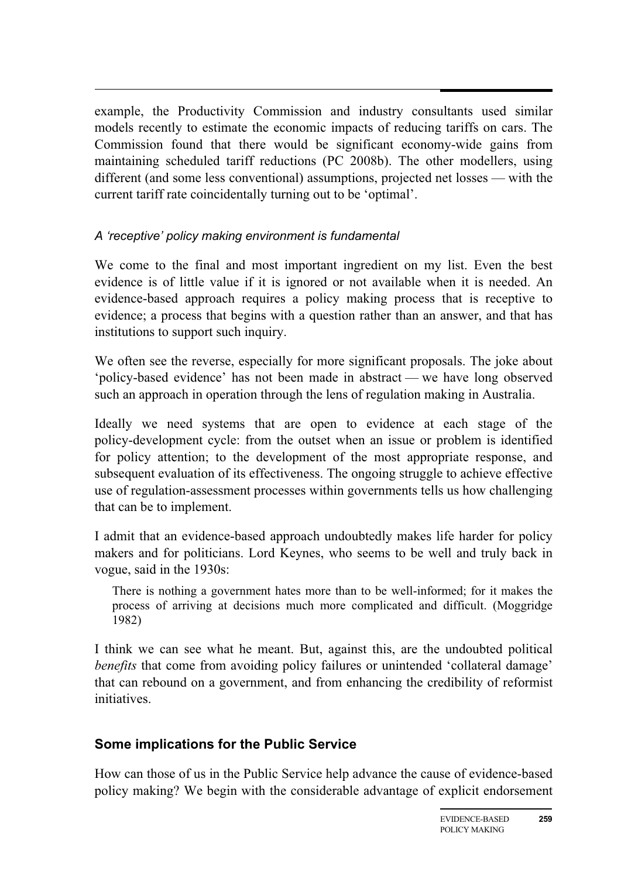example, the Productivity Commission and industry consultants used similar models recently to estimate the economic impacts of reducing tariffs on cars. The Commission found that there would be significant economy-wide gains from maintaining scheduled tariff reductions (PC 2008b). The other modellers, using different (and some less conventional) assumptions, projected net losses — with the current tariff rate coincidentally turning out to be 'optimal'.

*A 'receptive' policy making environment is fundamental*

We come to the final and most important ingredient on my list. Even the best evidence is of little value if it is ignored or not available when it is needed. An evidence-based approach requires a policy making process that is receptive to evidence; a process that begins with a question rather than an answer, and that has institutions to support such inquiry.

We often see the reverse, especially for more significant proposals. The joke about 'policy-based evidence' has not been made in abstract — we have long observed such an approach in operation through the lens of regulation making in Australia.

Ideally we need systems that are open to evidence at each stage of the policy-development cycle: from the outset when an issue or problem is identified for policy attention; to the development of the most appropriate response, and subsequent evaluation of its effectiveness. The ongoing struggle to achieve effective use of regulation-assessment processes within governments tells us how challenging that can be to implement.

I admit that an evidence-based approach undoubtedly makes life harder for policy makers and for politicians. Lord Keynes, who seems to be well and truly back in vogue, said in the 1930s:

> There is nothing a government hates more than to be well-informed; for it makes the process of arriving at decisions much more complicated and difficult. (Moggridge 1982)

I think we can see what he meant. But, against this, are the undoubted political *benefits* that come from avoiding policy failures or unintended 'collateral damage' that can rebound on a government, and from enhancing the credibility of reformist initiatives.

## Some implications for the Public Service

How can those of us in the Public Service help advance the cause of evidence-based policy making? We begin with the considerable advantage of explicit endorsement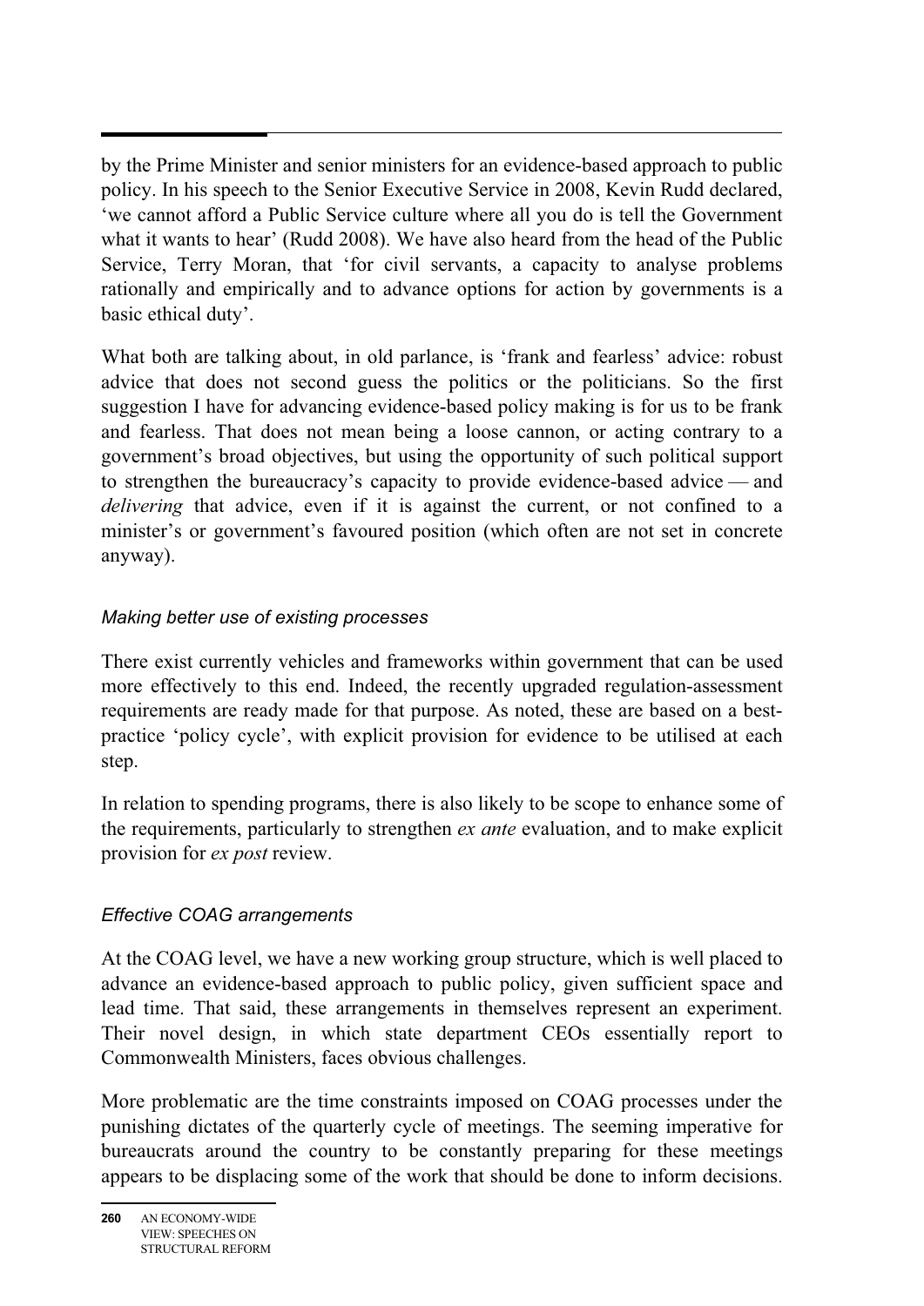by the Prime Minister and senior ministers for an evidence-based approach to public policy. In his speech to the Senior Executive Service in 2008, Kevin Rudd declared, 'we cannot afford a Public Service culture where all you do is tell the Government what it wants to hear' (Rudd 2008). We have also heard from the head of the Public Service, Terry Moran, that 'for civil servants, a capacity to analyse problems rationally and empirically and to advance options for action by governments is a basic ethical duty'.

What both are talking about, in old parlance, is 'frank and fearless' advice: robust advice that does not second guess the politics or the politicians. So the first suggestion I have for advancing evidence-based policy making is for us to be frank and fearless. That does not mean being a loose cannon, or acting contrary to a government's broad objectives, but using the opportunity of such political support to strengthen the bureaucracy's capacity to provide evidence-based advice — and *delivering* that advice, even if it is against the current, or not confined to a minister's or government's favoured position (which often are not set in concrete anyway).

### *Making better use of existing processes*

There exist currently vehicles and frameworks within government that can be used more effectively to this end. Indeed, the recently upgraded regulation-assessment requirements are ready made for that purpose. As noted, these are based on a best-practice 'policy cycle', with explicit provision for evidence to be utilised at each step.

In relation to spending programs, there is also likely to be scope to enhance some of the requirements, particularly to strengthen *ex ante* evaluation, and to make explicit provision for *ex post* review.

### *Effective COAG arrangements*

At the COAG level, we have a new working group structure, which is well placed to advance an evidence-based approach to public policy, given sufficient space and lead time. That said, these arrangements in themselves represent an experiment. Their novel design, in which state department CEOs essentially report to Commonwealth Ministers, faces obvious challenges.

More problematic are the time constraints imposed on COAG processes under the punishing dictates of the quarterly cycle of meetings. The seeming imperative for bureaucrats around the country to be constantly preparing for these meetings appears to be displacing some of the work that should be done to inform decisions.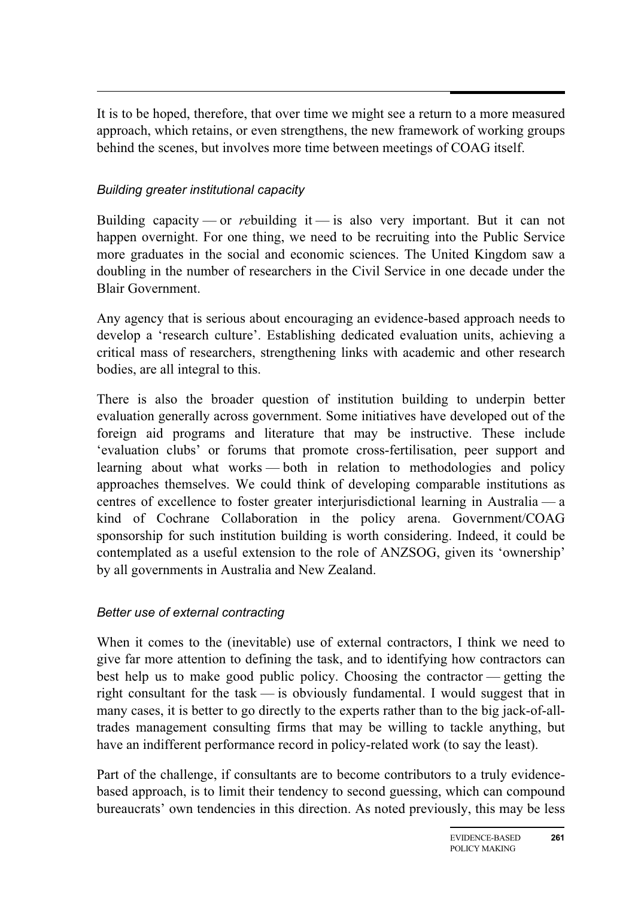It is to be hoped, therefore, that over time we might see a return to a more measured approach, which retains, or even strengthens, the new framework of working groups behind the scenes, but involves more time between meetings of COAG itself.

*Building greater institutional capacity*

Building capacity — or *re*building it — is also very important. But it can not happen overnight. For one thing, we need to be recruiting into the Public Service more graduates in the social and economic sciences. The United Kingdom saw a doubling in the number of researchers in the Civil Service in one decade under the Blair Government.

Any agency that is serious about encouraging an evidence-based approach needs to develop a 'research culture'. Establishing dedicated evaluation units, achieving a critical mass of researchers, strengthening links with academic and other research bodies, are all integral to this.

There is also the broader question of institution building to underpin better evaluation generally across government. Some initiatives have developed out of the foreign aid programs and literature that may be instructive. These include 'evaluation clubs' or forums that promote cross-fertilisation, peer support and learning about what works — both in relation to methodologies and policy approaches themselves. We could think of developing comparable institutions as centres of excellence to foster greater interjurisdictional learning in Australia — a kind of Cochrane Collaboration in the policy arena. Government/COAG sponsorship for such institution building is worth considering. Indeed, it could be contemplated as a useful extension to the role of ANZSOG, given its 'ownership' by all governments in Australia and New Zealand.

*Better use of external contracting*

When it comes to the (inevitable) use of external contractors, I think we need to give far more attention to defining the task, and to identifying how contractors can best help us to make good public policy. Choosing the contractor — getting the right consultant for the task — is obviously fundamental. I would suggest that in many cases, it is better to go directly to the experts rather than to the big jack-of-all-trades management consulting firms that may be willing to tackle anything, but have an indifferent performance record in policy-related work (to say the least).

Part of the challenge, if consultants are to become contributors to a truly evidence-based approach, is to limit their tendency to second guessing, which can compound bureaucrats' own tendencies in this direction. As noted previously, this may be less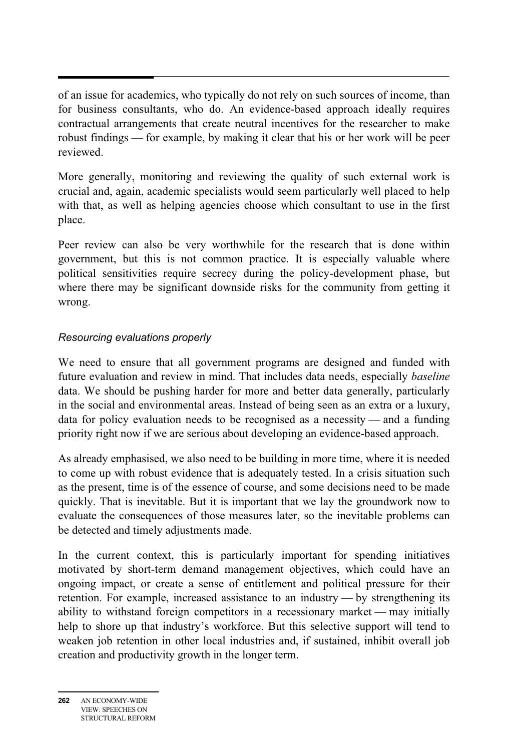of an issue for academics, who typically do not rely on such sources of income, than for business consultants, who do. An evidence-based approach ideally requires contractual arrangements that create neutral incentives for the researcher to make robust findings — for example, by making it clear that his or her work will be peer reviewed.

More generally, monitoring and reviewing the quality of such external work is crucial and, again, academic specialists would seem particularly well placed to help with that, as well as helping agencies choose which consultant to use in the first place.

Peer review can also be very worthwhile for the research that is done within government, but this is not common practice. It is especially valuable where political sensitivities require secrecy during the policy-development phase, but where there may be significant downside risks for the community from getting it wrong.

### *Resourcing evaluations properly*

We need to ensure that all government programs are designed and funded with future evaluation and review in mind. That includes data needs, especially *baseline* data. We should be pushing harder for more and better data generally, particularly in the social and environmental areas. Instead of being seen as an extra or a luxury, data for policy evaluation needs to be recognised as a necessity — and a funding priority right now if we are serious about developing an evidence-based approach.

As already emphasised, we also need to be building in more time, where it is needed to come up with robust evidence that is adequately tested. In a crisis situation such as the present, time is of the essence of course, and some decisions need to be made quickly. That is inevitable. But it is important that we lay the groundwork now to evaluate the consequences of those measures later, so the inevitable problems can be detected and timely adjustments made.

In the current context, this is particularly important for spending initiatives motivated by short-term demand management objectives, which could have an ongoing impact, or create a sense of entitlement and political pressure for their retention. For example, increased assistance to an industry — by strengthening its ability to withstand foreign competitors in a recessionary market — may initially help to shore up that industry's workforce. But this selective support will tend to weaken job retention in other local industries and, if sustained, inhibit overall job creation and productivity growth in the longer term.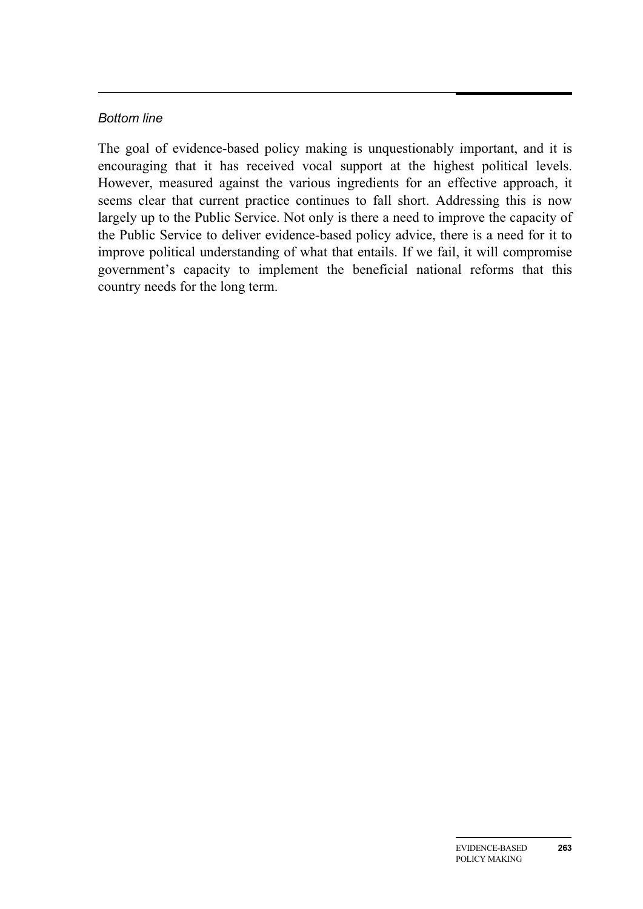*Bottom line*

The goal of evidence-based policy making is unquestionably important, and it is encouraging that it has received vocal support at the highest political levels. However, measured against the various ingredients for an effective approach, it seems clear that current practice continues to fall short. Addressing this is now largely up to the Public Service. Not only is there a need to improve the capacity of the Public Service to deliver evidence-based policy advice, there is a need for it to improve political understanding of what that entails. If we fail, it will compromise government's capacity to implement the beneficial national reforms that this country needs for the long term.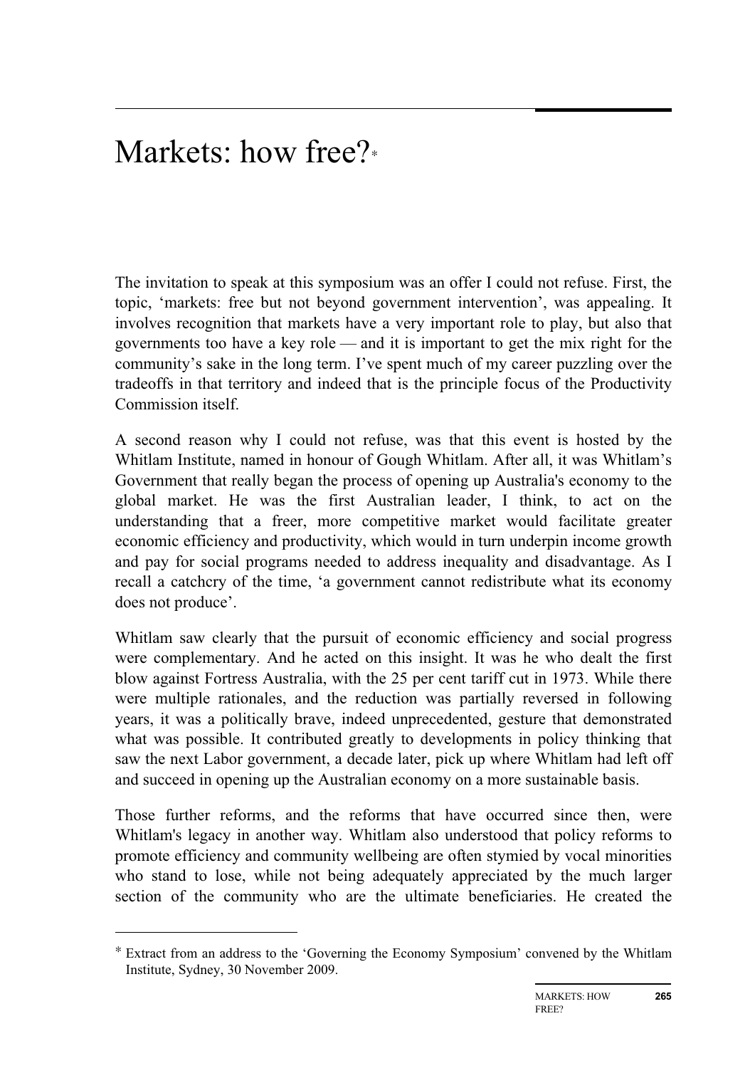# Markets: how free?*

The invitation to speak at this symposium was an offer I could not refuse. First, the topic, 'markets: free but not beyond government intervention', was appealing. It involves recognition that markets have a very important role to play, but also that governments too have a key role — and it is important to get the mix right for the community's sake in the long term. I've spent much of my career puzzling over the tradeoffs in that territory and indeed that is the principle focus of the Productivity Commission itself.

A second reason why I could not refuse, was that this event is hosted by the Whitlam Institute, named in honour of Gough Whitlam. After all, it was Whitlam's Government that really began the process of opening up Australia's economy to the global market. He was the first Australian leader, I think, to act on the understanding that a freer, more competitive market would facilitate greater economic efficiency and productivity, which would in turn underpin income growth and pay for social programs needed to address inequality and disadvantage. As I recall a catchcry of the time, 'a government cannot redistribute what its economy does not produce'.

Whitlam saw clearly that the pursuit of economic efficiency and social progress were complementary. And he acted on this insight. It was he who dealt the first blow against Fortress Australia, with the 25 per cent tariff cut in 1973. While there were multiple rationales, and the reduction was partially reversed in following years, it was a politically brave, indeed unprecedented, gesture that demonstrated what was possible. It contributed greatly to developments in policy thinking that saw the next Labor government, a decade later, pick up where Whitlam had left off and succeed in opening up the Australian economy on a more sustainable basis.

Those further reforms, and the reforms that have occurred since then, were Whitlam's legacy in another way. Whitlam also understood that policy reforms to promote efficiency and community wellbeing are often stymied by vocal minorities who stand to lose, while not being adequately appreciated by the much larger section of the community who are the ultimate beneficiaries. He created the

---

* Extract from an address to the 'Governing the Economy Symposium' convened by the Whitlam Institute, Sydney, 30 November 2009.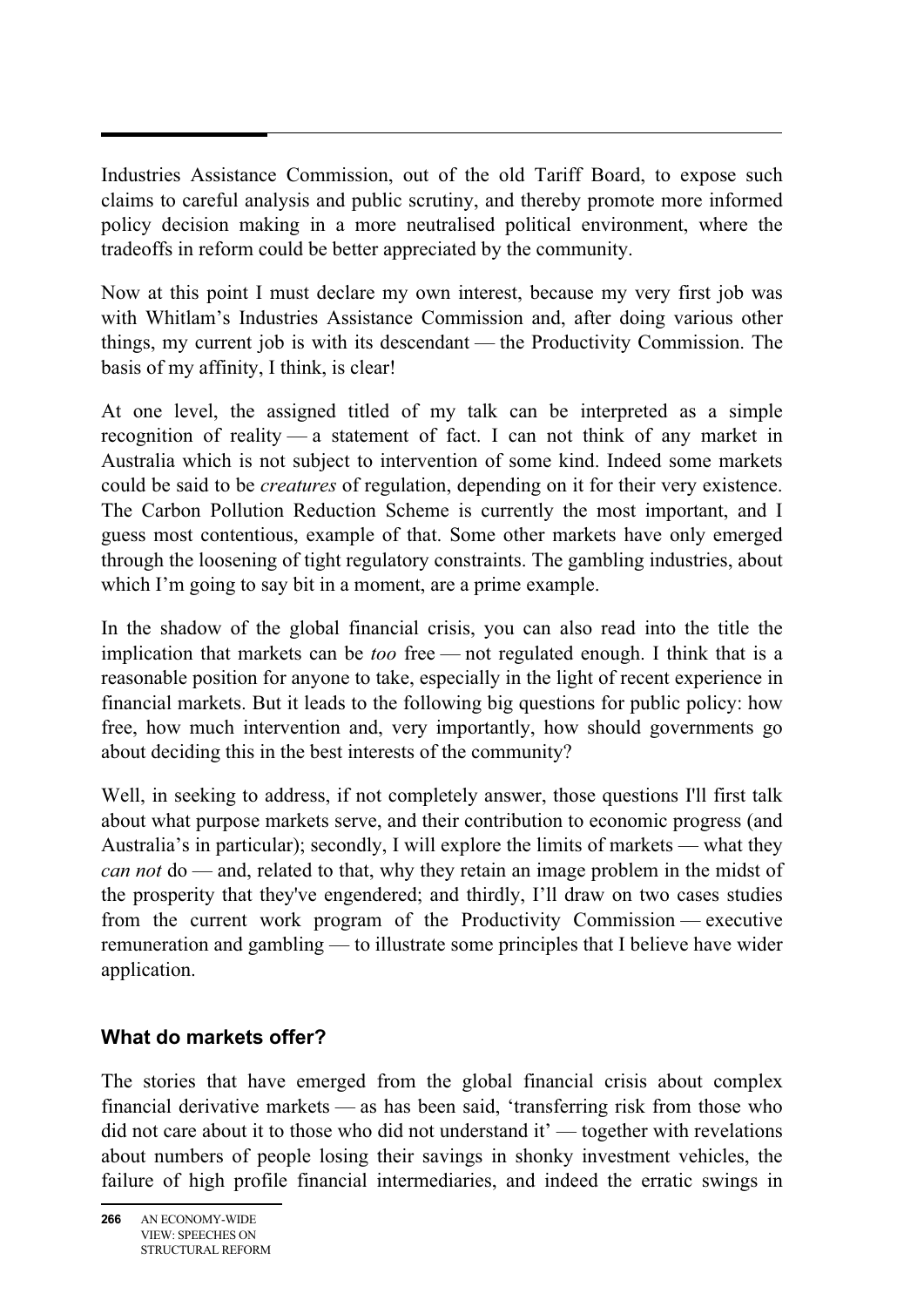Industries Assistance Commission, out of the old Tariff Board, to expose such claims to careful analysis and public scrutiny, and thereby promote more informed policy decision making in a more neutralised political environment, where the tradeoffs in reform could be better appreciated by the community.

Now at this point I must declare my own interest, because my very first job was with Whitlam's Industries Assistance Commission and, after doing various other things, my current job is with its descendant — the Productivity Commission. The basis of my affinity, I think, is clear!

At one level, the assigned titled of my talk can be interpreted as a simple recognition of reality — a statement of fact. I can not think of any market in Australia which is not subject to intervention of some kind. Indeed some markets could be said to be *creatures* of regulation, depending on it for their very existence. The Carbon Pollution Reduction Scheme is currently the most important, and I guess most contentious, example of that. Some other markets have only emerged through the loosening of tight regulatory constraints. The gambling industries, about which I'm going to say bit in a moment, are a prime example.

In the shadow of the global financial crisis, you can also read into the title the implication that markets can be *too* free — not regulated enough. I think that is a reasonable position for anyone to take, especially in the light of recent experience in financial markets. But it leads to the following big questions for public policy: how free, how much intervention and, very importantly, how should governments go about deciding this in the best interests of the community?

Well, in seeking to address, if not completely answer, those questions I'll first talk about what purpose markets serve, and their contribution to economic progress (and Australia's in particular); secondly, I will explore the limits of markets — what they *can not* do — and, related to that, why they retain an image problem in the midst of the prosperity that they've engendered; and thirdly, I'll draw on two cases studies from the current work program of the Productivity Commission — executive remuneration and gambling — to illustrate some principles that I believe have wider application.

## What do markets offer?

The stories that have emerged from the global financial crisis about complex financial derivative markets — as has been said, 'transferring risk from those who did not care about it to those who did not understand it' — together with revelations about numbers of people losing their savings in shonky investment vehicles, the failure of high profile financial intermediaries, and indeed the erratic swings in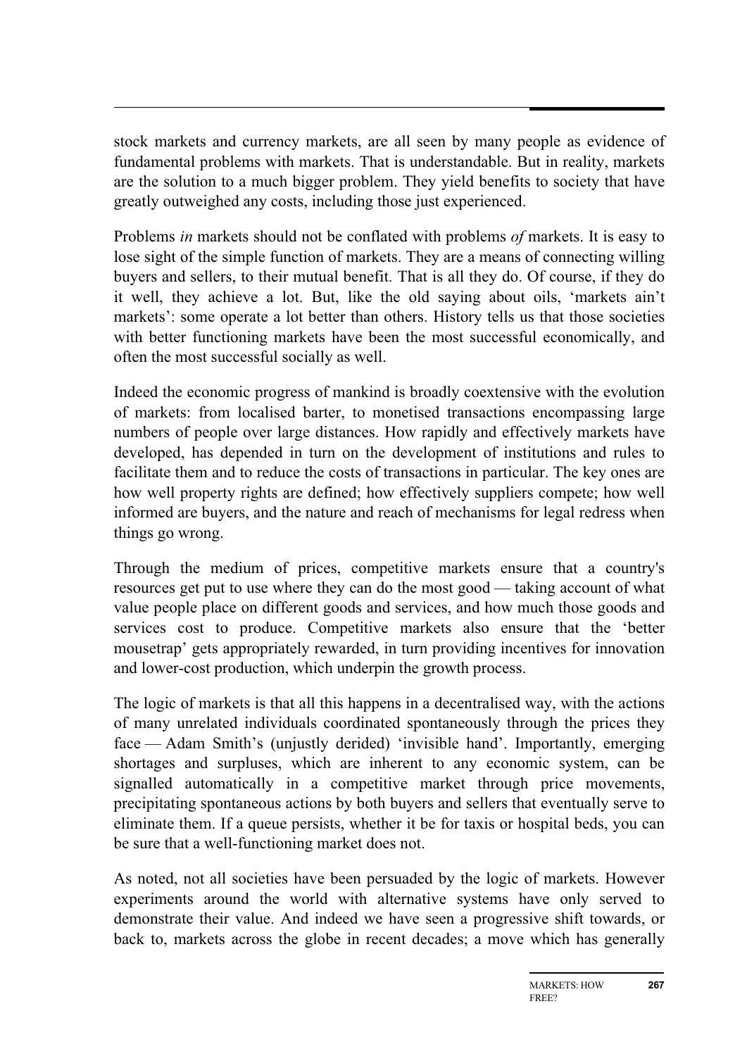stock markets and currency markets, are all seen by many people as evidence of fundamental problems with markets. That is understandable. But in reality, markets are the solution to a much bigger problem. They yield benefits to society that have greatly outweighed any costs, including those just experienced.

Problems *in* markets should not be conflated with problems *of* markets. It is easy to lose sight of the simple function of markets. They are a means of connecting willing buyers and sellers, to their mutual benefit. That is all they do. Of course, if they do it well, they achieve a lot. But, like the old saying about oils, 'markets ain't markets': some operate a lot better than others. History tells us that those societies with better functioning markets have been the most successful economically, and often the most successful socially as well.

Indeed the economic progress of mankind is broadly coextensive with the evolution of markets: from localised barter, to monetised transactions encompassing large numbers of people over large distances. How rapidly and effectively markets have developed, has depended in turn on the development of institutions and rules to facilitate them and to reduce the costs of transactions in particular. The key ones are how well property rights are defined; how effectively suppliers compete; how well informed are buyers, and the nature and reach of mechanisms for legal redress when things go wrong.

Through the medium of prices, competitive markets ensure that a country's resources get put to use where they can do the most good — taking account of what value people place on different goods and services, and how much those goods and services cost to produce. Competitive markets also ensure that the 'better mousetrap' gets appropriately rewarded, in turn providing incentives for innovation and lower-cost production, which underpin the growth process.

The logic of markets is that all this happens in a decentralised way, with the actions of many unrelated individuals coordinated spontaneously through the prices they face — Adam Smith's (unjustly derided) 'invisible hand'. Importantly, emerging shortages and surpluses, which are inherent to any economic system, can be signalled automatically in a competitive market through price movements, precipitating spontaneous actions by both buyers and sellers that eventually serve to eliminate them. If a queue persists, whether it be for taxis or hospital beds, you can be sure that a well-functioning market does not.

As noted, not all societies have been persuaded by the logic of markets. However experiments around the world with alternative systems have only served to demonstrate their value. And indeed we have seen a progressive shift towards, or back to, markets across the globe in recent decades; a move which has generally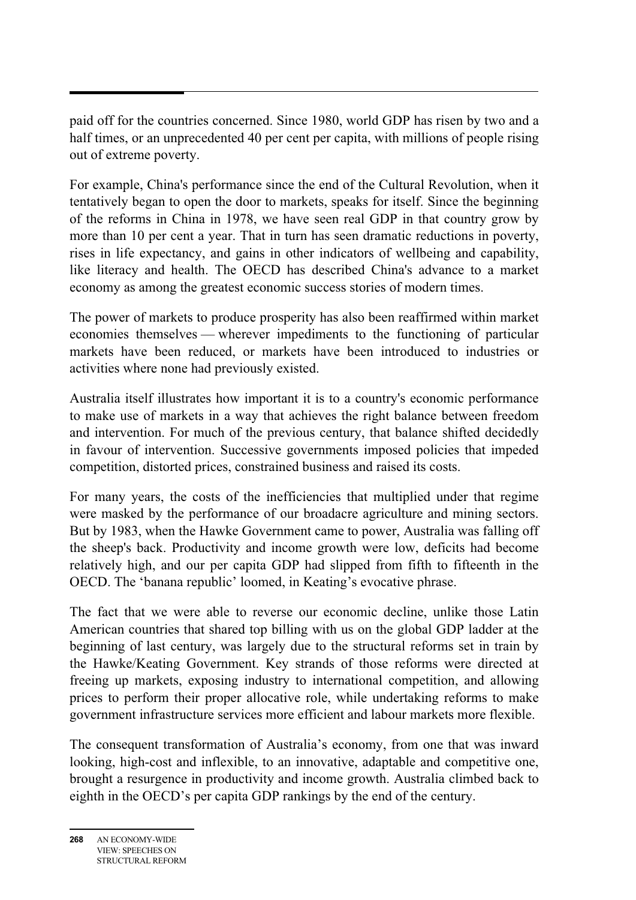paid off for the countries concerned. Since 1980, world GDP has risen by two and a half times, or an unprecedented 40 per cent per capita, with millions of people rising out of extreme poverty.

For example, China's performance since the end of the Cultural Revolution, when it tentatively began to open the door to markets, speaks for itself. Since the beginning of the reforms in China in 1978, we have seen real GDP in that country grow by more than 10 per cent a year. That in turn has seen dramatic reductions in poverty, rises in life expectancy, and gains in other indicators of wellbeing and capability, like literacy and health. The OECD has described China's advance to a market economy as among the greatest economic success stories of modern times.

The power of markets to produce prosperity has also been reaffirmed within market economies themselves — wherever impediments to the functioning of particular markets have been reduced, or markets have been introduced to industries or activities where none had previously existed.

Australia itself illustrates how important it is to a country's economic performance to make use of markets in a way that achieves the right balance between freedom and intervention. For much of the previous century, that balance shifted decidedly in favour of intervention. Successive governments imposed policies that impeded competition, distorted prices, constrained business and raised its costs.

For many years, the costs of the inefficiencies that multiplied under that regime were masked by the performance of our broadacre agriculture and mining sectors. But by 1983, when the Hawke Government came to power, Australia was falling off the sheep's back. Productivity and income growth were low, deficits had become relatively high, and our per capita GDP had slipped from fifth to fifteenth in the OECD. The 'banana republic' loomed, in Keating's evocative phrase.

The fact that we were able to reverse our economic decline, unlike those Latin American countries that shared top billing with us on the global GDP ladder at the beginning of last century, was largely due to the structural reforms set in train by the Hawke/Keating Government. Key strands of those reforms were directed at freeing up markets, exposing industry to international competition, and allowing prices to perform their proper allocative role, while undertaking reforms to make government infrastructure services more efficient and labour markets more flexible.

The consequent transformation of Australia's economy, from one that was inward looking, high-cost and inflexible, to an innovative, adaptable and competitive one, brought a resurgence in productivity and income growth. Australia climbed back to eighth in the OECD's per capita GDP rankings by the end of the century.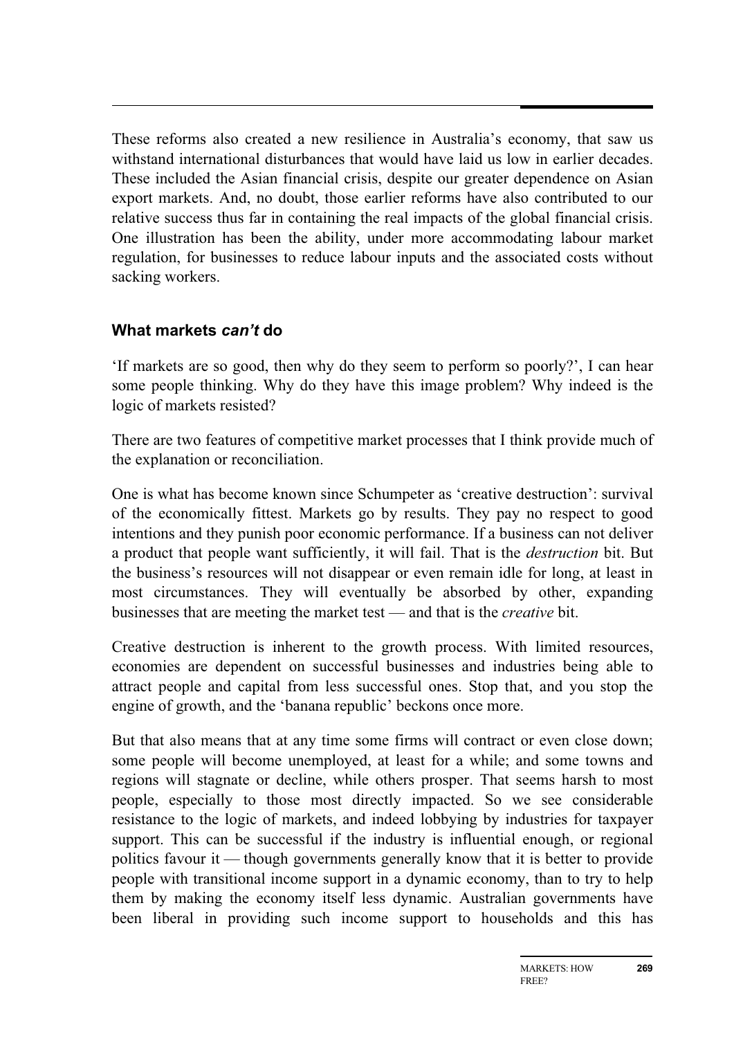These reforms also created a new resilience in Australia's economy, that saw us withstand international disturbances that would have laid us low in earlier decades. These included the Asian financial crisis, despite our greater dependence on Asian export markets. And, no doubt, those earlier reforms have also contributed to our relative success thus far in containing the real impacts of the global financial crisis. One illustration has been the ability, under more accommodating labour market regulation, for businesses to reduce labour inputs and the associated costs without sacking workers.

### What markets *can't* do

'If markets are so good, then why do they seem to perform so poorly?', I can hear some people thinking. Why do they have this image problem? Why indeed is the logic of markets resisted?

There are two features of competitive market processes that I think provide much of the explanation or reconciliation.

One is what has become known since Schumpeter as 'creative destruction': survival of the economically fittest. Markets go by results. They pay no respect to good intentions and they punish poor economic performance. If a business can not deliver a product that people want sufficiently, it will fail. That is the *destruction* bit. But the business's resources will not disappear or even remain idle for long, at least in most circumstances. They will eventually be absorbed by other, expanding businesses that are meeting the market test — and that is the *creative* bit.

Creative destruction is inherent to the growth process. With limited resources, economies are dependent on successful businesses and industries being able to attract people and capital from less successful ones. Stop that, and you stop the engine of growth, and the 'banana republic' beckons once more.

But that also means that at any time some firms will contract or even close down; some people will become unemployed, at least for a while; and some towns and regions will stagnate or decline, while others prosper. That seems harsh to most people, especially to those most directly impacted. So we see considerable resistance to the logic of markets, and indeed lobbying by industries for taxpayer support. This can be successful if the industry is influential enough, or regional politics favour it — though governments generally know that it is better to provide people with transitional income support in a dynamic economy, than to try to help them by making the economy itself less dynamic. Australian governments have been liberal in providing such income support to households and this has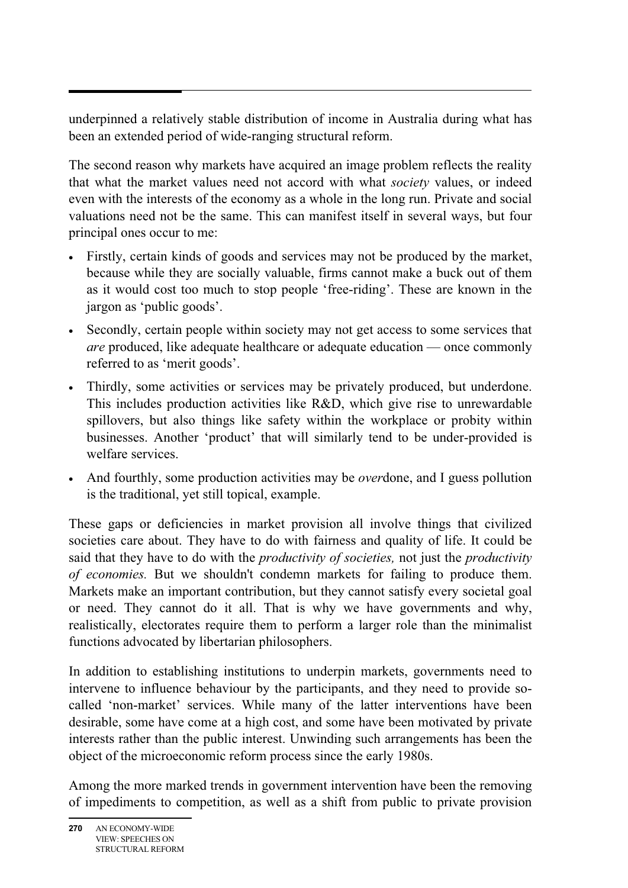underpinned a relatively stable distribution of income in Australia during what has been an extended period of wide-ranging structural reform.

The second reason why markets have acquired an image problem reflects the reality that what the market values need not accord with what *society* values, or indeed even with the interests of the economy as a whole in the long run. Private and social valuations need not be the same. This can manifest itself in several ways, but four principal ones occur to me:

- Firstly, certain kinds of goods and services may not be produced by the market, because while they are socially valuable, firms cannot make a buck out of them as it would cost too much to stop people 'free-riding'. These are known in the jargon as 'public goods'.
- Secondly, certain people within society may not get access to some services that *are* produced, like adequate healthcare or adequate education — once commonly referred to as 'merit goods'.
- Thirdly, some activities or services may be privately produced, but underdone. This includes production activities like R&D, which give rise to unrewardable spillovers, but also things like safety within the workplace or probity within businesses. Another 'product' that will similarly tend to be under-provided is welfare services.
- And fourthly, some production activities may be *over*done, and I guess pollution is the traditional, yet still topical, example.

These gaps or deficiencies in market provision all involve things that civilized societies care about. They have to do with fairness and quality of life. It could be said that they have to do with the *productivity of societies,* not just the *productivity of economies.* But we shouldn't condemn markets for failing to produce them. Markets make an important contribution, but they cannot satisfy every societal goal or need. They cannot do it all. That is why we have governments and why, realistically, electorates require them to perform a larger role than the minimalist functions advocated by libertarian philosophers.

In addition to establishing institutions to underpin markets, governments need to intervene to influence behaviour by the participants, and they need to provide so-called 'non-market' services. While many of the latter interventions have been desirable, some have come at a high cost, and some have been motivated by private interests rather than the public interest. Unwinding such arrangements has been the object of the microeconomic reform process since the early 1980s.

Among the more marked trends in government intervention have been the removing of impediments to competition, as well as a shift from public to private provision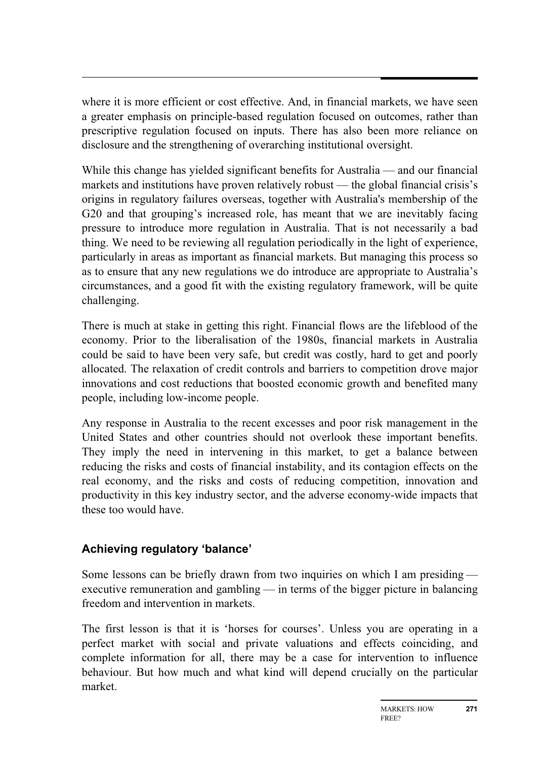where it is more efficient or cost effective. And, in financial markets, we have seen a greater emphasis on principle-based regulation focused on outcomes, rather than prescriptive regulation focused on inputs. There has also been more reliance on disclosure and the strengthening of overarching institutional oversight.

While this change has yielded significant benefits for Australia — and our financial markets and institutions have proven relatively robust — the global financial crisis's origins in regulatory failures overseas, together with Australia's membership of the G20 and that grouping's increased role, has meant that we are inevitably facing pressure to introduce more regulation in Australia. That is not necessarily a bad thing. We need to be reviewing all regulation periodically in the light of experience, particularly in areas as important as financial markets. But managing this process so as to ensure that any new regulations we do introduce are appropriate to Australia's circumstances, and a good fit with the existing regulatory framework, will be quite challenging.

There is much at stake in getting this right. Financial flows are the lifeblood of the economy. Prior to the liberalisation of the 1980s, financial markets in Australia could be said to have been very safe, but credit was costly, hard to get and poorly allocated. The relaxation of credit controls and barriers to competition drove major innovations and cost reductions that boosted economic growth and benefited many people, including low-income people.

Any response in Australia to the recent excesses and poor risk management in the United States and other countries should not overlook these important benefits. They imply the need in intervening in this market, to get a balance between reducing the risks and costs of financial instability, and its contagion effects on the real economy, and the risks and costs of reducing competition, innovation and productivity in this key industry sector, and the adverse economy-wide impacts that these too would have.

### Achieving regulatory 'balance'

Some lessons can be briefly drawn from two inquiries on which I am presiding — executive remuneration and gambling — in terms of the bigger picture in balancing freedom and intervention in markets.

The first lesson is that it is 'horses for courses'. Unless you are operating in a perfect market with social and private valuations and effects coinciding, and complete information for all, there may be a case for intervention to influence behaviour. But how much and what kind will depend crucially on the particular market.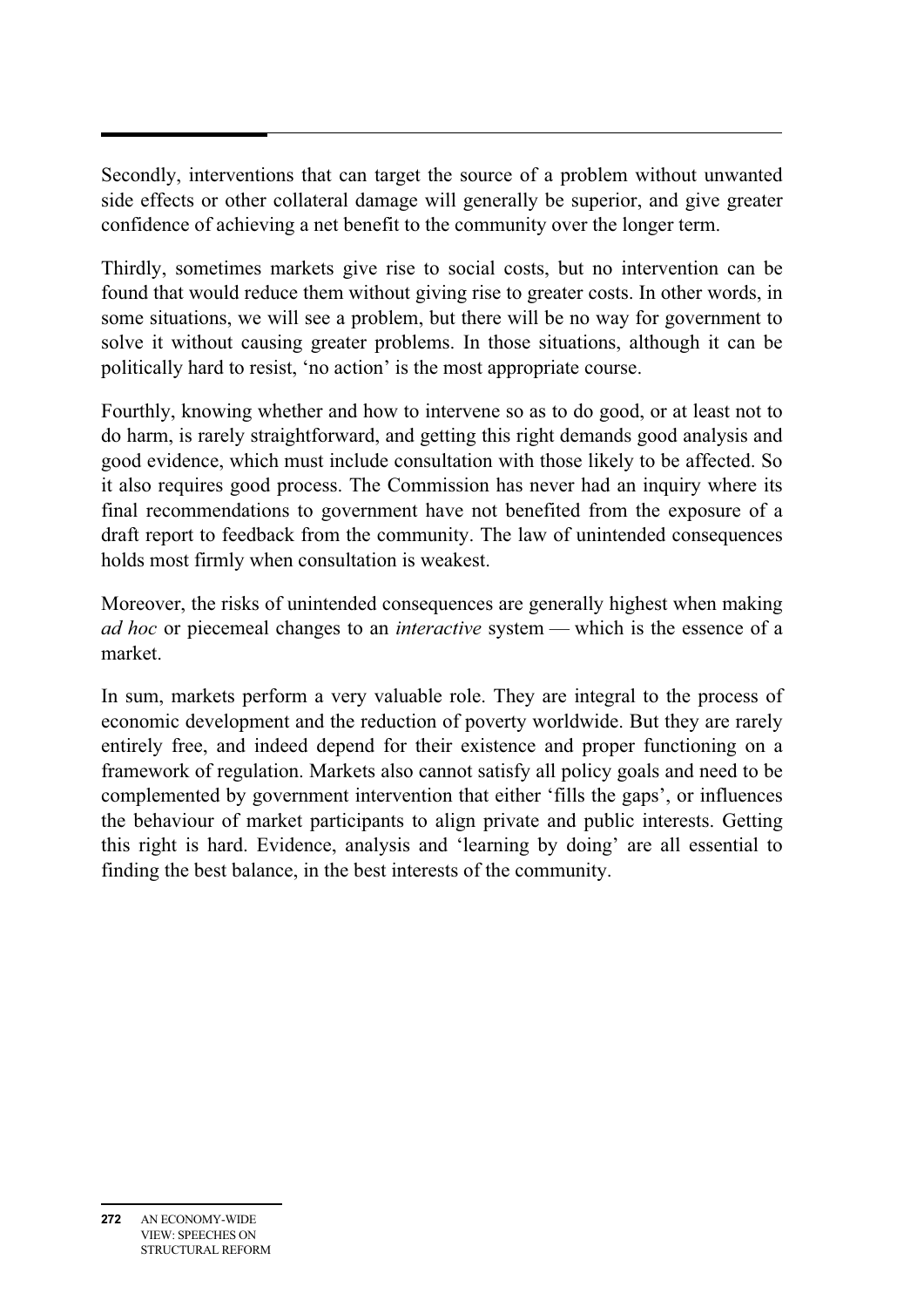Secondly, interventions that can target the source of a problem without unwanted side effects or other collateral damage will generally be superior, and give greater confidence of achieving a net benefit to the community over the longer term.

Thirdly, sometimes markets give rise to social costs, but no intervention can be found that would reduce them without giving rise to greater costs. In other words, in some situations, we will see a problem, but there will be no way for government to solve it without causing greater problems. In those situations, although it can be politically hard to resist, 'no action' is the most appropriate course.

Fourthly, knowing whether and how to intervene so as to do good, or at least not to do harm, is rarely straightforward, and getting this right demands good analysis and good evidence, which must include consultation with those likely to be affected. So it also requires good process. The Commission has never had an inquiry where its final recommendations to government have not benefited from the exposure of a draft report to feedback from the community. The law of unintended consequences holds most firmly when consultation is weakest.

Moreover, the risks of unintended consequences are generally highest when making *ad hoc* or piecemeal changes to an *interactive* system — which is the essence of a market.

In sum, markets perform a very valuable role. They are integral to the process of economic development and the reduction of poverty worldwide. But they are rarely entirely free, and indeed depend for their existence and proper functioning on a framework of regulation. Markets also cannot satisfy all policy goals and need to be complemented by government intervention that either 'fills the gaps', or influences the behaviour of market participants to align private and public interests. Getting this right is hard. Evidence, analysis and 'learning by doing' are all essential to finding the best balance, in the best interests of the community.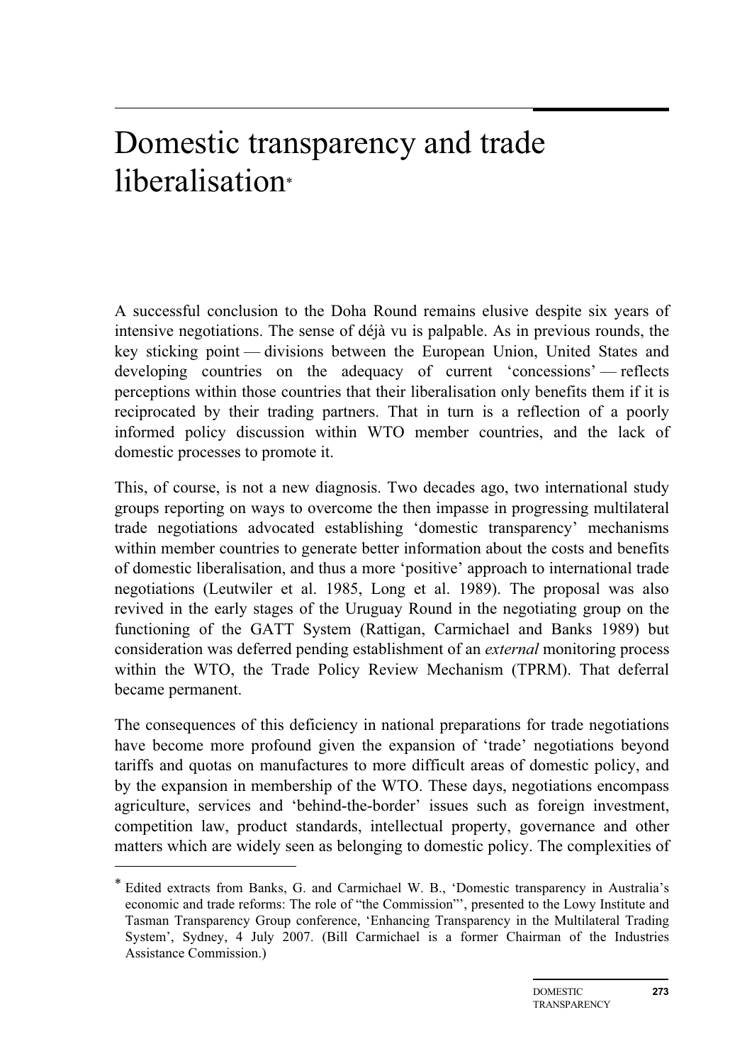# Domestic transparency and trade liberalisation*

A successful conclusion to the Doha Round remains elusive despite six years of intensive negotiations. The sense of déjà vu is palpable. As in previous rounds, the key sticking point — divisions between the European Union, United States and developing countries on the adequacy of current 'concessions' — reflects perceptions within those countries that their liberalisation only benefits them if it is reciprocated by their trading partners. That in turn is a reflection of a poorly informed policy discussion within WTO member countries, and the lack of domestic processes to promote it.

This, of course, is not a new diagnosis. Two decades ago, two international study groups reporting on ways to overcome the then impasse in progressing multilateral trade negotiations advocated establishing 'domestic transparency' mechanisms within member countries to generate better information about the costs and benefits of domestic liberalisation, and thus a more 'positive' approach to international trade negotiations (Leutwiler et al. 1985, Long et al. 1989). The proposal was also revived in the early stages of the Uruguay Round in the negotiating group on the functioning of the GATT System (Rattigan, Carmichael and Banks 1989) but consideration was deferred pending establishment of an *external* monitoring process within the WTO, the Trade Policy Review Mechanism (TPRM). That deferral became permanent.

The consequences of this deficiency in national preparations for trade negotiations have become more profound given the expansion of 'trade' negotiations beyond tariffs and quotas on manufactures to more difficult areas of domestic policy, and by the expansion in membership of the WTO. These days, negotiations encompass agriculture, services and 'behind-the-border' issues such as foreign investment, competition law, product standards, intellectual property, governance and other matters which are widely seen as belonging to domestic policy. The complexities of

---

\* Edited extracts from Banks, G. and Carmichael W. B., 'Domestic transparency in Australia's economic and trade reforms: The role of "the Commission"', presented to the Lowy Institute and Tasman Transparency Group conference, 'Enhancing Transparency in the Multilateral Trading System', Sydney, 4 July 2007. (Bill Carmichael is a former Chairman of the Industries Assistance Commission.)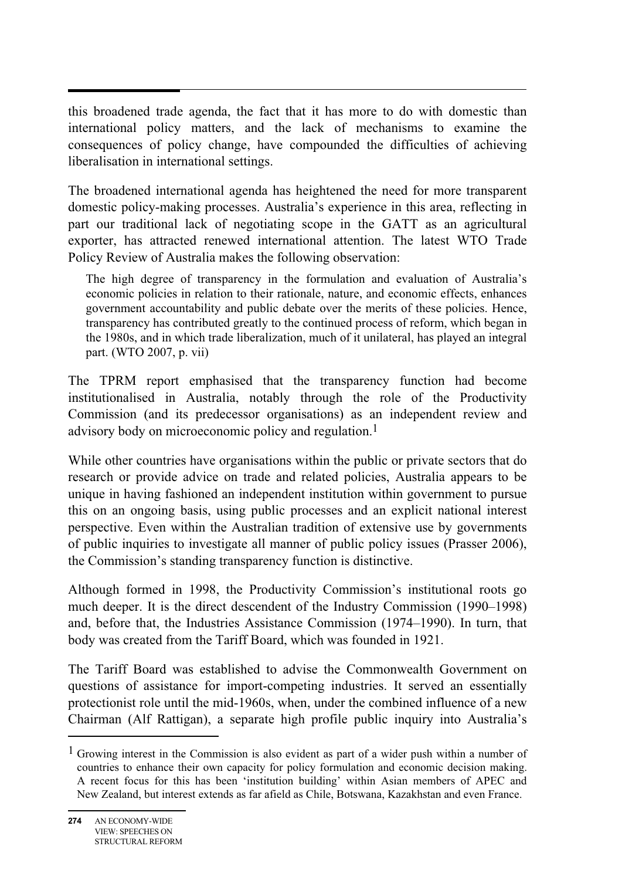this broadened trade agenda, the fact that it has more to do with domestic than international policy matters, and the lack of mechanisms to examine the consequences of policy change, have compounded the difficulties of achieving liberalisation in international settings.

The broadened international agenda has heightened the need for more transparent domestic policy-making processes. Australia's experience in this area, reflecting in part our traditional lack of negotiating scope in the GATT as an agricultural exporter, has attracted renewed international attention. The latest WTO Trade Policy Review of Australia makes the following observation:

> The high degree of transparency in the formulation and evaluation of Australia's economic policies in relation to their rationale, nature, and economic effects, enhances government accountability and public debate over the merits of these policies. Hence, transparency has contributed greatly to the continued process of reform, which began in the 1980s, and in which trade liberalization, much of it unilateral, has played an integral part. (WTO 2007, p. vii)

The TPRM report emphasised that the transparency function had become institutionalised in Australia, notably through the role of the Productivity Commission (and its predecessor organisations) as an independent review and advisory body on microeconomic policy and regulation.[1]

While other countries have organisations within the public or private sectors that do research or provide advice on trade and related policies, Australia appears to be unique in having fashioned an independent institution within government to pursue this on an ongoing basis, using public processes and an explicit national interest perspective. Even within the Australian tradition of extensive use by governments of public inquiries to investigate all manner of public policy issues (Prasser 2006), the Commission's standing transparency function is distinctive.

Although formed in 1998, the Productivity Commission's institutional roots go much deeper. It is the direct descendent of the Industry Commission (1990–1998) and, before that, the Industries Assistance Commission (1974–1990). In turn, that body was created from the Tariff Board, which was founded in 1921.

The Tariff Board was established to advise the Commonwealth Government on questions of assistance for import-competing industries. It served an essentially protectionist role until the mid-1960s, when, under the combined influence of a new Chairman (Alf Rattigan), a separate high profile public inquiry into Australia's

---

[1] Growing interest in the Commission is also evident as part of a wider push within a number of countries to enhance their own capacity for policy formulation and economic decision making. A recent focus for this has been 'institution building' within Asian members of APEC and New Zealand, but interest extends as far afield as Chile, Botswana, Kazakhstan and even France.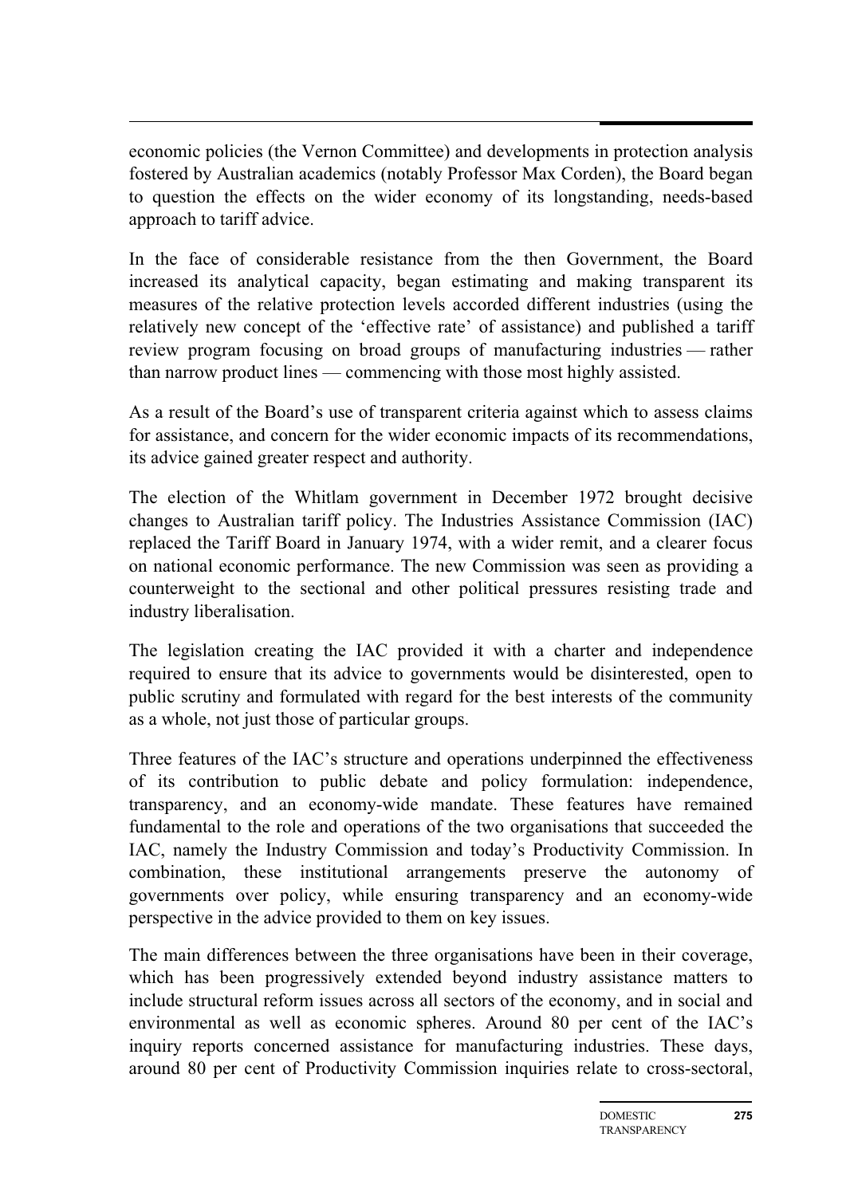economic policies (the Vernon Committee) and developments in protection analysis fostered by Australian academics (notably Professor Max Corden), the Board began to question the effects on the wider economy of its longstanding, needs-based approach to tariff advice.

In the face of considerable resistance from the then Government, the Board increased its analytical capacity, began estimating and making transparent its measures of the relative protection levels accorded different industries (using the relatively new concept of the 'effective rate' of assistance) and published a tariff review program focusing on broad groups of manufacturing industries — rather than narrow product lines — commencing with those most highly assisted.

As a result of the Board's use of transparent criteria against which to assess claims for assistance, and concern for the wider economic impacts of its recommendations, its advice gained greater respect and authority.

The election of the Whitlam government in December 1972 brought decisive changes to Australian tariff policy. The Industries Assistance Commission (IAC) replaced the Tariff Board in January 1974, with a wider remit, and a clearer focus on national economic performance. The new Commission was seen as providing a counterweight to the sectional and other political pressures resisting trade and industry liberalisation.

The legislation creating the IAC provided it with a charter and independence required to ensure that its advice to governments would be disinterested, open to public scrutiny and formulated with regard for the best interests of the community as a whole, not just those of particular groups.

Three features of the IAC's structure and operations underpinned the effectiveness of its contribution to public debate and policy formulation: independence, transparency, and an economy-wide mandate. These features have remained fundamental to the role and operations of the two organisations that succeeded the IAC, namely the Industry Commission and today's Productivity Commission. In combination, these institutional arrangements preserve the autonomy of governments over policy, while ensuring transparency and an economy-wide perspective in the advice provided to them on key issues.

The main differences between the three organisations have been in their coverage, which has been progressively extended beyond industry assistance matters to include structural reform issues across all sectors of the economy, and in social and environmental as well as economic spheres. Around 80 per cent of the IAC's inquiry reports concerned assistance for manufacturing industries. These days, around 80 per cent of Productivity Commission inquiries relate to cross-sectoral,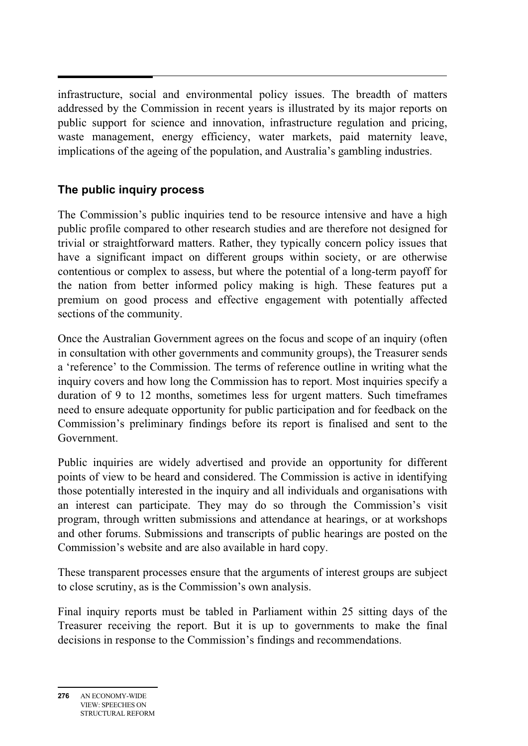infrastructure, social and environmental policy issues. The breadth of matters addressed by the Commission in recent years is illustrated by its major reports on public support for science and innovation, infrastructure regulation and pricing, waste management, energy efficiency, water markets, paid maternity leave, implications of the ageing of the population, and Australia's gambling industries.

### The public inquiry process

The Commission's public inquiries tend to be resource intensive and have a high public profile compared to other research studies and are therefore not designed for trivial or straightforward matters. Rather, they typically concern policy issues that have a significant impact on different groups within society, or are otherwise contentious or complex to assess, but where the potential of a long-term payoff for the nation from better informed policy making is high. These features put a premium on good process and effective engagement with potentially affected sections of the community.

Once the Australian Government agrees on the focus and scope of an inquiry (often in consultation with other governments and community groups), the Treasurer sends a 'reference' to the Commission. The terms of reference outline in writing what the inquiry covers and how long the Commission has to report. Most inquiries specify a duration of 9 to 12 months, sometimes less for urgent matters. Such timeframes need to ensure adequate opportunity for public participation and for feedback on the Commission's preliminary findings before its report is finalised and sent to the Government.

Public inquiries are widely advertised and provide an opportunity for different points of view to be heard and considered. The Commission is active in identifying those potentially interested in the inquiry and all individuals and organisations with an interest can participate. They may do so through the Commission's visit program, through written submissions and attendance at hearings, or at workshops and other forums. Submissions and transcripts of public hearings are posted on the Commission's website and are also available in hard copy.

These transparent processes ensure that the arguments of interest groups are subject to close scrutiny, as is the Commission's own analysis.

Final inquiry reports must be tabled in Parliament within 25 sitting days of the Treasurer receiving the report. But it is up to governments to make the final decisions in response to the Commission's findings and recommendations.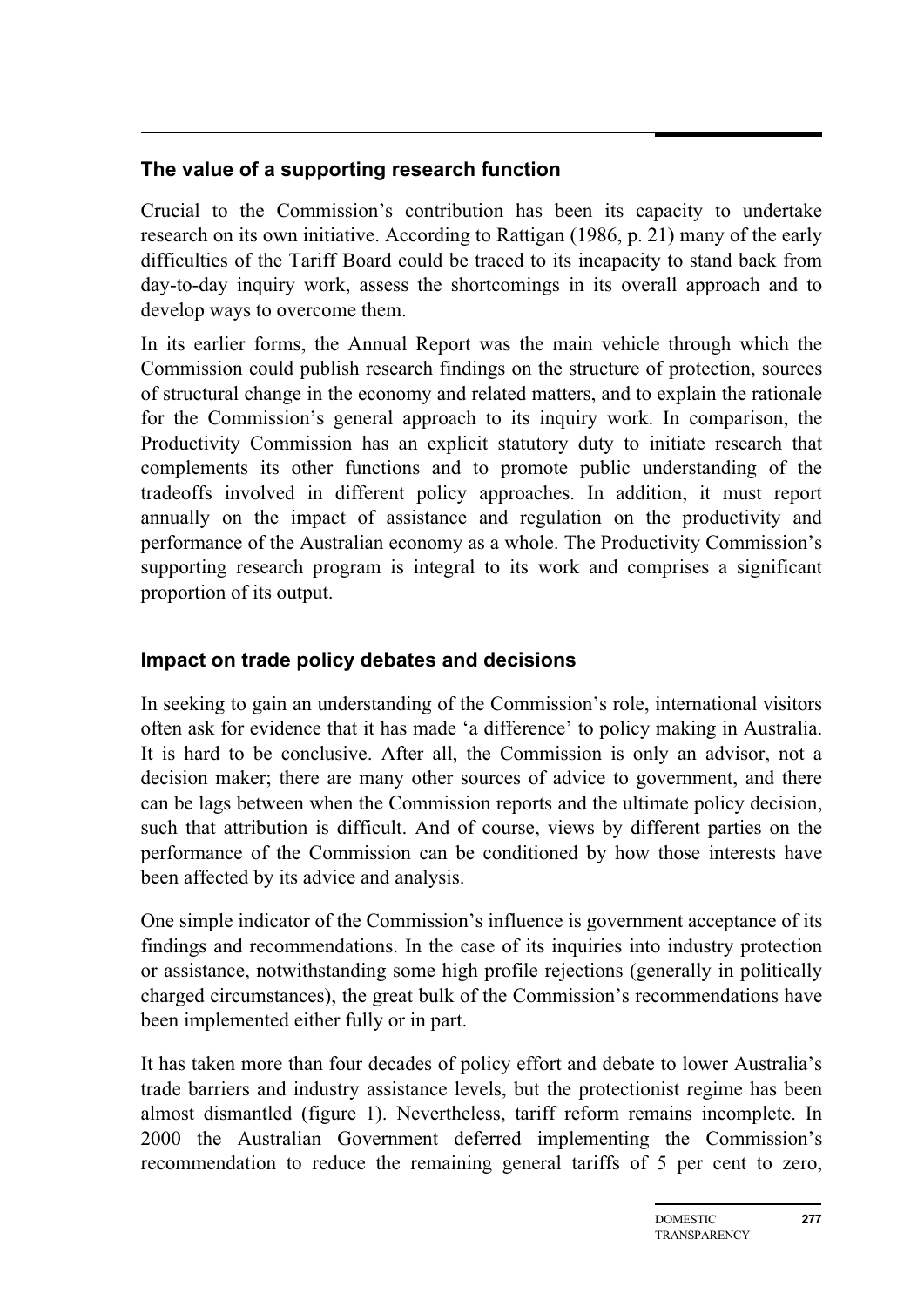## The value of a supporting research function

Crucial to the Commission's contribution has been its capacity to undertake research on its own initiative. According to Rattigan (1986, p. 21) many of the early difficulties of the Tariff Board could be traced to its incapacity to stand back from day-to-day inquiry work, assess the shortcomings in its overall approach and to develop ways to overcome them.

In its earlier forms, the Annual Report was the main vehicle through which the Commission could publish research findings on the structure of protection, sources of structural change in the economy and related matters, and to explain the rationale for the Commission's general approach to its inquiry work. In comparison, the Productivity Commission has an explicit statutory duty to initiate research that complements its other functions and to promote public understanding of the tradeoffs involved in different policy approaches. In addition, it must report annually on the impact of assistance and regulation on the productivity and performance of the Australian economy as a whole. The Productivity Commission's supporting research program is integral to its work and comprises a significant proportion of its output.

## Impact on trade policy debates and decisions

In seeking to gain an understanding of the Commission's role, international visitors often ask for evidence that it has made 'a difference' to policy making in Australia. It is hard to be conclusive. After all, the Commission is only an advisor, not a decision maker; there are many other sources of advice to government, and there can be lags between when the Commission reports and the ultimate policy decision, such that attribution is difficult. And of course, views by different parties on the performance of the Commission can be conditioned by how those interests have been affected by its advice and analysis.

One simple indicator of the Commission's influence is government acceptance of its findings and recommendations. In the case of its inquiries into industry protection or assistance, notwithstanding some high profile rejections (generally in politically charged circumstances), the great bulk of the Commission's recommendations have been implemented either fully or in part.

It has taken more than four decades of policy effort and debate to lower Australia's trade barriers and industry assistance levels, but the protectionist regime has been almost dismantled (figure 1). Nevertheless, tariff reform remains incomplete. In 2000 the Australian Government deferred implementing the Commission's recommendation to reduce the remaining general tariffs of 5 per cent to zero,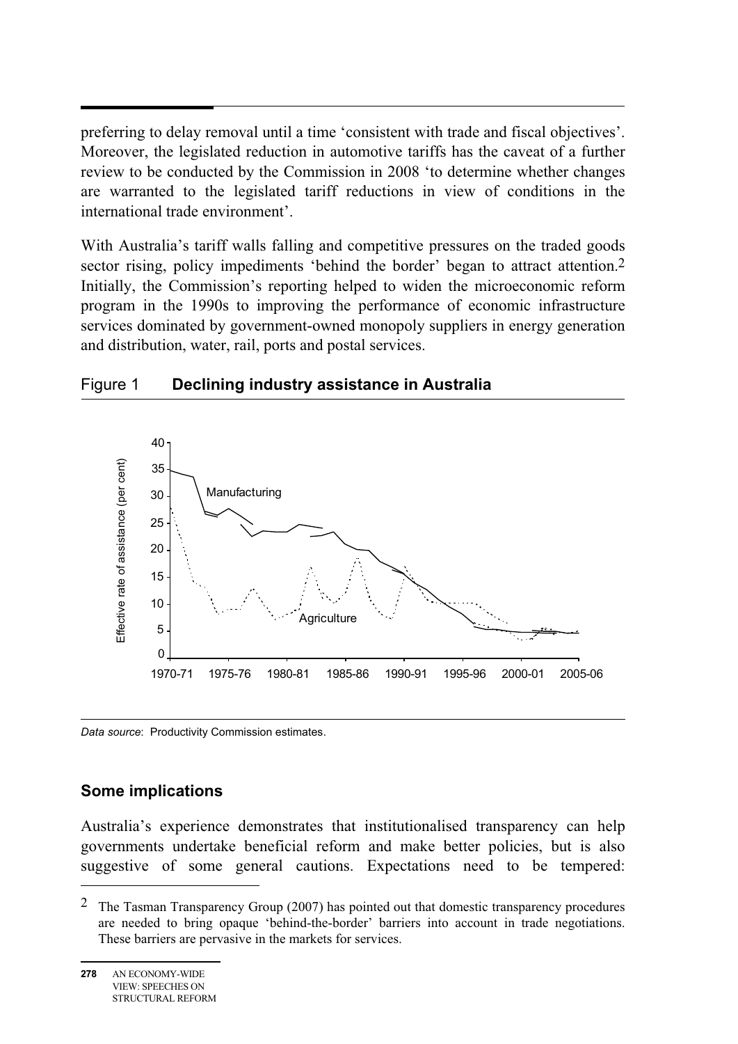preferring to delay removal until a time ‘consistent with trade and fiscal objectives’. Moreover, the legislated reduction in automotive tariffs has the caveat of a further review to be conducted by the Commission in 2008 ‘to determine whether changes are warranted to the legislated tariff reductions in view of conditions in the international trade environment’.

With Australia’s tariff walls falling and competitive pressures on the traded goods sector rising, policy impediments ‘behind the border’ began to attract attention.[2] Initially, the Commission’s reporting helped to widen the microeconomic reform program in the 1990s to improving the performance of economic infrastructure services dominated by government-owned monopoly suppliers in energy generation and distribution, water, rail, ports and postal services.

Figure 1 **Declining industry assistance in Australia**

*Data source*: Productivity Commission estimates.

## Some implications

Australia’s experience demonstrates that institutionalised transparency can help governments undertake beneficial reform and make better policies, but is also suggestive of some general cautions. Expectations need to be tempered:

[2] The Tasman Transparency Group (2007) has pointed out that domestic transparency procedures are needed to bring opaque ‘behind-the-border’ barriers into account in trade negotiations. These barriers are pervasive in the markets for services.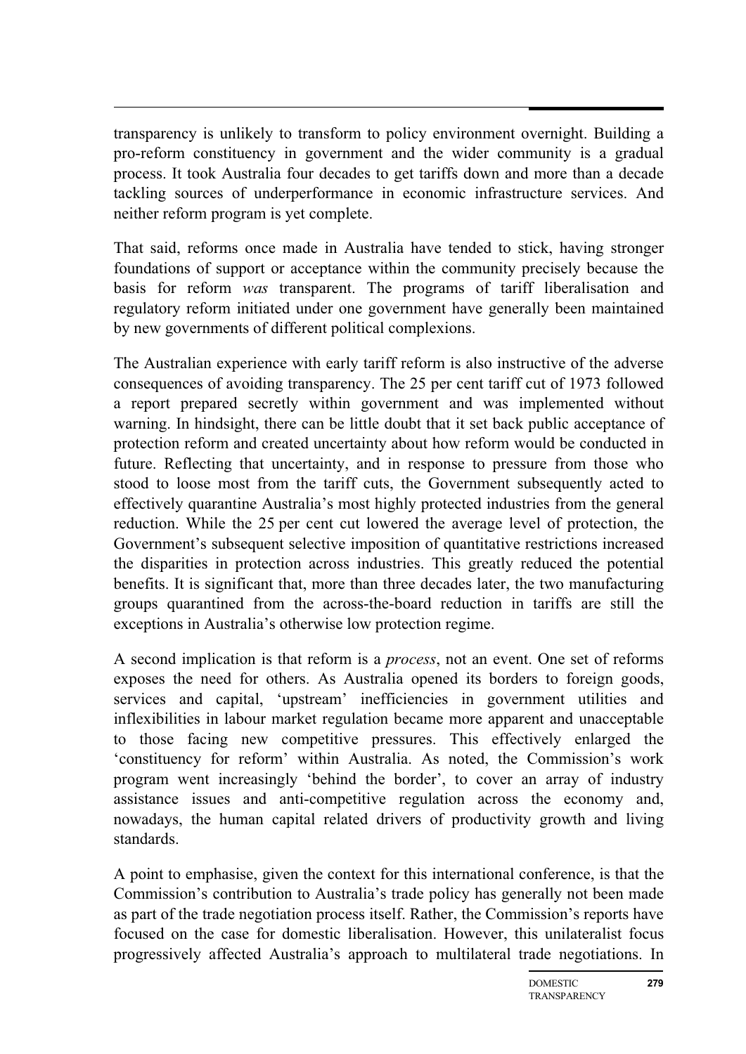transparency is unlikely to transform to policy environment overnight. Building a pro-reform constituency in government and the wider community is a gradual process. It took Australia four decades to get tariffs down and more than a decade tackling sources of underperformance in economic infrastructure services. And neither reform program is yet complete.

That said, reforms once made in Australia have tended to stick, having stronger foundations of support or acceptance within the community precisely because the basis for reform *was* transparent. The programs of tariff liberalisation and regulatory reform initiated under one government have generally been maintained by new governments of different political complexions.

The Australian experience with early tariff reform is also instructive of the adverse consequences of avoiding transparency. The 25 per cent tariff cut of 1973 followed a report prepared secretly within government and was implemented without warning. In hindsight, there can be little doubt that it set back public acceptance of protection reform and created uncertainty about how reform would be conducted in future. Reflecting that uncertainty, and in response to pressure from those who stood to loose most from the tariff cuts, the Government subsequently acted to effectively quarantine Australia's most highly protected industries from the general reduction. While the 25 per cent cut lowered the average level of protection, the Government's subsequent selective imposition of quantitative restrictions increased the disparities in protection across industries. This greatly reduced the potential benefits. It is significant that, more than three decades later, the two manufacturing groups quarantined from the across-the-board reduction in tariffs are still the exceptions in Australia's otherwise low protection regime.

A second implication is that reform is a *process*, not an event. One set of reforms exposes the need for others. As Australia opened its borders to foreign goods, services and capital, 'upstream' inefficiencies in government utilities and inflexibilities in labour market regulation became more apparent and unacceptable to those facing new competitive pressures. This effectively enlarged the 'constituency for reform' within Australia. As noted, the Commission's work program went increasingly 'behind the border', to cover an array of industry assistance issues and anti-competitive regulation across the economy and, nowadays, the human capital related drivers of productivity growth and living standards.

A point to emphasise, given the context for this international conference, is that the Commission's contribution to Australia's trade policy has generally not been made as part of the trade negotiation process itself. Rather, the Commission's reports have focused on the case for domestic liberalisation. However, this unilateralist focus progressively affected Australia's approach to multilateral trade negotiations. In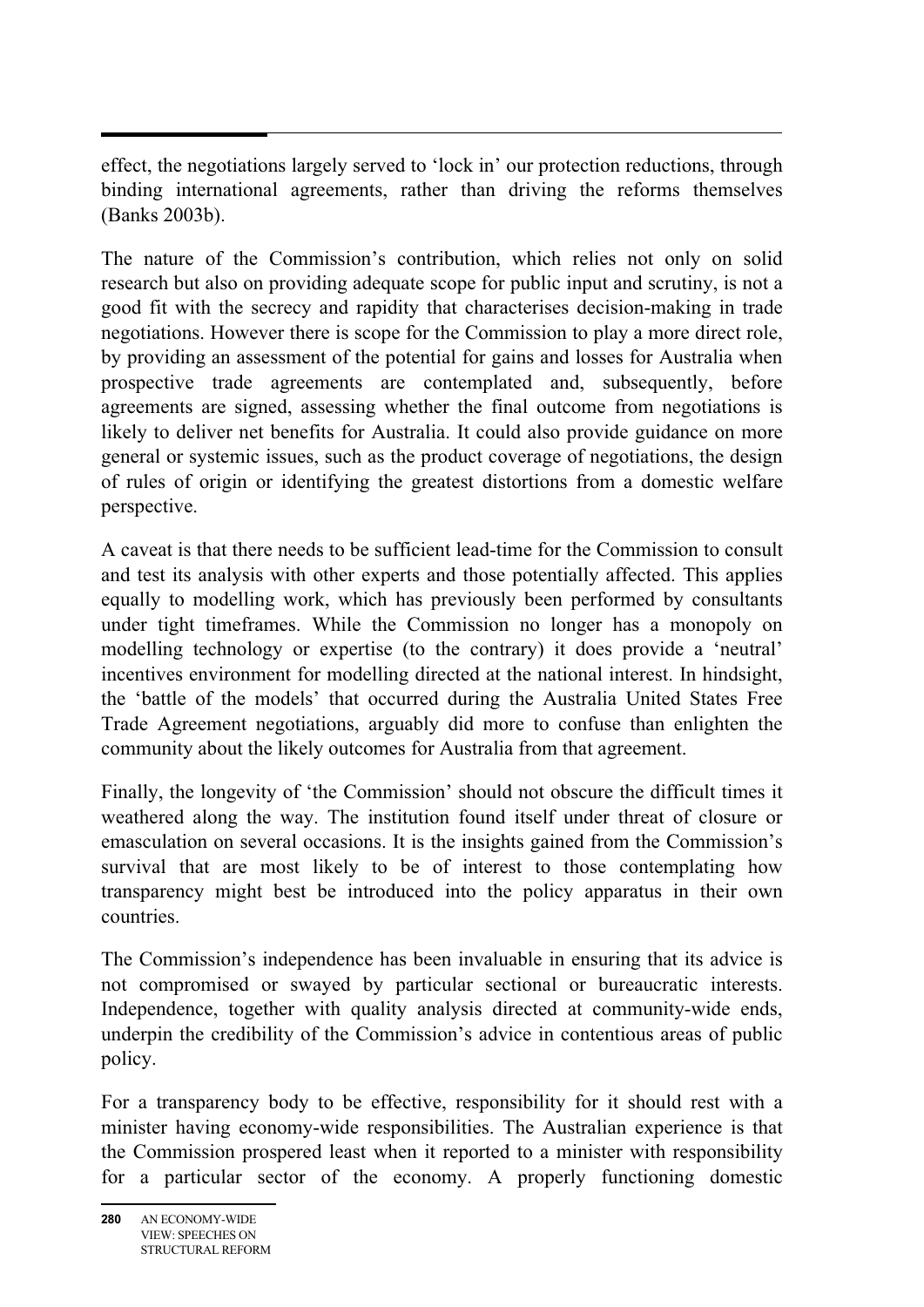effect, the negotiations largely served to 'lock in' our protection reductions, through binding international agreements, rather than driving the reforms themselves (Banks 2003b).

The nature of the Commission's contribution, which relies not only on solid research but also on providing adequate scope for public input and scrutiny, is not a good fit with the secrecy and rapidity that characterises decision-making in trade negotiations. However there is scope for the Commission to play a more direct role, by providing an assessment of the potential for gains and losses for Australia when prospective trade agreements are contemplated and, subsequently, before agreements are signed, assessing whether the final outcome from negotiations is likely to deliver net benefits for Australia. It could also provide guidance on more general or systemic issues, such as the product coverage of negotiations, the design of rules of origin or identifying the greatest distortions from a domestic welfare perspective.

A caveat is that there needs to be sufficient lead-time for the Commission to consult and test its analysis with other experts and those potentially affected. This applies equally to modelling work, which has previously been performed by consultants under tight timeframes. While the Commission no longer has a monopoly on modelling technology or expertise (to the contrary) it does provide a 'neutral' incentives environment for modelling directed at the national interest. In hindsight, the 'battle of the models' that occurred during the Australia United States Free Trade Agreement negotiations, arguably did more to confuse than enlighten the community about the likely outcomes for Australia from that agreement.

Finally, the longevity of 'the Commission' should not obscure the difficult times it weathered along the way. The institution found itself under threat of closure or emasculation on several occasions. It is the insights gained from the Commission's survival that are most likely to be of interest to those contemplating how transparency might best be introduced into the policy apparatus in their own countries.

The Commission's independence has been invaluable in ensuring that its advice is not compromised or swayed by particular sectional or bureaucratic interests. Independence, together with quality analysis directed at community-wide ends, underpin the credibility of the Commission's advice in contentious areas of public policy.

For a transparency body to be effective, responsibility for it should rest with a minister having economy-wide responsibilities. The Australian experience is that the Commission prospered least when it reported to a minister with responsibility for a particular sector of the economy. A properly functioning domestic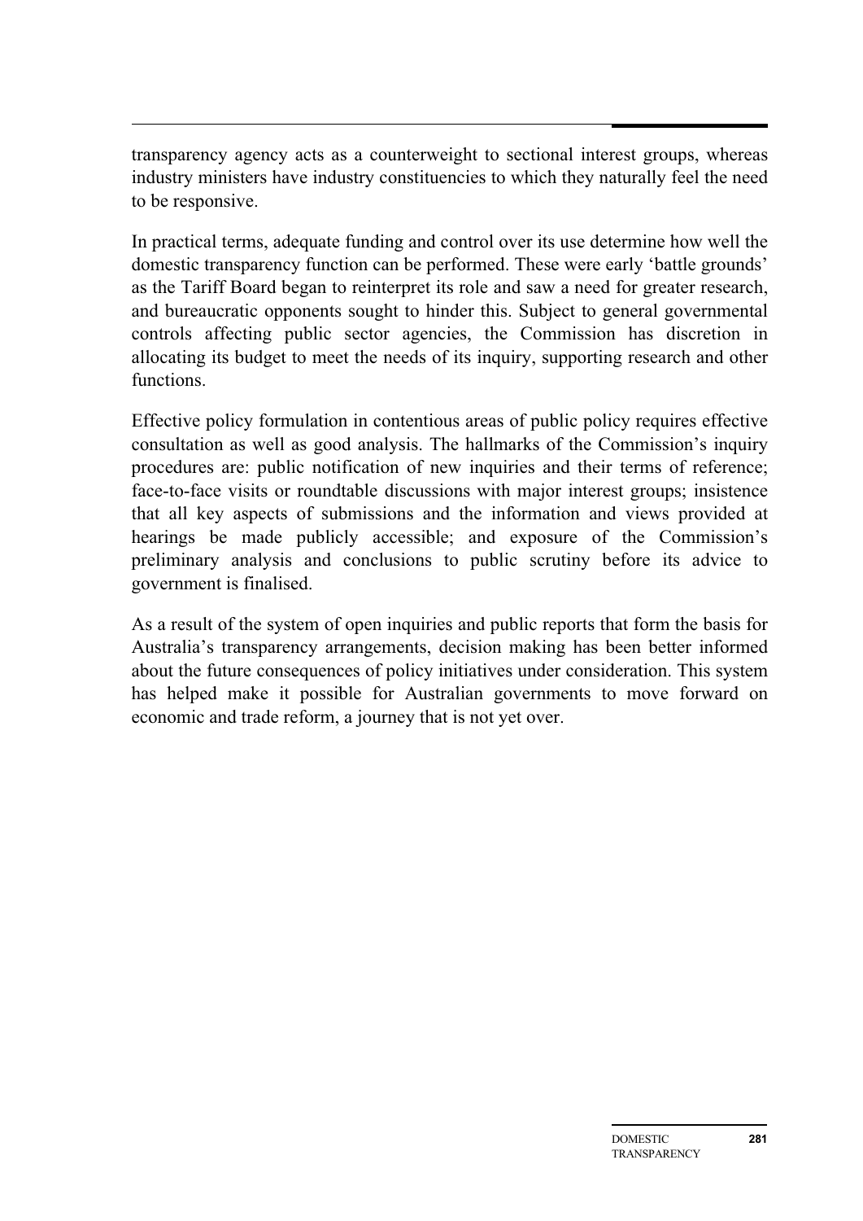transparency agency acts as a counterweight to sectional interest groups, whereas industry ministers have industry constituencies to which they naturally feel the need to be responsive.

In practical terms, adequate funding and control over its use determine how well the domestic transparency function can be performed. These were early 'battle grounds' as the Tariff Board began to reinterpret its role and saw a need for greater research, and bureaucratic opponents sought to hinder this. Subject to general governmental controls affecting public sector agencies, the Commission has discretion in allocating its budget to meet the needs of its inquiry, supporting research and other functions.

Effective policy formulation in contentious areas of public policy requires effective consultation as well as good analysis. The hallmarks of the Commission's inquiry procedures are: public notification of new inquiries and their terms of reference; face-to-face visits or roundtable discussions with major interest groups; insistence that all key aspects of submissions and the information and views provided at hearings be made publicly accessible; and exposure of the Commission's preliminary analysis and conclusions to public scrutiny before its advice to government is finalised.

As a result of the system of open inquiries and public reports that form the basis for Australia's transparency arrangements, decision making has been better informed about the future consequences of policy initiatives under consideration. This system has helped make it possible for Australian governments to move forward on economic and trade reform, a journey that is not yet over.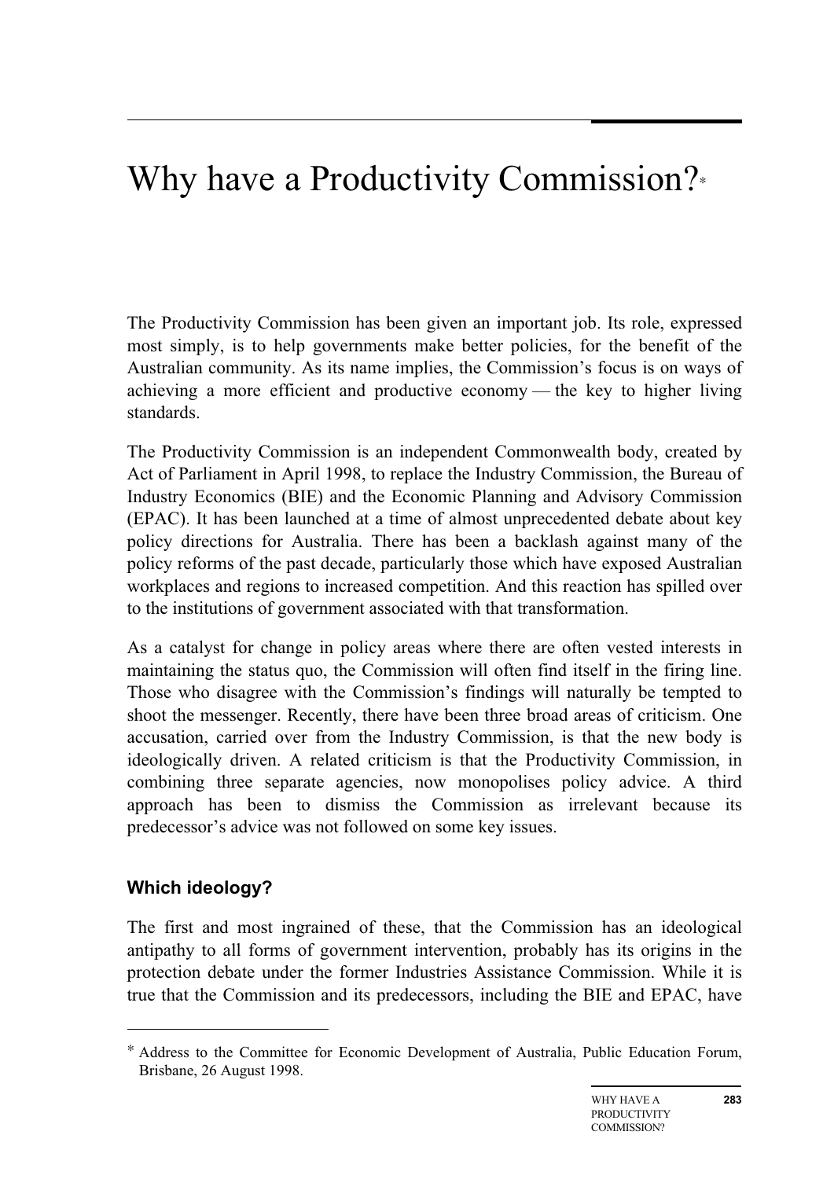# Why have a Productivity Commission?*

The Productivity Commission has been given an important job. Its role, expressed most simply, is to help governments make better policies, for the benefit of the Australian community. As its name implies, the Commission's focus is on ways of achieving a more efficient and productive economy — the key to higher living standards.

The Productivity Commission is an independent Commonwealth body, created by Act of Parliament in April 1998, to replace the Industry Commission, the Bureau of Industry Economics (BIE) and the Economic Planning and Advisory Commission (EPAC). It has been launched at a time of almost unprecedented debate about key policy directions for Australia. There has been a backlash against many of the policy reforms of the past decade, particularly those which have exposed Australian workplaces and regions to increased competition. And this reaction has spilled over to the institutions of government associated with that transformation.

As a catalyst for change in policy areas where there are often vested interests in maintaining the status quo, the Commission will often find itself in the firing line. Those who disagree with the Commission's findings will naturally be tempted to shoot the messenger. Recently, there have been three broad areas of criticism. One accusation, carried over from the Industry Commission, is that the new body is ideologically driven. A related criticism is that the Productivity Commission, in combining three separate agencies, now monopolises policy advice. A third approach has been to dismiss the Commission as irrelevant because its predecessor's advice was not followed on some key issues.

### Which ideology?

The first and most ingrained of these, that the Commission has an ideological antipathy to all forms of government intervention, probably has its origins in the protection debate under the former Industries Assistance Commission. While it is true that the Commission and its predecessors, including the BIE and EPAC, have

---

* Address to the Committee for Economic Development of Australia, Public Education Forum, Brisbane, 26 August 1998.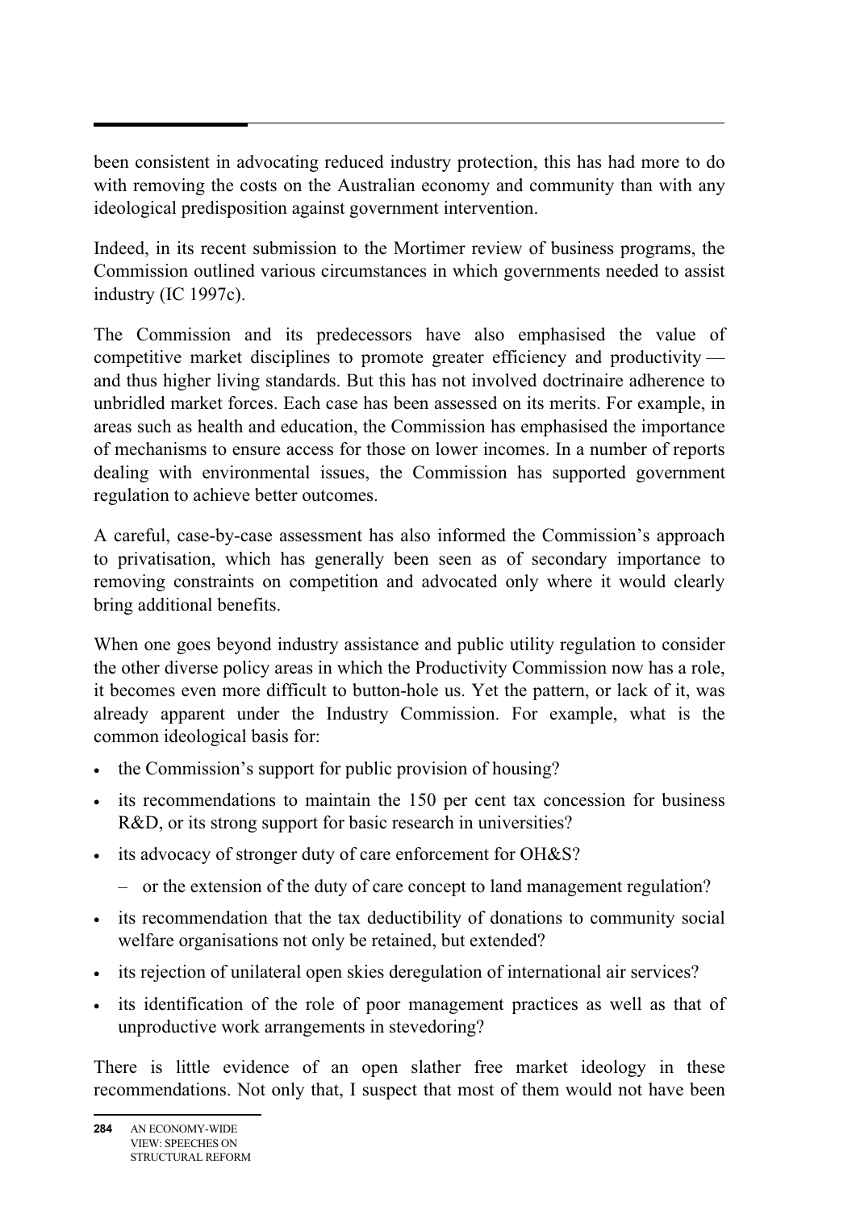been consistent in advocating reduced industry protection, this has had more to do with removing the costs on the Australian economy and community than with any ideological predisposition against government intervention.

Indeed, in its recent submission to the Mortimer review of business programs, the Commission outlined various circumstances in which governments needed to assist industry (IC 1997c).

The Commission and its predecessors have also emphasised the value of competitive market disciplines to promote greater efficiency and productivity — and thus higher living standards. But this has not involved doctrinaire adherence to unbridled market forces. Each case has been assessed on its merits. For example, in areas such as health and education, the Commission has emphasised the importance of mechanisms to ensure access for those on lower incomes. In a number of reports dealing with environmental issues, the Commission has supported government regulation to achieve better outcomes.

A careful, case-by-case assessment has also informed the Commission's approach to privatisation, which has generally been seen as of secondary importance to removing constraints on competition and advocated only where it would clearly bring additional benefits.

When one goes beyond industry assistance and public utility regulation to consider the other diverse policy areas in which the Productivity Commission now has a role, it becomes even more difficult to button-hole us. Yet the pattern, or lack of it, was already apparent under the Industry Commission. For example, what is the common ideological basis for:

- the Commission's support for public provision of housing?
- its recommendations to maintain the 150 per cent tax concession for business R&D, or its strong support for basic research in universities?
- its advocacy of stronger duty of care enforcement for OH&S?
  - or the extension of the duty of care concept to land management regulation?
- its recommendation that the tax deductibility of donations to community social welfare organisations not only be retained, but extended?
- its rejection of unilateral open skies deregulation of international air services?
- its identification of the role of poor management practices as well as that of unproductive work arrangements in stevedoring?

There is little evidence of an open slather free market ideology in these recommendations. Not only that, I suspect that most of them would not have been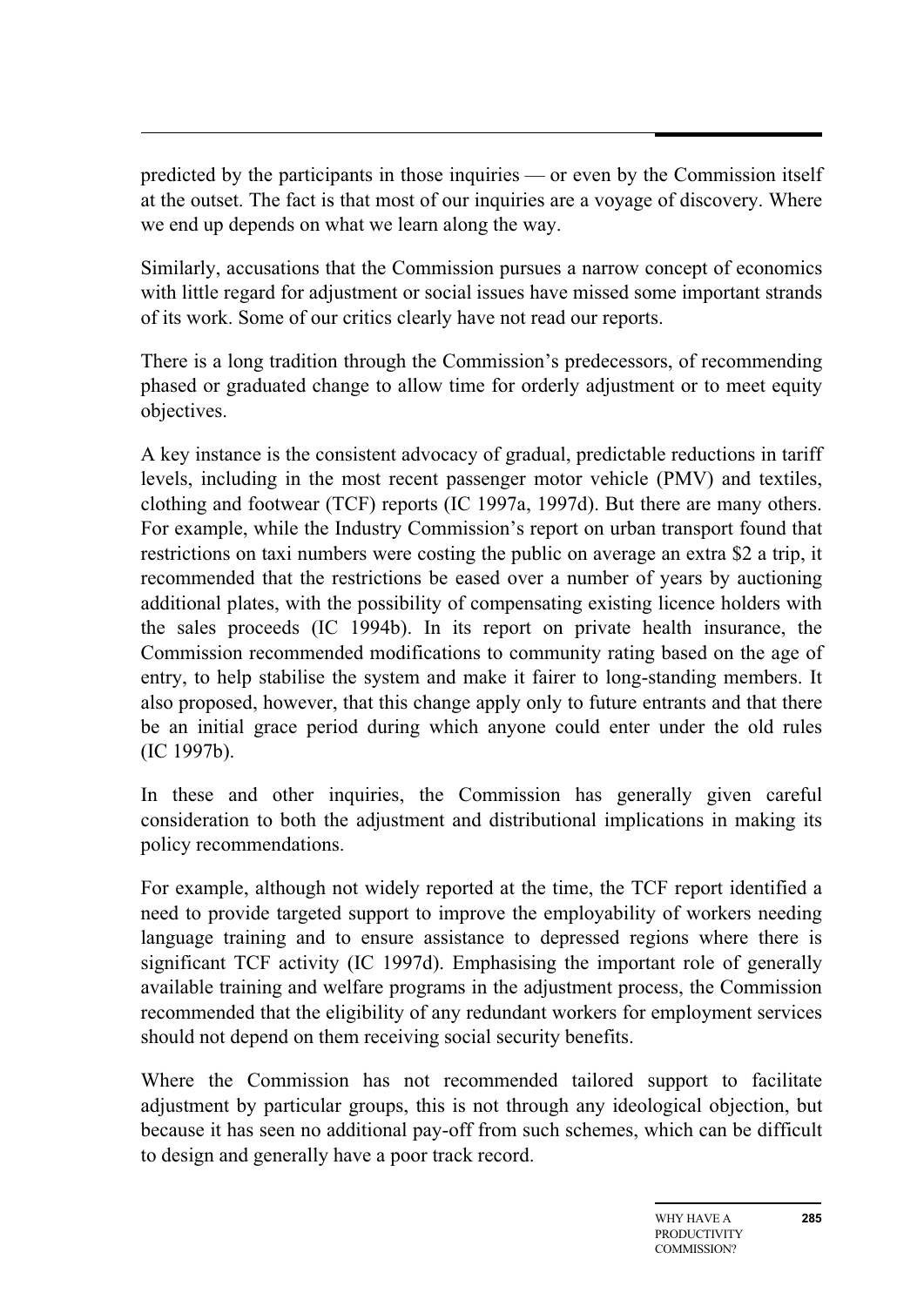predicted by the participants in those inquiries — or even by the Commission itself at the outset. The fact is that most of our inquiries are a voyage of discovery. Where we end up depends on what we learn along the way.

Similarly, accusations that the Commission pursues a narrow concept of economics with little regard for adjustment or social issues have missed some important strands of its work. Some of our critics clearly have not read our reports.

There is a long tradition through the Commission's predecessors, of recommending phased or graduated change to allow time for orderly adjustment or to meet equity objectives.

A key instance is the consistent advocacy of gradual, predictable reductions in tariff levels, including in the most recent passenger motor vehicle (PMV) and textiles, clothing and footwear (TCF) reports (IC 1997a, 1997d). But there are many others. For example, while the Industry Commission's report on urban transport found that restrictions on taxi numbers were costing the public on average an extra $2 a trip, it recommended that the restrictions be eased over a number of years by auctioning additional plates, with the possibility of compensating existing licence holders with the sales proceeds (IC 1994b). In its report on private health insurance, the Commission recommended modifications to community rating based on the age of entry, to help stabilise the system and make it fairer to long-standing members. It also proposed, however, that this change apply only to future entrants and that there be an initial grace period during which anyone could enter under the old rules (IC 1997b).

In these and other inquiries, the Commission has generally given careful consideration to both the adjustment and distributional implications in making its policy recommendations.

For example, although not widely reported at the time, the TCF report identified a need to provide targeted support to improve the employability of workers needing language training and to ensure assistance to depressed regions where there is significant TCF activity (IC 1997d). Emphasising the important role of generally available training and welfare programs in the adjustment process, the Commission recommended that the eligibility of any redundant workers for employment services should not depend on them receiving social security benefits.

Where the Commission has not recommended tailored support to facilitate adjustment by particular groups, this is not through any ideological objection, but because it has seen no additional pay-off from such schemes, which can be difficult to design and generally have a poor track record.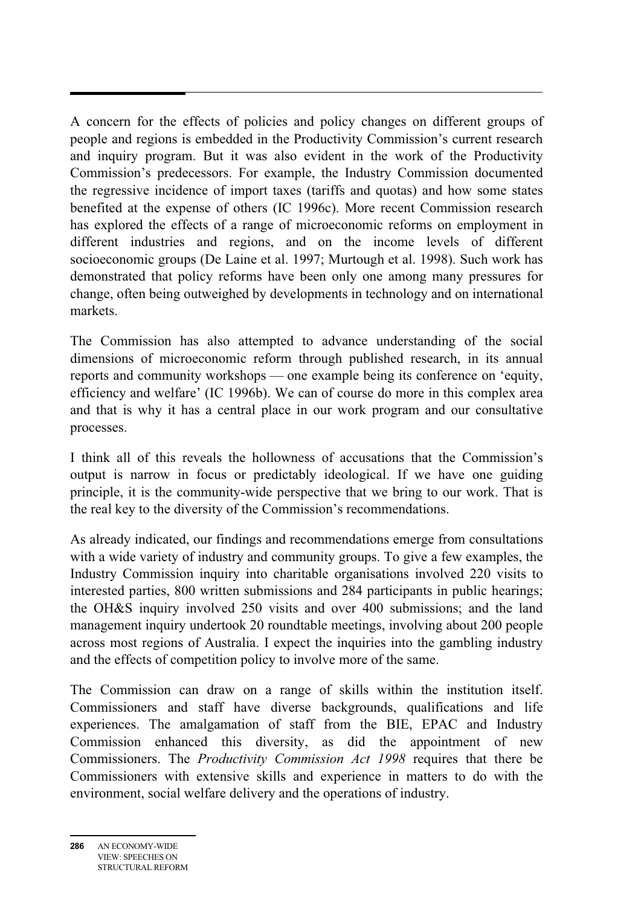A concern for the effects of policies and policy changes on different groups of people and regions is embedded in the Productivity Commission's current research and inquiry program. But it was also evident in the work of the Productivity Commission's predecessors. For example, the Industry Commission documented the regressive incidence of import taxes (tariffs and quotas) and how some states benefited at the expense of others (IC 1996c). More recent Commission research has explored the effects of a range of microeconomic reforms on employment in different industries and regions, and on the income levels of different socioeconomic groups (De Laine et al. 1997; Murtough et al. 1998). Such work has demonstrated that policy reforms have been only one among many pressures for change, often being outweighed by developments in technology and on international markets.

The Commission has also attempted to advance understanding of the social dimensions of microeconomic reform through published research, in its annual reports and community workshops — one example being its conference on 'equity, efficiency and welfare' (IC 1996b). We can of course do more in this complex area and that is why it has a central place in our work program and our consultative processes.

I think all of this reveals the hollowness of accusations that the Commission's output is narrow in focus or predictably ideological. If we have one guiding principle, it is the community-wide perspective that we bring to our work. That is the real key to the diversity of the Commission's recommendations.

As already indicated, our findings and recommendations emerge from consultations with a wide variety of industry and community groups. To give a few examples, the Industry Commission inquiry into charitable organisations involved 220 visits to interested parties, 800 written submissions and 284 participants in public hearings; the OH&S inquiry involved 250 visits and over 400 submissions; and the land management inquiry undertook 20 roundtable meetings, involving about 200 people across most regions of Australia. I expect the inquiries into the gambling industry and the effects of competition policy to involve more of the same.

The Commission can draw on a range of skills within the institution itself. Commissioners and staff have diverse backgrounds, qualifications and life experiences. The amalgamation of staff from the BIE, EPAC and Industry Commission enhanced this diversity, as did the appointment of new Commissioners. The *Productivity Commission Act 1998* requires that there be Commissioners with extensive skills and experience in matters to do with the environment, social welfare delivery and the operations of industry.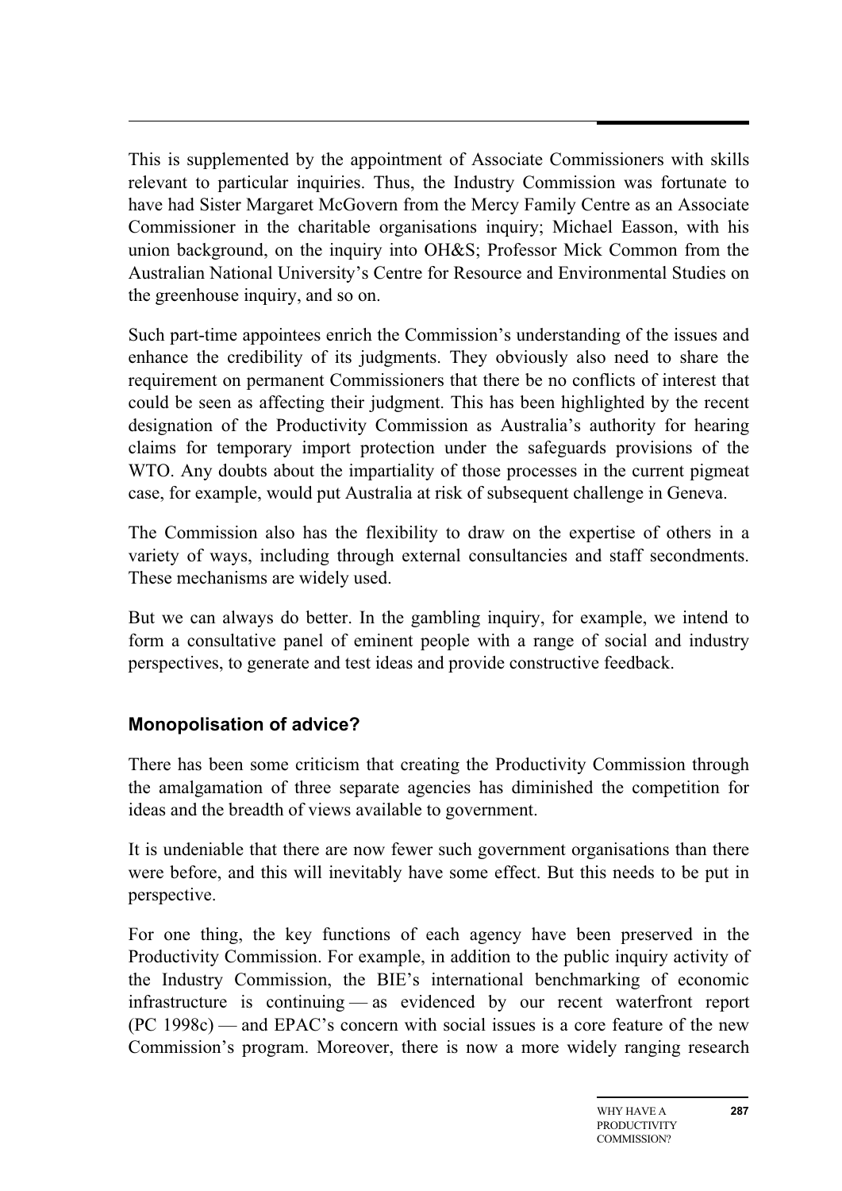This is supplemented by the appointment of Associate Commissioners with skills relevant to particular inquiries. Thus, the Industry Commission was fortunate to have had Sister Margaret McGovern from the Mercy Family Centre as an Associate Commissioner in the charitable organisations inquiry; Michael Easson, with his union background, on the inquiry into OH&S; Professor Mick Common from the Australian National University's Centre for Resource and Environmental Studies on the greenhouse inquiry, and so on.

Such part-time appointees enrich the Commission's understanding of the issues and enhance the credibility of its judgments. They obviously also need to share the requirement on permanent Commissioners that there be no conflicts of interest that could be seen as affecting their judgment. This has been highlighted by the recent designation of the Productivity Commission as Australia's authority for hearing claims for temporary import protection under the safeguards provisions of the WTO. Any doubts about the impartiality of those processes in the current pigmeat case, for example, would put Australia at risk of subsequent challenge in Geneva.

The Commission also has the flexibility to draw on the expertise of others in a variety of ways, including through external consultancies and staff secondments. These mechanisms are widely used.

But we can always do better. In the gambling inquiry, for example, we intend to form a consultative panel of eminent people with a range of social and industry perspectives, to generate and test ideas and provide constructive feedback.

### Monopolisation of advice?

There has been some criticism that creating the Productivity Commission through the amalgamation of three separate agencies has diminished the competition for ideas and the breadth of views available to government.

It is undeniable that there are now fewer such government organisations than there were before, and this will inevitably have some effect. But this needs to be put in perspective.

For one thing, the key functions of each agency have been preserved in the Productivity Commission. For example, in addition to the public inquiry activity of the Industry Commission, the BIE's international benchmarking of economic infrastructure is continuing — as evidenced by our recent waterfront report (PC 1998c) — and EPAC's concern with social issues is a core feature of the new Commission's program. Moreover, there is now a more widely ranging research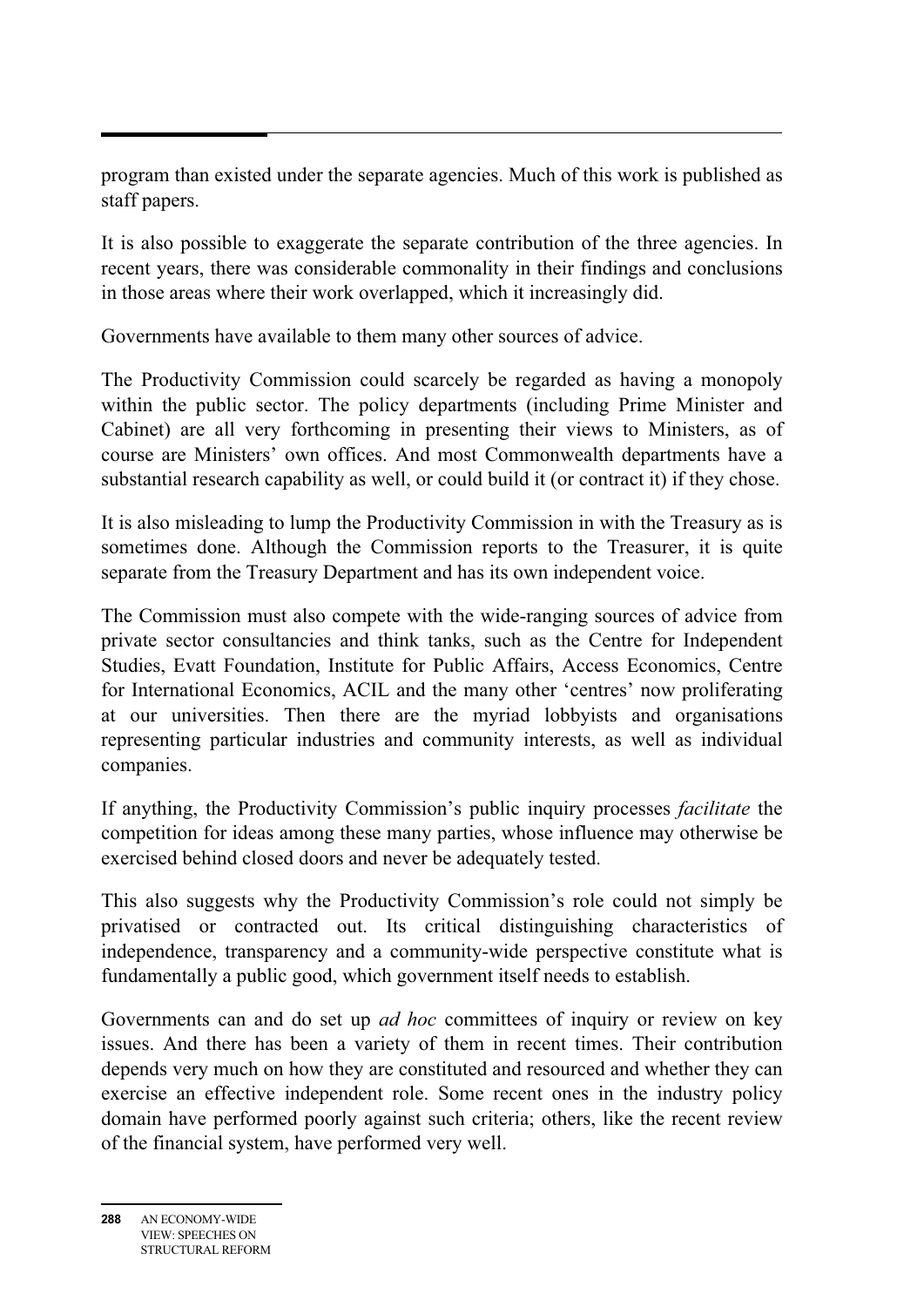program than existed under the separate agencies. Much of this work is published as staff papers.

It is also possible to exaggerate the separate contribution of the three agencies. In recent years, there was considerable commonality in their findings and conclusions in those areas where their work overlapped, which it increasingly did.

Governments have available to them many other sources of advice.

The Productivity Commission could scarcely be regarded as having a monopoly within the public sector. The policy departments (including Prime Minister and Cabinet) are all very forthcoming in presenting their views to Ministers, as of course are Ministers' own offices. And most Commonwealth departments have a substantial research capability as well, or could build it (or contract it) if they chose.

It is also misleading to lump the Productivity Commission in with the Treasury as is sometimes done. Although the Commission reports to the Treasurer, it is quite separate from the Treasury Department and has its own independent voice.

The Commission must also compete with the wide-ranging sources of advice from private sector consultancies and think tanks, such as the Centre for Independent Studies, Evatt Foundation, Institute for Public Affairs, Access Economics, Centre for International Economics, ACIL and the many other 'centres' now proliferating at our universities. Then there are the myriad lobbyists and organisations representing particular industries and community interests, as well as individual companies.

If anything, the Productivity Commission's public inquiry processes *facilitate* the competition for ideas among these many parties, whose influence may otherwise be exercised behind closed doors and never be adequately tested.

This also suggests why the Productivity Commission's role could not simply be privatised or contracted out. Its critical distinguishing characteristics of independence, transparency and a community-wide perspective constitute what is fundamentally a public good, which government itself needs to establish.

Governments can and do set up *ad hoc* committees of inquiry or review on key issues. And there has been a variety of them in recent times. Their contribution depends very much on how they are constituted and resourced and whether they can exercise an effective independent role. Some recent ones in the industry policy domain have performed poorly against such criteria; others, like the recent review of the financial system, have performed very well.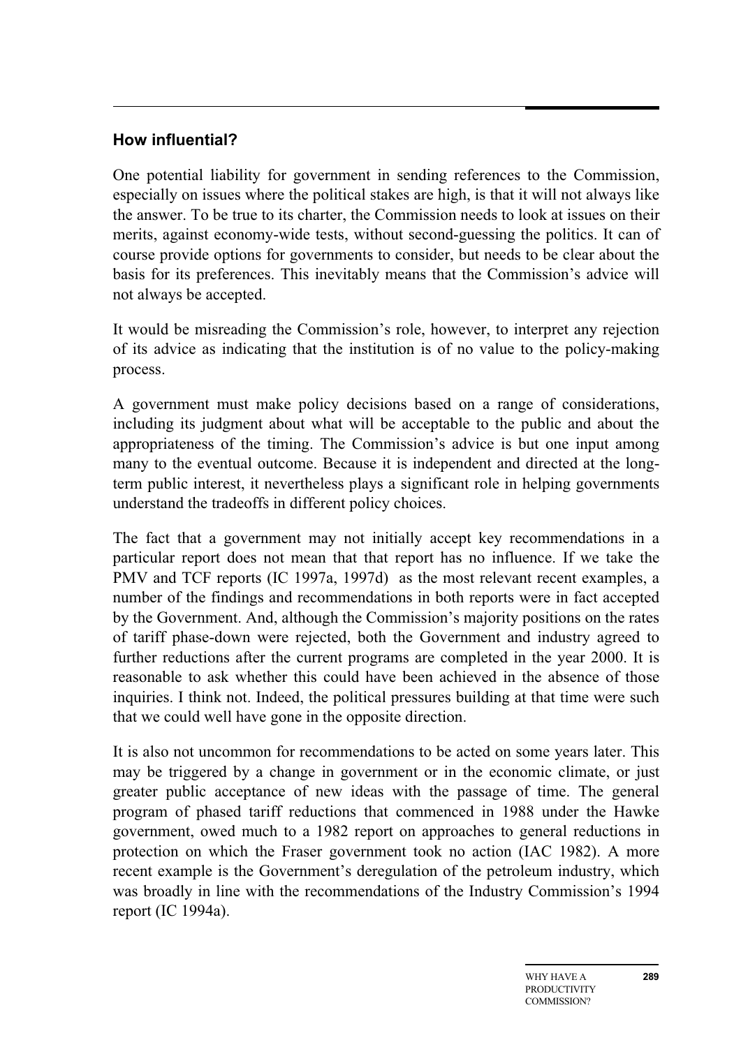## How influential?

One potential liability for government in sending references to the Commission, especially on issues where the political stakes are high, is that it will not always like the answer. To be true to its charter, the Commission needs to look at issues on their merits, against economy-wide tests, without second-guessing the politics. It can of course provide options for governments to consider, but needs to be clear about the basis for its preferences. This inevitably means that the Commission's advice will not always be accepted.

It would be misreading the Commission's role, however, to interpret any rejection of its advice as indicating that the institution is of no value to the policy-making process.

A government must make policy decisions based on a range of considerations, including its judgment about what will be acceptable to the public and about the appropriateness of the timing. The Commission's advice is but one input among many to the eventual outcome. Because it is independent and directed at the long-term public interest, it nevertheless plays a significant role in helping governments understand the tradeoffs in different policy choices.

The fact that a government may not initially accept key recommendations in a particular report does not mean that that report has no influence. If we take the PMV and TCF reports (IC 1997a, 1997d) as the most relevant recent examples, a number of the findings and recommendations in both reports were in fact accepted by the Government. And, although the Commission's majority positions on the rates of tariff phase-down were rejected, both the Government and industry agreed to further reductions after the current programs are completed in the year 2000. It is reasonable to ask whether this could have been achieved in the absence of those inquiries. I think not. Indeed, the political pressures building at that time were such that we could well have gone in the opposite direction.

It is also not uncommon for recommendations to be acted on some years later. This may be triggered by a change in government or in the economic climate, or just greater public acceptance of new ideas with the passage of time. The general program of phased tariff reductions that commenced in 1988 under the Hawke government, owed much to a 1982 report on approaches to general reductions in protection on which the Fraser government took no action (IAC 1982). A more recent example is the Government's deregulation of the petroleum industry, which was broadly in line with the recommendations of the Industry Commission's 1994 report (IC 1994a).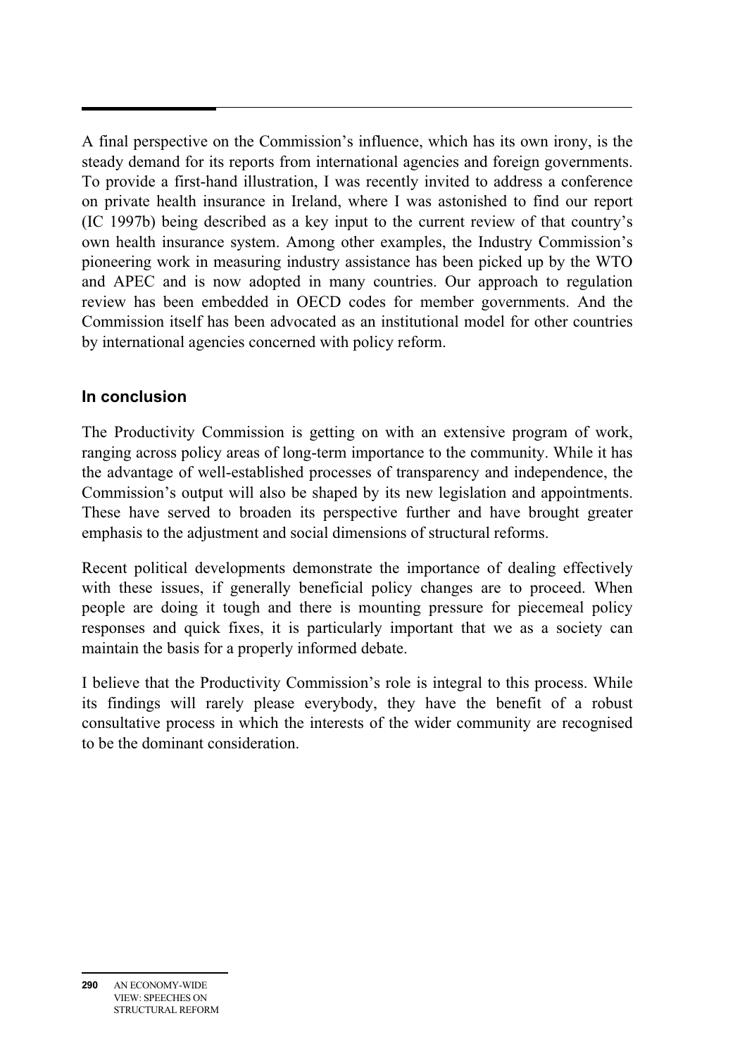A final perspective on the Commission's influence, which has its own irony, is the steady demand for its reports from international agencies and foreign governments. To provide a first-hand illustration, I was recently invited to address a conference on private health insurance in Ireland, where I was astonished to find our report (IC 1997b) being described as a key input to the current review of that country's own health insurance system. Among other examples, the Industry Commission's pioneering work in measuring industry assistance has been picked up by the WTO and APEC and is now adopted in many countries. Our approach to regulation review has been embedded in OECD codes for member governments. And the Commission itself has been advocated as an institutional model for other countries by international agencies concerned with policy reform.

## In conclusion

The Productivity Commission is getting on with an extensive program of work, ranging across policy areas of long-term importance to the community. While it has the advantage of well-established processes of transparency and independence, the Commission's output will also be shaped by its new legislation and appointments. These have served to broaden its perspective further and have brought greater emphasis to the adjustment and social dimensions of structural reforms.

Recent political developments demonstrate the importance of dealing effectively with these issues, if generally beneficial policy changes are to proceed. When people are doing it tough and there is mounting pressure for piecemeal policy responses and quick fixes, it is particularly important that we as a society can maintain the basis for a properly informed debate.

I believe that the Productivity Commission's role is integral to this process. While its findings will rarely please everybody, they have the benefit of a robust consultative process in which the interests of the wider community are recognised to be the dominant consideration.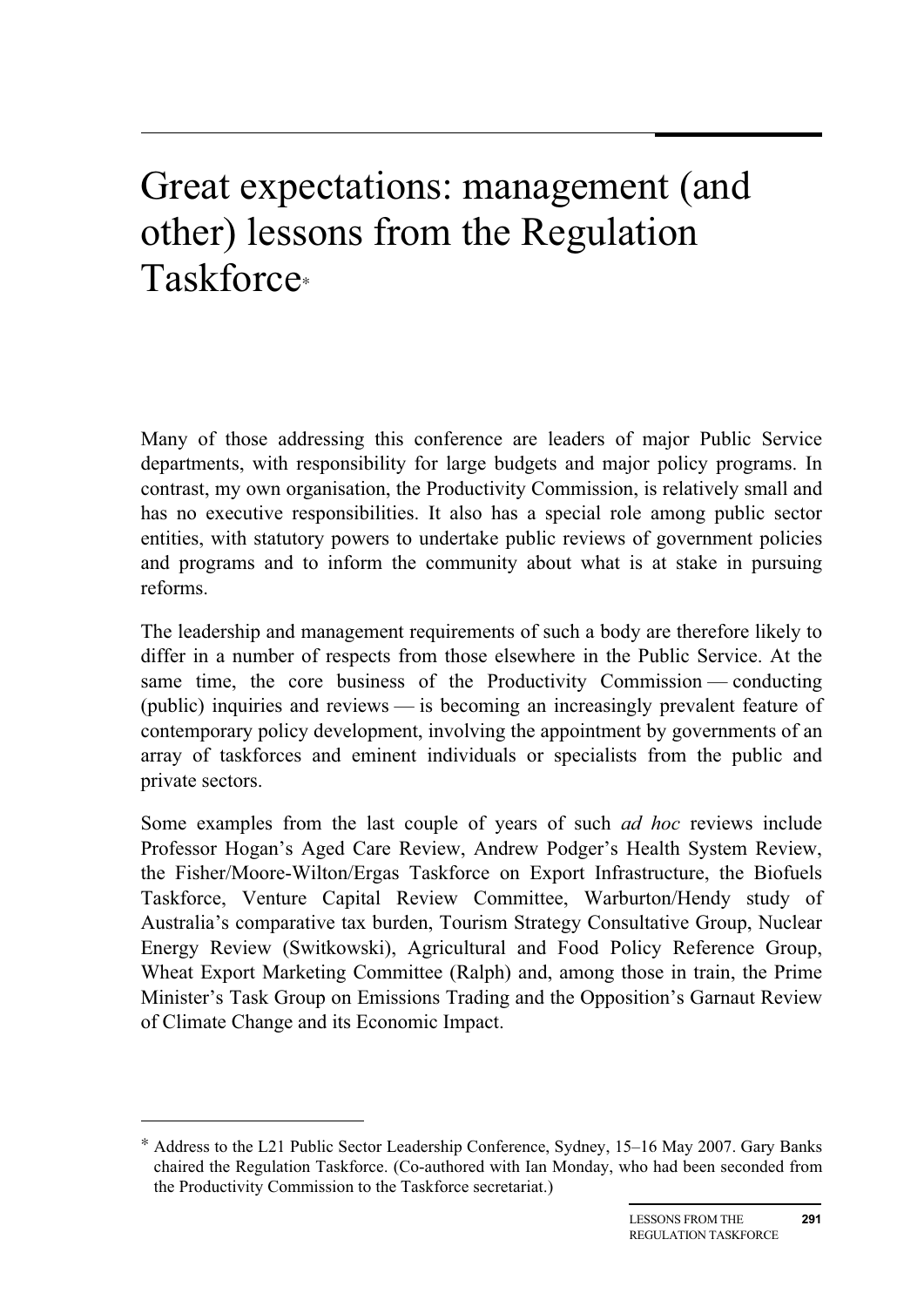# Great expectations: management (and other) lessons from the Regulation Taskforce*

Many of those addressing this conference are leaders of major Public Service departments, with responsibility for large budgets and major policy programs. In contrast, my own organisation, the Productivity Commission, is relatively small and has no executive responsibilities. It also has a special role among public sector entities, with statutory powers to undertake public reviews of government policies and programs and to inform the community about what is at stake in pursuing reforms.

The leadership and management requirements of such a body are therefore likely to differ in a number of respects from those elsewhere in the Public Service. At the same time, the core business of the Productivity Commission — conducting (public) inquiries and reviews — is becoming an increasingly prevalent feature of contemporary policy development, involving the appointment by governments of an array of taskforces and eminent individuals or specialists from the public and private sectors.

Some examples from the last couple of years of such *ad hoc* reviews include Professor Hogan's Aged Care Review, Andrew Podger's Health System Review, the Fisher/Moore-Wilton/Ergas Taskforce on Export Infrastructure, the Biofuels Taskforce, Venture Capital Review Committee, Warburton/Hendy study of Australia's comparative tax burden, Tourism Strategy Consultative Group, Nuclear Energy Review (Switkowski), Agricultural and Food Policy Reference Group, Wheat Export Marketing Committee (Ralph) and, among those in train, the Prime Minister's Task Group on Emissions Trading and the Opposition's Garnaut Review of Climate Change and its Economic Impact.

---

* Address to the L21 Public Sector Leadership Conference, Sydney, 15–16 May 2007. Gary Banks chaired the Regulation Taskforce. (Co-authored with Ian Monday, who had been seconded from the Productivity Commission to the Taskforce secretariat.)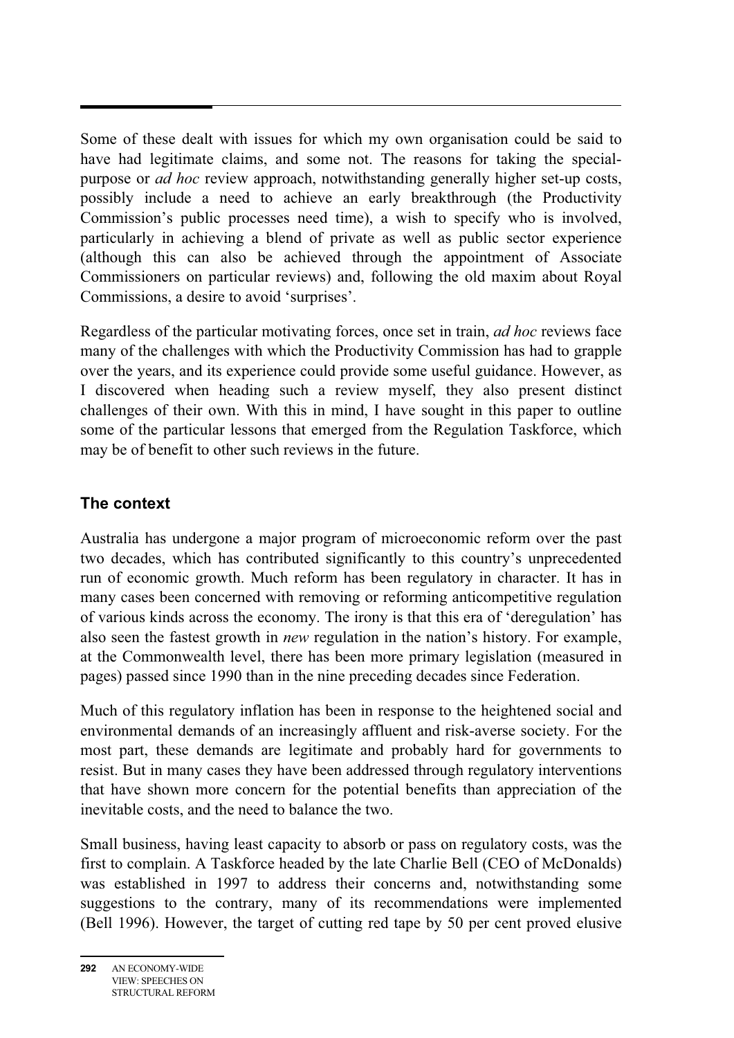Some of these dealt with issues for which my own organisation could be said to have had legitimate claims, and some not. The reasons for taking the special-purpose or *ad hoc* review approach, notwithstanding generally higher set-up costs, possibly include a need to achieve an early breakthrough (the Productivity Commission's public processes need time), a wish to specify who is involved, particularly in achieving a blend of private as well as public sector experience (although this can also be achieved through the appointment of Associate Commissioners on particular reviews) and, following the old maxim about Royal Commissions, a desire to avoid 'surprises'.

Regardless of the particular motivating forces, once set in train, *ad hoc* reviews face many of the challenges with which the Productivity Commission has had to grapple over the years, and its experience could provide some useful guidance. However, as I discovered when heading such a review myself, they also present distinct challenges of their own. With this in mind, I have sought in this paper to outline some of the particular lessons that emerged from the Regulation Taskforce, which may be of benefit to other such reviews in the future.

## The context

Australia has undergone a major program of microeconomic reform over the past two decades, which has contributed significantly to this country's unprecedented run of economic growth. Much reform has been regulatory in character. It has in many cases been concerned with removing or reforming anticompetitive regulation of various kinds across the economy. The irony is that this era of 'deregulation' has also seen the fastest growth in *new* regulation in the nation's history. For example, at the Commonwealth level, there has been more primary legislation (measured in pages) passed since 1990 than in the nine preceding decades since Federation.

Much of this regulatory inflation has been in response to the heightened social and environmental demands of an increasingly affluent and risk-averse society. For the most part, these demands are legitimate and probably hard for governments to resist. But in many cases they have been addressed through regulatory interventions that have shown more concern for the potential benefits than appreciation of the inevitable costs, and the need to balance the two.

Small business, having least capacity to absorb or pass on regulatory costs, was the first to complain. A Taskforce headed by the late Charlie Bell (CEO of McDonalds) was established in 1997 to address their concerns and, notwithstanding some suggestions to the contrary, many of its recommendations were implemented (Bell 1996). However, the target of cutting red tape by 50 per cent proved elusive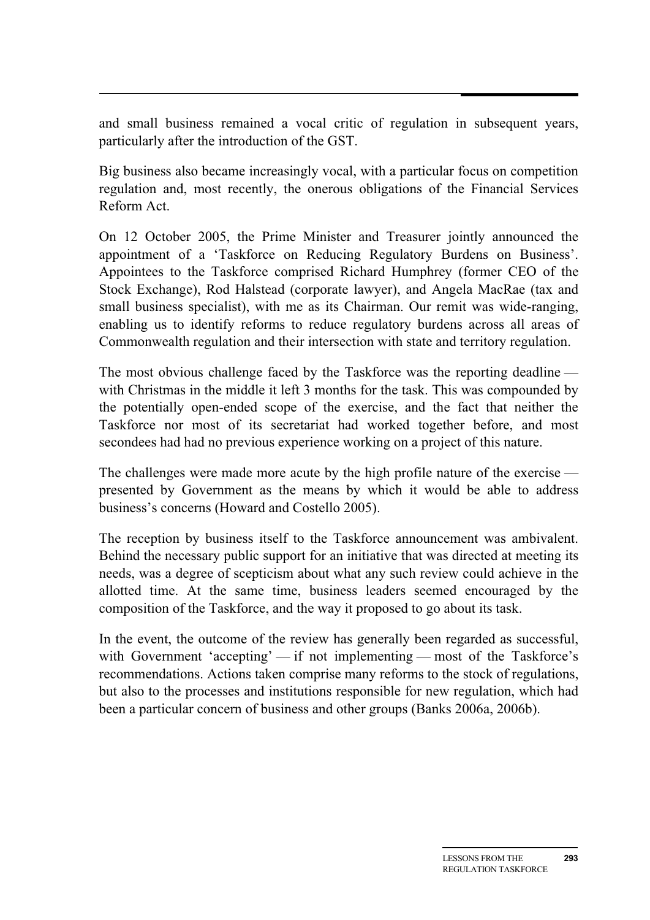and small business remained a vocal critic of regulation in subsequent years, particularly after the introduction of the GST.

Big business also became increasingly vocal, with a particular focus on competition regulation and, most recently, the onerous obligations of the Financial Services Reform Act.

On 12 October 2005, the Prime Minister and Treasurer jointly announced the appointment of a 'Taskforce on Reducing Regulatory Burdens on Business'. Appointees to the Taskforce comprised Richard Humphrey (former CEO of the Stock Exchange), Rod Halstead (corporate lawyer), and Angela MacRae (tax and small business specialist), with me as its Chairman. Our remit was wide-ranging, enabling us to identify reforms to reduce regulatory burdens across all areas of Commonwealth regulation and their intersection with state and territory regulation.

The most obvious challenge faced by the Taskforce was the reporting deadline — with Christmas in the middle it left 3 months for the task. This was compounded by the potentially open-ended scope of the exercise, and the fact that neither the Taskforce nor most of its secretariat had worked together before, and most secondees had had no previous experience working on a project of this nature.

The challenges were made more acute by the high profile nature of the exercise — presented by Government as the means by which it would be able to address business's concerns (Howard and Costello 2005).

The reception by business itself to the Taskforce announcement was ambivalent. Behind the necessary public support for an initiative that was directed at meeting its needs, was a degree of scepticism about what any such review could achieve in the allotted time. At the same time, business leaders seemed encouraged by the composition of the Taskforce, and the way it proposed to go about its task.

In the event, the outcome of the review has generally been regarded as successful, with Government 'accepting' — if not implementing — most of the Taskforce's recommendations. Actions taken comprise many reforms to the stock of regulations, but also to the processes and institutions responsible for new regulation, which had been a particular concern of business and other groups (Banks 2006a, 2006b).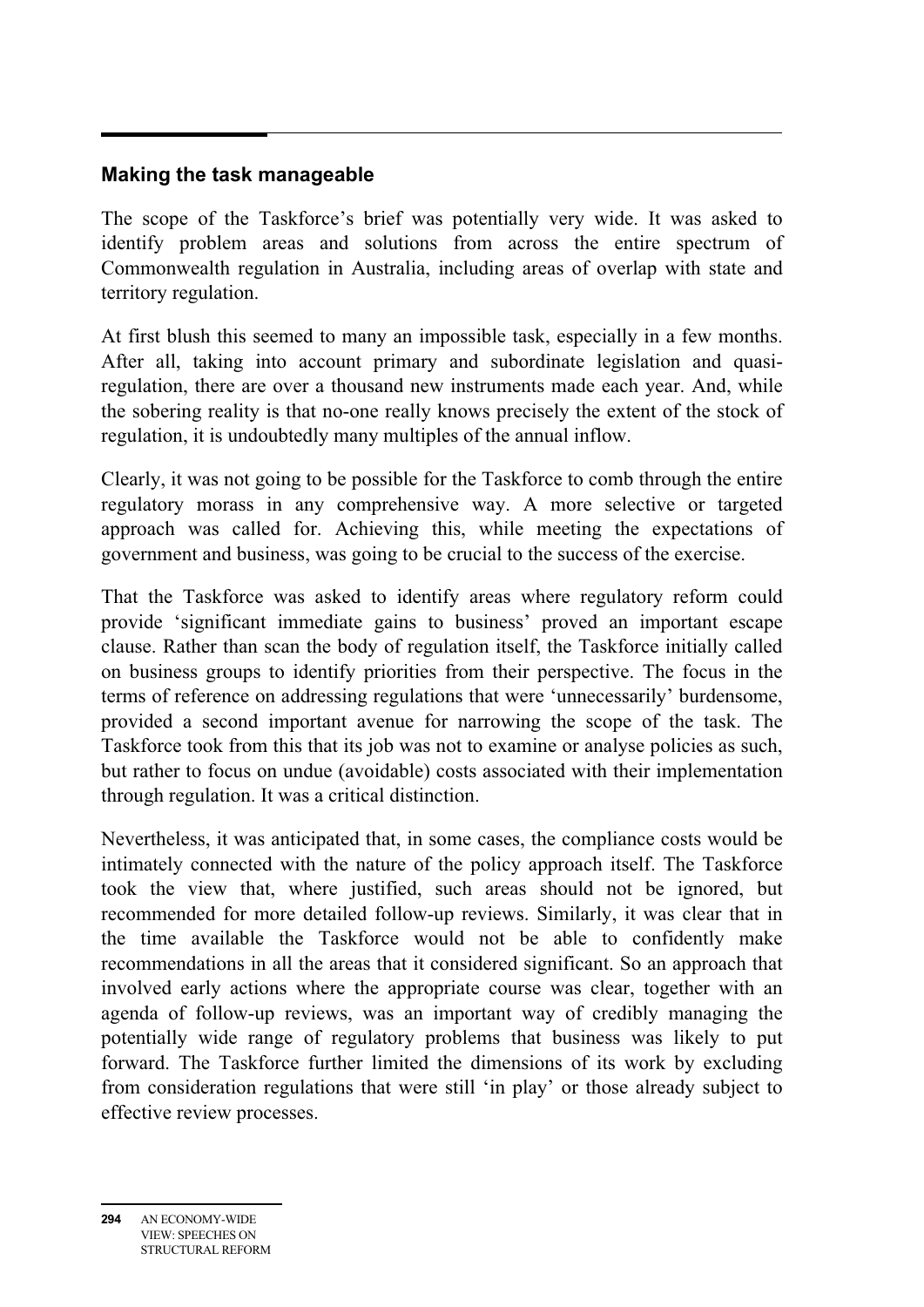## Making the task manageable

The scope of the Taskforce's brief was potentially very wide. It was asked to identify problem areas and solutions from across the entire spectrum of Commonwealth regulation in Australia, including areas of overlap with state and territory regulation.

At first blush this seemed to many an impossible task, especially in a few months. After all, taking into account primary and subordinate legislation and quasi-regulation, there are over a thousand new instruments made each year. And, while the sobering reality is that no-one really knows precisely the extent of the stock of regulation, it is undoubtedly many multiples of the annual inflow.

Clearly, it was not going to be possible for the Taskforce to comb through the entire regulatory morass in any comprehensive way. A more selective or targeted approach was called for. Achieving this, while meeting the expectations of government and business, was going to be crucial to the success of the exercise.

That the Taskforce was asked to identify areas where regulatory reform could provide 'significant immediate gains to business' proved an important escape clause. Rather than scan the body of regulation itself, the Taskforce initially called on business groups to identify priorities from their perspective. The focus in the terms of reference on addressing regulations that were 'unnecessarily' burdensome, provided a second important avenue for narrowing the scope of the task. The Taskforce took from this that its job was not to examine or analyse policies as such, but rather to focus on undue (avoidable) costs associated with their implementation through regulation. It was a critical distinction.

Nevertheless, it was anticipated that, in some cases, the compliance costs would be intimately connected with the nature of the policy approach itself. The Taskforce took the view that, where justified, such areas should not be ignored, but recommended for more detailed follow-up reviews. Similarly, it was clear that in the time available the Taskforce would not be able to confidently make recommendations in all the areas that it considered significant. So an approach that involved early actions where the appropriate course was clear, together with an agenda of follow-up reviews, was an important way of credibly managing the potentially wide range of regulatory problems that business was likely to put forward. The Taskforce further limited the dimensions of its work by excluding from consideration regulations that were still 'in play' or those already subject to effective review processes.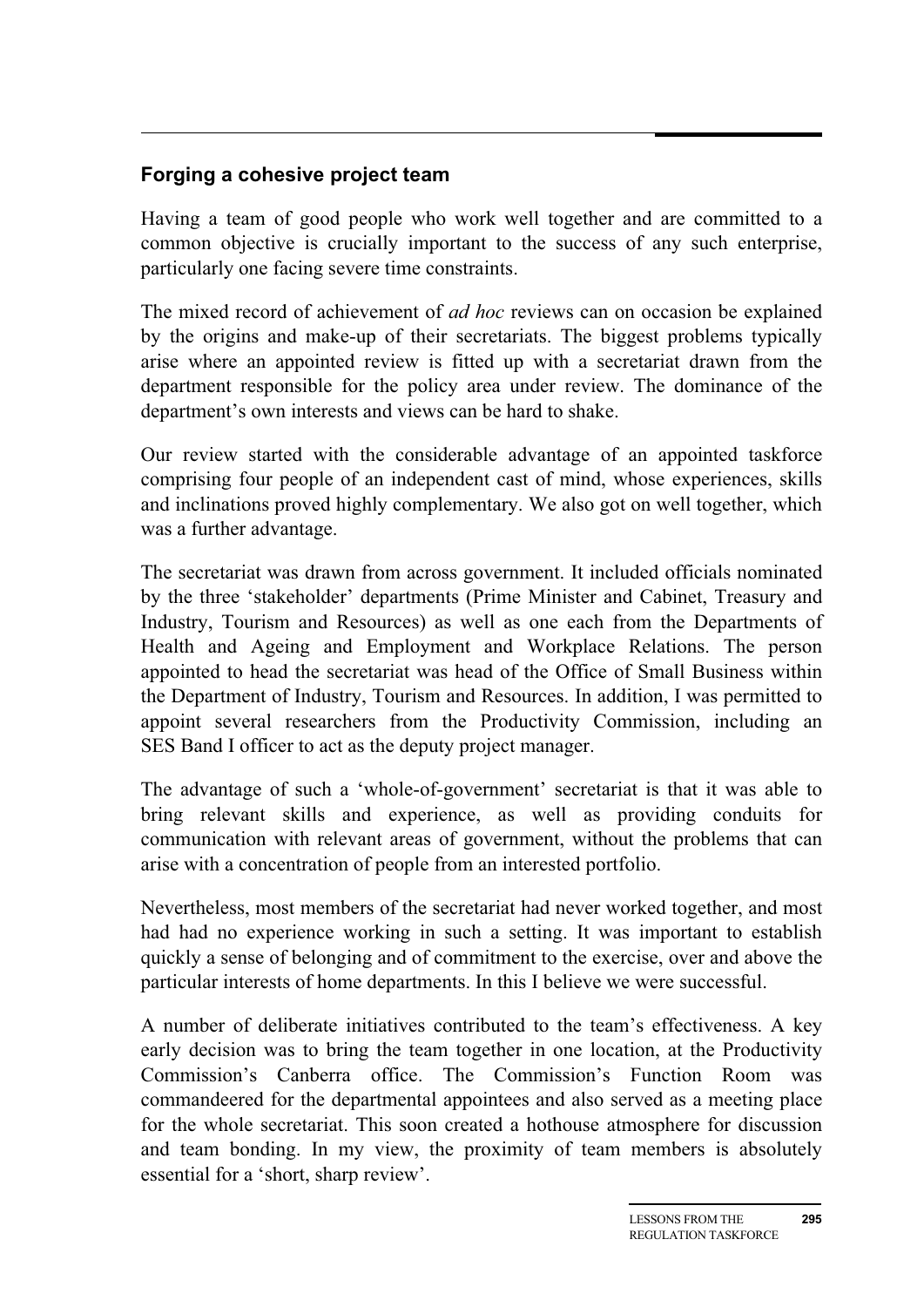## Forging a cohesive project team

Having a team of good people who work well together and are committed to a common objective is crucially important to the success of any such enterprise, particularly one facing severe time constraints.

The mixed record of achievement of *ad hoc* reviews can on occasion be explained by the origins and make-up of their secretariats. The biggest problems typically arise where an appointed review is fitted up with a secretariat drawn from the department responsible for the policy area under review. The dominance of the department's own interests and views can be hard to shake.

Our review started with the considerable advantage of an appointed taskforce comprising four people of an independent cast of mind, whose experiences, skills and inclinations proved highly complementary. We also got on well together, which was a further advantage.

The secretariat was drawn from across government. It included officials nominated by the three 'stakeholder' departments (Prime Minister and Cabinet, Treasury and Industry, Tourism and Resources) as well as one each from the Departments of Health and Ageing and Employment and Workplace Relations. The person appointed to head the secretariat was head of the Office of Small Business within the Department of Industry, Tourism and Resources. In addition, I was permitted to appoint several researchers from the Productivity Commission, including an SES Band I officer to act as the deputy project manager.

The advantage of such a 'whole-of-government' secretariat is that it was able to bring relevant skills and experience, as well as providing conduits for communication with relevant areas of government, without the problems that can arise with a concentration of people from an interested portfolio.

Nevertheless, most members of the secretariat had never worked together, and most had had no experience working in such a setting. It was important to establish quickly a sense of belonging and of commitment to the exercise, over and above the particular interests of home departments. In this I believe we were successful.

A number of deliberate initiatives contributed to the team's effectiveness. A key early decision was to bring the team together in one location, at the Productivity Commission's Canberra office. The Commission's Function Room was commandeered for the departmental appointees and also served as a meeting place for the whole secretariat. This soon created a hothouse atmosphere for discussion and team bonding. In my view, the proximity of team members is absolutely essential for a 'short, sharp review'.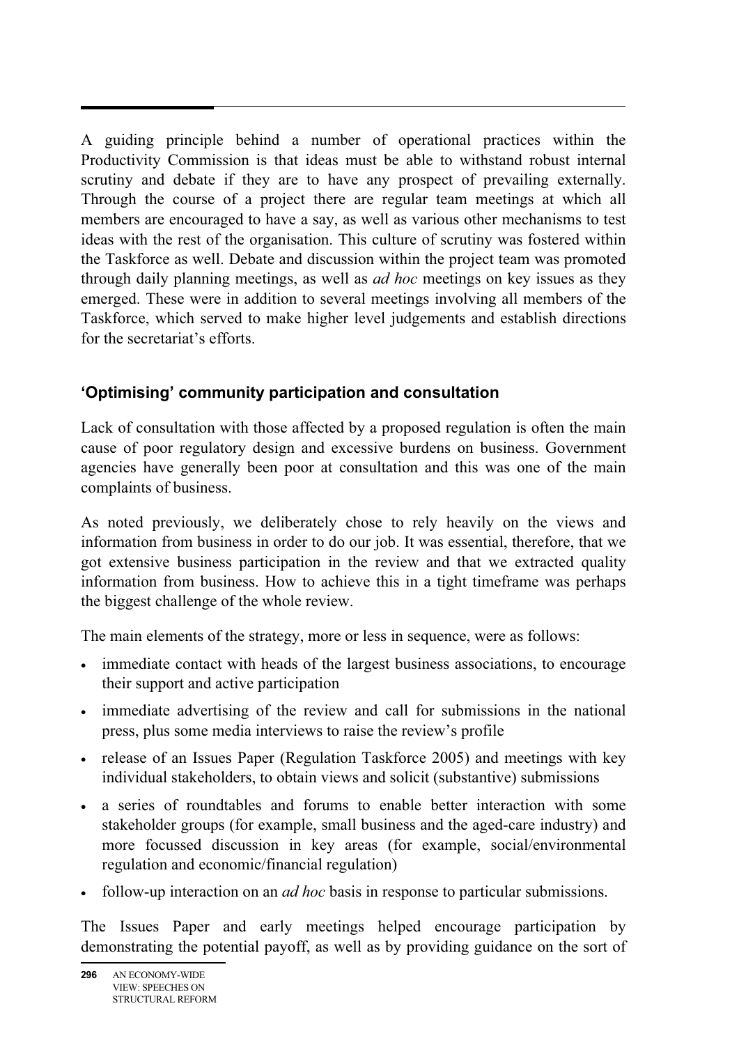A guiding principle behind a number of operational practices within the Productivity Commission is that ideas must be able to withstand robust internal scrutiny and debate if they are to have any prospect of prevailing externally. Through the course of a project there are regular team meetings at which all members are encouraged to have a say, as well as various other mechanisms to test ideas with the rest of the organisation. This culture of scrutiny was fostered within the Taskforce as well. Debate and discussion within the project team was promoted through daily planning meetings, as well as *ad hoc* meetings on key issues as they emerged. These were in addition to several meetings involving all members of the Taskforce, which served to make higher level judgements and establish directions for the secretariat's efforts.

### 'Optimising' community participation and consultation

Lack of consultation with those affected by a proposed regulation is often the main cause of poor regulatory design and excessive burdens on business. Government agencies have generally been poor at consultation and this was one of the main complaints of business.

As noted previously, we deliberately chose to rely heavily on the views and information from business in order to do our job. It was essential, therefore, that we got extensive business participation in the review and that we extracted quality information from business. How to achieve this in a tight timeframe was perhaps the biggest challenge of the whole review.

The main elements of the strategy, more or less in sequence, were as follows:

- immediate contact with heads of the largest business associations, to encourage their support and active participation
- immediate advertising of the review and call for submissions in the national press, plus some media interviews to raise the review's profile
- release of an Issues Paper (Regulation Taskforce 2005) and meetings with key individual stakeholders, to obtain views and solicit (substantive) submissions
- a series of roundtables and forums to enable better interaction with some stakeholder groups (for example, small business and the aged-care industry) and more focussed discussion in key areas (for example, social/environmental regulation and economic/financial regulation)
- follow-up interaction on an *ad hoc* basis in response to particular submissions.

The Issues Paper and early meetings helped encourage participation by demonstrating the potential payoff, as well as by providing guidance on the sort of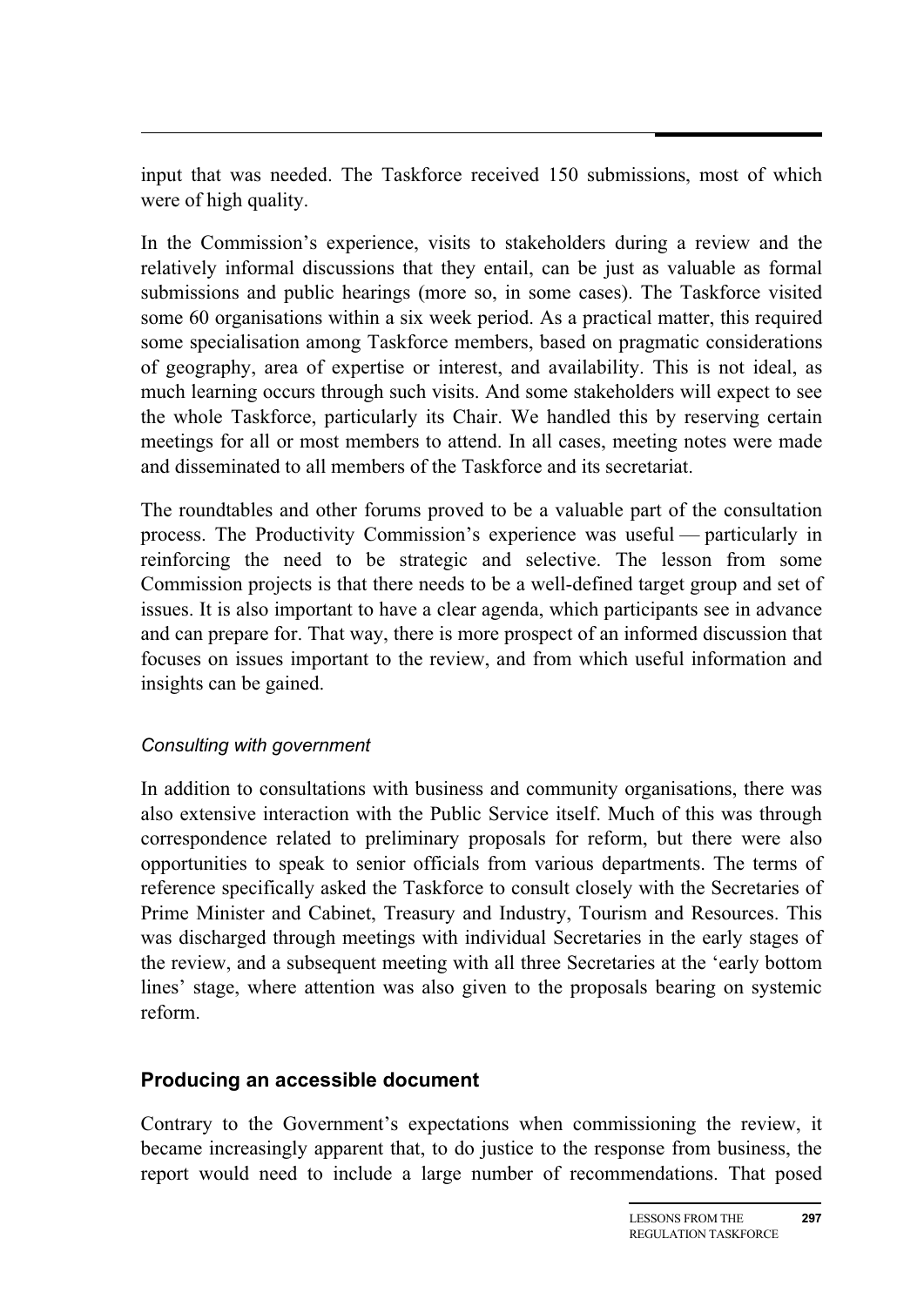input that was needed. The Taskforce received 150 submissions, most of which were of high quality.

In the Commission's experience, visits to stakeholders during a review and the relatively informal discussions that they entail, can be just as valuable as formal submissions and public hearings (more so, in some cases). The Taskforce visited some 60 organisations within a six week period. As a practical matter, this required some specialisation among Taskforce members, based on pragmatic considerations of geography, area of expertise or interest, and availability. This is not ideal, as much learning occurs through such visits. And some stakeholders will expect to see the whole Taskforce, particularly its Chair. We handled this by reserving certain meetings for all or most members to attend. In all cases, meeting notes were made and disseminated to all members of the Taskforce and its secretariat.

The roundtables and other forums proved to be a valuable part of the consultation process. The Productivity Commission's experience was useful — particularly in reinforcing the need to be strategic and selective. The lesson from some Commission projects is that there needs to be a well-defined target group and set of issues. It is also important to have a clear agenda, which participants see in advance and can prepare for. That way, there is more prospect of an informed discussion that focuses on issues important to the review, and from which useful information and insights can be gained.

*Consulting with government*

In addition to consultations with business and community organisations, there was also extensive interaction with the Public Service itself. Much of this was through correspondence related to preliminary proposals for reform, but there were also opportunities to speak to senior officials from various departments. The terms of reference specifically asked the Taskforce to consult closely with the Secretaries of Prime Minister and Cabinet, Treasury and Industry, Tourism and Resources. This was discharged through meetings with individual Secretaries in the early stages of the review, and a subsequent meeting with all three Secretaries at the 'early bottom lines' stage, where attention was also given to the proposals bearing on systemic reform.

### Producing an accessible document

Contrary to the Government's expectations when commissioning the review, it became increasingly apparent that, to do justice to the response from business, the report would need to include a large number of recommendations. That posed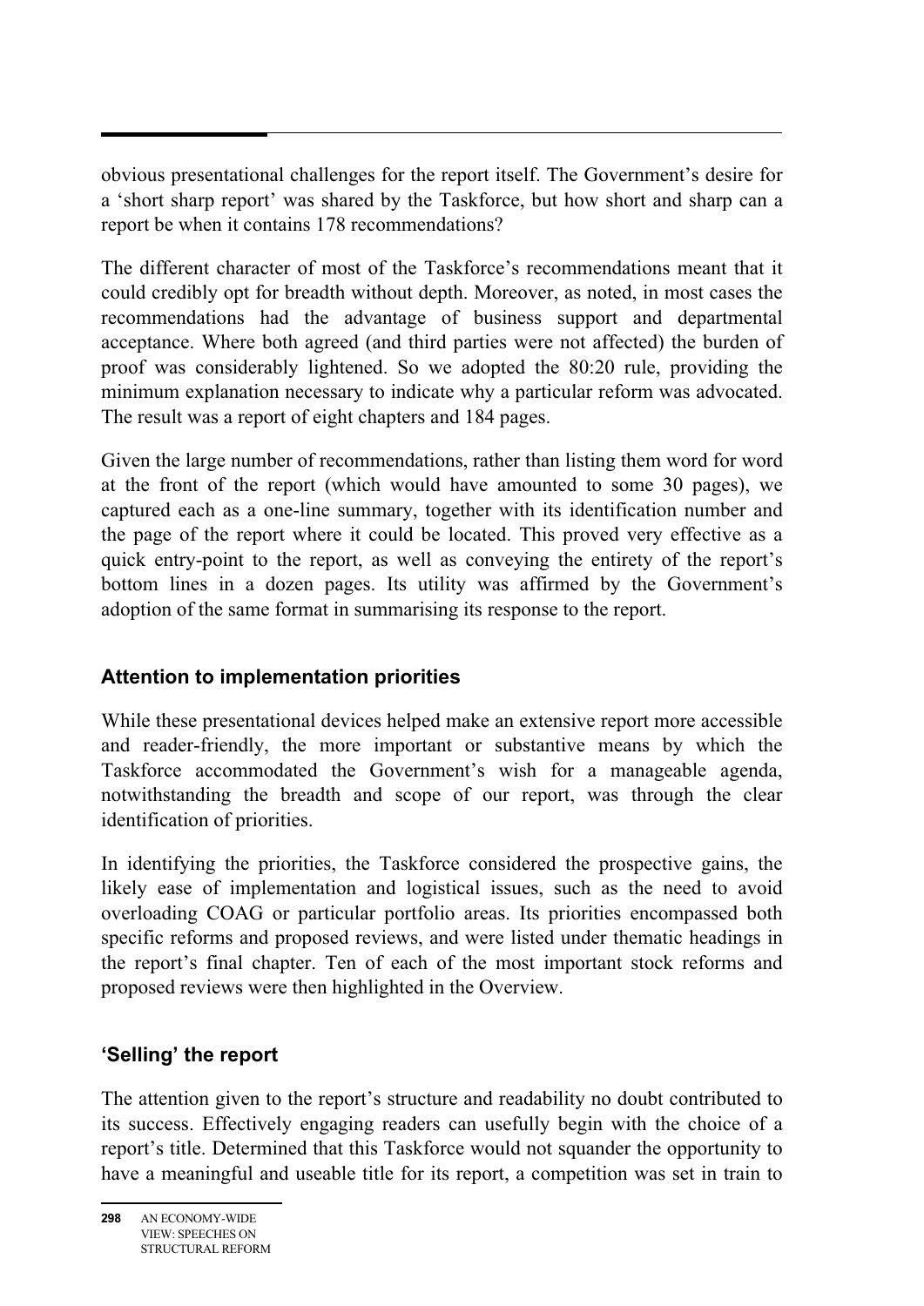obvious presentational challenges for the report itself. The Government's desire for a 'short sharp report' was shared by the Taskforce, but how short and sharp can a report be when it contains 178 recommendations?

The different character of most of the Taskforce's recommendations meant that it could credibly opt for breadth without depth. Moreover, as noted, in most cases the recommendations had the advantage of business support and departmental acceptance. Where both agreed (and third parties were not affected) the burden of proof was considerably lightened. So we adopted the 80:20 rule, providing the minimum explanation necessary to indicate why a particular reform was advocated. The result was a report of eight chapters and 184 pages.

Given the large number of recommendations, rather than listing them word for word at the front of the report (which would have amounted to some 30 pages), we captured each as a one-line summary, together with its identification number and the page of the report where it could be located. This proved very effective as a quick entry-point to the report, as well as conveying the entirety of the report's bottom lines in a dozen pages. Its utility was affirmed by the Government's adoption of the same format in summarising its response to the report.

## Attention to implementation priorities

While these presentational devices helped make an extensive report more accessible and reader-friendly, the more important or substantive means by which the Taskforce accommodated the Government's wish for a manageable agenda, notwithstanding the breadth and scope of our report, was through the clear identification of priorities.

In identifying the priorities, the Taskforce considered the prospective gains, the likely ease of implementation and logistical issues, such as the need to avoid overloading COAG or particular portfolio areas. Its priorities encompassed both specific reforms and proposed reviews, and were listed under thematic headings in the report's final chapter. Ten of each of the most important stock reforms and proposed reviews were then highlighted in the Overview.

## 'Selling' the report

The attention given to the report's structure and readability no doubt contributed to its success. Effectively engaging readers can usefully begin with the choice of a report's title. Determined that this Taskforce would not squander the opportunity to have a meaningful and useable title for its report, a competition was set in train to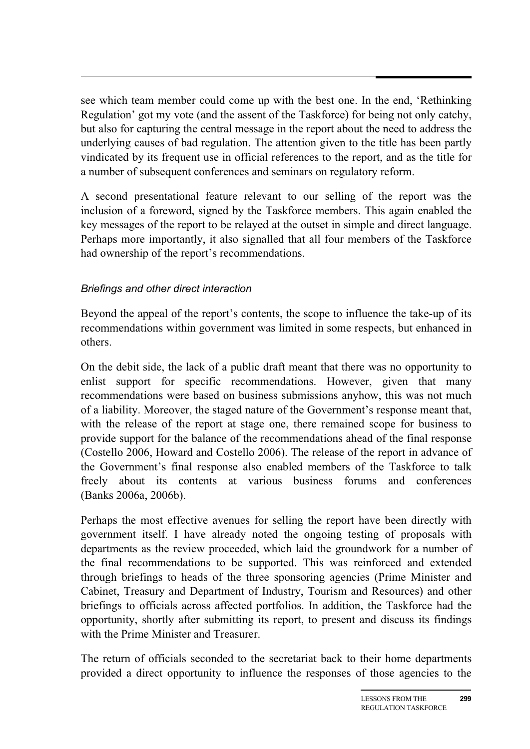see which team member could come up with the best one. In the end, 'Rethinking Regulation' got my vote (and the assent of the Taskforce) for being not only catchy, but also for capturing the central message in the report about the need to address the underlying causes of bad regulation. The attention given to the title has been partly vindicated by its frequent use in official references to the report, and as the title for a number of subsequent conferences and seminars on regulatory reform.

A second presentational feature relevant to our selling of the report was the inclusion of a foreword, signed by the Taskforce members. This again enabled the key messages of the report to be relayed at the outset in simple and direct language. Perhaps more importantly, it also signalled that all four members of the Taskforce had ownership of the report's recommendations.

### *Briefings and other direct interaction*

Beyond the appeal of the report's contents, the scope to influence the take-up of its recommendations within government was limited in some respects, but enhanced in others.

On the debit side, the lack of a public draft meant that there was no opportunity to enlist support for specific recommendations. However, given that many recommendations were based on business submissions anyhow, this was not much of a liability. Moreover, the staged nature of the Government's response meant that, with the release of the report at stage one, there remained scope for business to provide support for the balance of the recommendations ahead of the final response (Costello 2006, Howard and Costello 2006). The release of the report in advance of the Government's final response also enabled members of the Taskforce to talk freely about its contents at various business forums and conferences (Banks 2006a, 2006b).

Perhaps the most effective avenues for selling the report have been directly with government itself. I have already noted the ongoing testing of proposals with departments as the review proceeded, which laid the groundwork for a number of the final recommendations to be supported. This was reinforced and extended through briefings to heads of the three sponsoring agencies (Prime Minister and Cabinet, Treasury and Department of Industry, Tourism and Resources) and other briefings to officials across affected portfolios. In addition, the Taskforce had the opportunity, shortly after submitting its report, to present and discuss its findings with the Prime Minister and Treasurer.

The return of officials seconded to the secretariat back to their home departments provided a direct opportunity to influence the responses of those agencies to the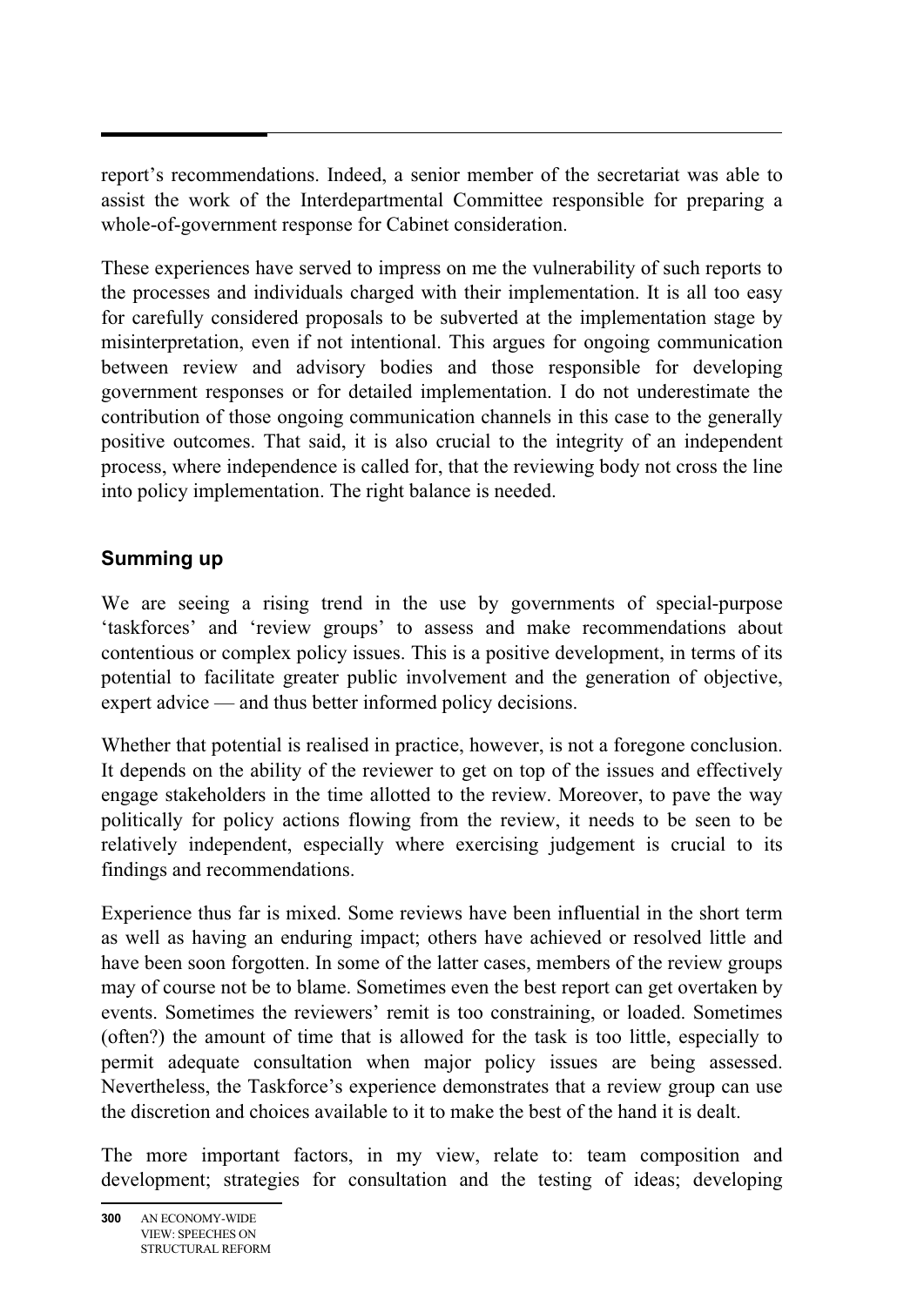report's recommendations. Indeed, a senior member of the secretariat was able to assist the work of the Interdepartmental Committee responsible for preparing a whole-of-government response for Cabinet consideration.

These experiences have served to impress on me the vulnerability of such reports to the processes and individuals charged with their implementation. It is all too easy for carefully considered proposals to be subverted at the implementation stage by misinterpretation, even if not intentional. This argues for ongoing communication between review and advisory bodies and those responsible for developing government responses or for detailed implementation. I do not underestimate the contribution of those ongoing communication channels in this case to the generally positive outcomes. That said, it is also crucial to the integrity of an independent process, where independence is called for, that the reviewing body not cross the line into policy implementation. The right balance is needed.

## Summing up

We are seeing a rising trend in the use by governments of special-purpose 'taskforces' and 'review groups' to assess and make recommendations about contentious or complex policy issues. This is a positive development, in terms of its potential to facilitate greater public involvement and the generation of objective, expert advice — and thus better informed policy decisions.

Whether that potential is realised in practice, however, is not a foregone conclusion. It depends on the ability of the reviewer to get on top of the issues and effectively engage stakeholders in the time allotted to the review. Moreover, to pave the way politically for policy actions flowing from the review, it needs to be seen to be relatively independent, especially where exercising judgement is crucial to its findings and recommendations.

Experience thus far is mixed. Some reviews have been influential in the short term as well as having an enduring impact; others have achieved or resolved little and have been soon forgotten. In some of the latter cases, members of the review groups may of course not be to blame. Sometimes even the best report can get overtaken by events. Sometimes the reviewers' remit is too constraining, or loaded. Sometimes (often?) the amount of time that is allowed for the task is too little, especially to permit adequate consultation when major policy issues are being assessed. Nevertheless, the Taskforce's experience demonstrates that a review group can use the discretion and choices available to it to make the best of the hand it is dealt.

The more important factors, in my view, relate to: team composition and development; strategies for consultation and the testing of ideas; developing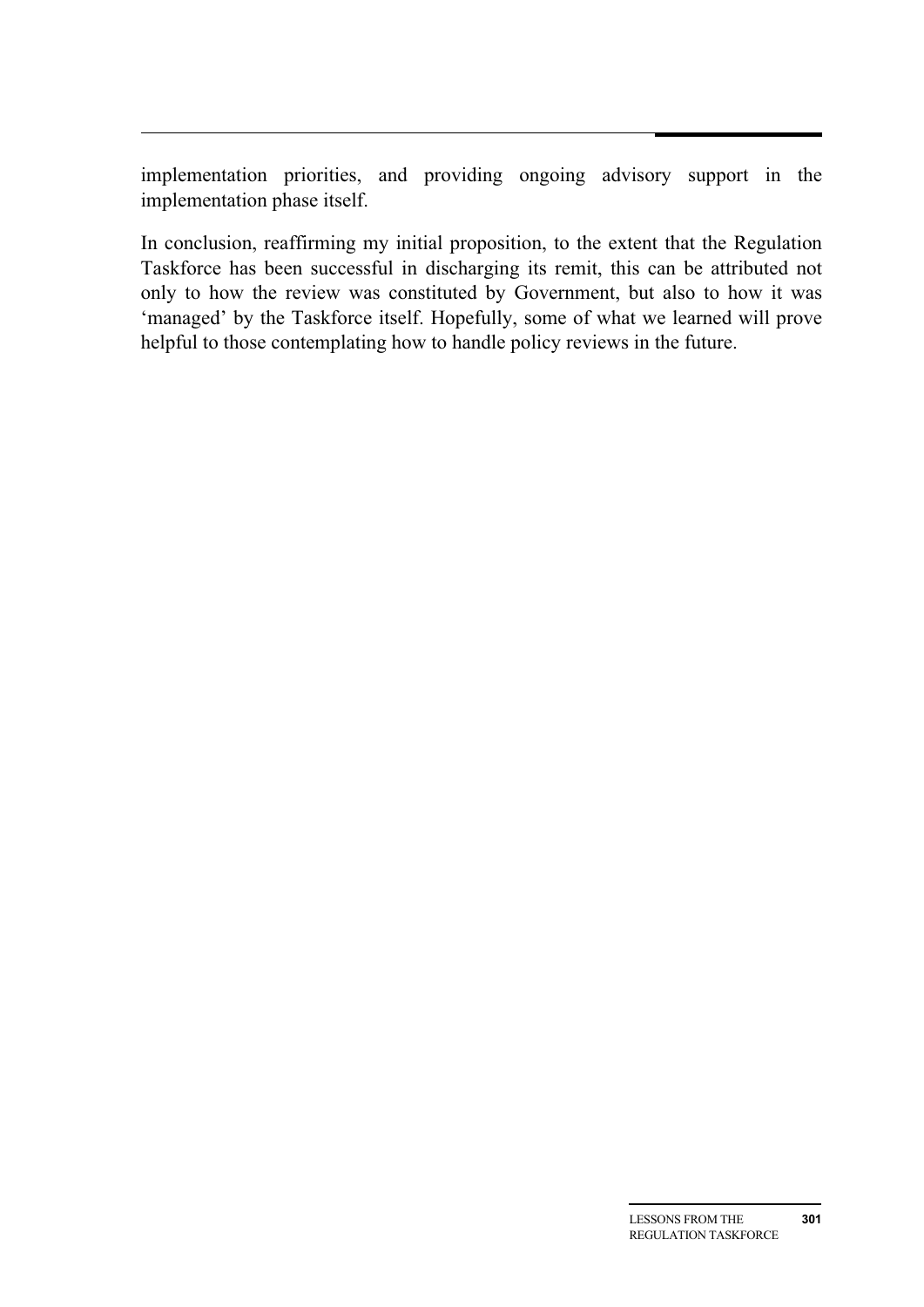implementation priorities, and providing ongoing advisory support in the implementation phase itself.

In conclusion, reaffirming my initial proposition, to the extent that the Regulation Taskforce has been successful in discharging its remit, this can be attributed not only to how the review was constituted by Government, but also to how it was 'managed' by the Taskforce itself. Hopefully, some of what we learned will prove helpful to those contemplating how to handle policy reviews in the future.